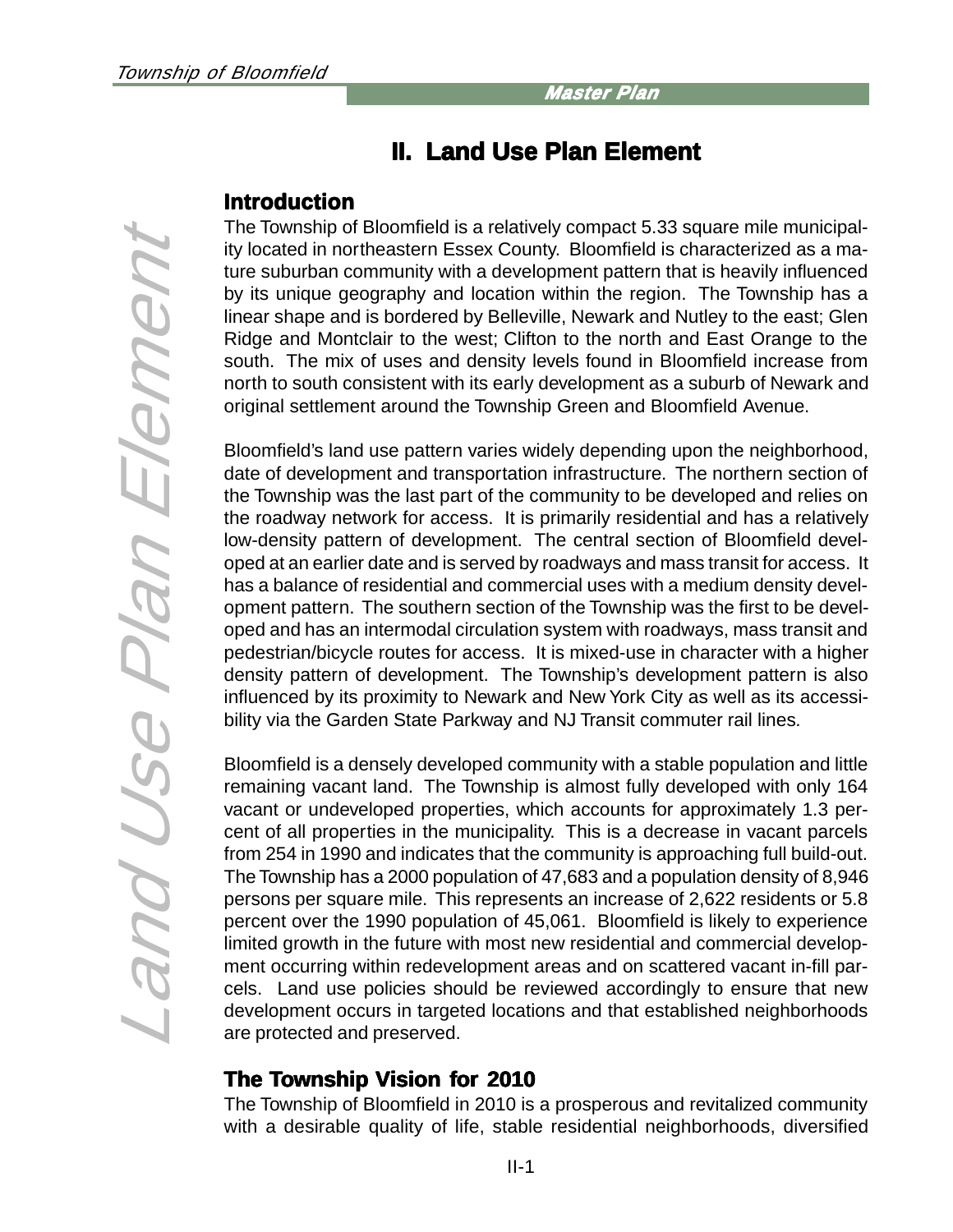# II. Land Use Plan Element

## Introduction

The Township of Bloomfield is a relatively compact 5.33 square mile municipality located in northeastern Essex County. Bloomfield is characterized as a mature suburban community with a development pattern that is heavily influenced by its unique geography and location within the region. The Township has a linear shape and is bordered by Belleville, Newark and Nutley to the east; Glen Ridge and Montclair to the west; Clifton to the north and East Orange to the south. The mix of uses and density levels found in Bloomfield increase from north to south consistent with its early development as a suburb of Newark and original settlement around the Township Green and Bloomfield Avenue.

Bloomfield's land use pattern varies widely depending upon the neighborhood, date of development and transportation infrastructure. The northern section of the Township was the last part of the community to be developed and relies on the roadway network for access. It is primarily residential and has a relatively low-density pattern of development. The central section of Bloomfield developed at an earlier date and is served by roadways and mass transit for access. It has a balance of residential and commercial uses with a medium density development pattern. The southern section of the Township was the first to be developed and has an intermodal circulation system with roadways, mass transit and pedestrian/bicycle routes for access. It is mixed-use in character with a higher density pattern of development. The Township's development pattern is also influenced by its proximity to Newark and New York City as well as its accessibility via the Garden State Parkway and NJ Transit commuter rail lines.

Bloomfield is a densely developed community with a stable population and little remaining vacant land. The Township is almost fully developed with only 164 vacant or undeveloped properties, which accounts for approximately 1.3 percent of all properties in the municipality. This is a decrease in vacant parcels from 254 in 1990 and indicates that the community is approaching full build-out. The Township has a 2000 population of 47,683 and a population density of 8,946 persons per square mile. This represents an increase of 2,622 residents or 5.8 percent over the 1990 population of 45,061. Bloomfield is likely to experience limited growth in the future with most new residential and commercial development occurring within redevelopment areas and on scattered vacant in-fill parcels. Land use policies should be reviewed accordingly to ensure that new development occurs in targeted locations and that established neighborhoods are protected and preserved.

## The Township Vision for 2010

The Township of Bloomfield in 2010 is a prosperous and revitalized community with a desirable quality of life, stable residential neighborhoods, diversified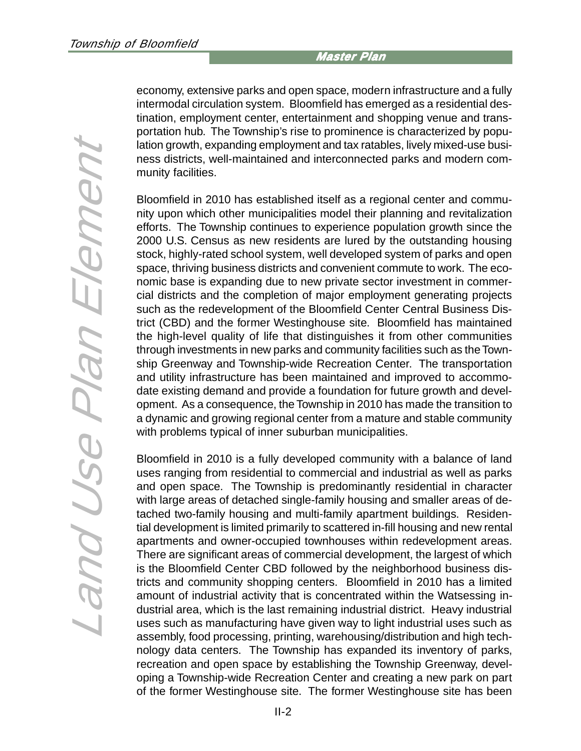economy, extensive parks and open space, modern infrastructure and a fully intermodal circulation system. Bloomfield has emerged as a residential destination, employment center, entertainment and shopping venue and transportation hub. The Township's rise to prominence is characterized by population growth, expanding employment and tax ratables, lively mixed-use business districts, well-maintained and interconnected parks and modern community facilities.

Bloomfield in 2010 has established itself as a regional center and community upon which other municipalities model their planning and revitalization efforts. The Township continues to experience population growth since the 2000 U.S. Census as new residents are lured by the outstanding housing stock, highly-rated school system, well developed system of parks and open space, thriving business districts and convenient commute to work. The economic base is expanding due to new private sector investment in commercial districts and the completion of major employment generating projects such as the redevelopment of the Bloomfield Center Central Business District (CBD) and the former Westinghouse site. Bloomfield has maintained the high-level quality of life that distinguishes it from other communities through investments in new parks and community facilities such as the Township Greenway and Township-wide Recreation Center. The transportation and utility infrastructure has been maintained and improved to accommodate existing demand and provide a foundation for future growth and development. As a consequence, the Township in 2010 has made the transition to a dynamic and growing regional center from a mature and stable community with problems typical of inner suburban municipalities.

Bloomfield in 2010 is a fully developed community with a balance of land uses ranging from residential to commercial and industrial as well as parks and open space. The Township is predominantly residential in character with large areas of detached single-family housing and smaller areas of detached two-family housing and multi-family apartment buildings. Residential development is limited primarily to scattered in-fill housing and new rental apartments and owner-occupied townhouses within redevelopment areas. There are significant areas of commercial development, the largest of which is the Bloomfield Center CBD followed by the neighborhood business districts and community shopping centers. Bloomfield in 2010 has a limited amount of industrial activity that is concentrated within the Watsessing industrial area, which is the last remaining industrial district. Heavy industrial uses such as manufacturing have given way to light industrial uses such as assembly, food processing, printing, warehousing/distribution and high technology data centers. The Township has expanded its inventory of parks, recreation and open space by establishing the Township Greenway, developing a Township-wide Recreation Center and creating a new park on part of the former Westinghouse site. The former Westinghouse site has been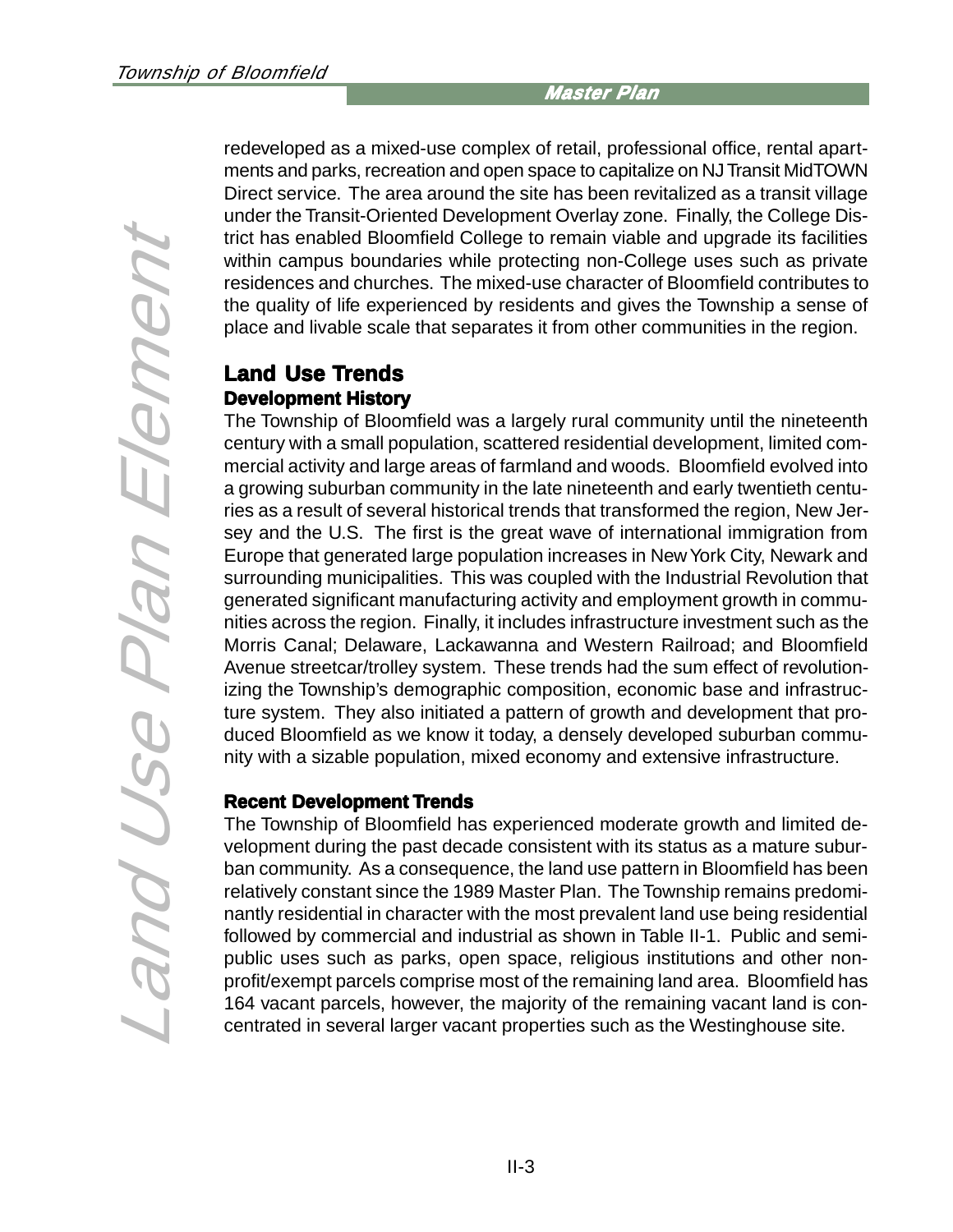redeveloped as a mixed-use complex of retail, professional office, rental apartments and parks, recreation and open space to capitalize on NJ Transit MidTOWN Direct service. The area around the site has been revitalized as a transit village under the Transit-Oriented Development Overlay zone. Finally, the College District has enabled Bloomfield College to remain viable and upgrade its facilities within campus boundaries while protecting non-College uses such as private residences and churches. The mixed-use character of Bloomfield contributes to the quality of life experienced by residents and gives the Township a sense of place and livable scale that separates it from other communities in the region.

## Land Use Trends

### Development History

The Township of Bloomfield was a largely rural community until the nineteenth century with a small population, scattered residential development, limited commercial activity and large areas of farmland and woods. Bloomfield evolved into a growing suburban community in the late nineteenth and early twentieth centuries as a result of several historical trends that transformed the region, New Jersey and the U.S. The first is the great wave of international immigration from Europe that generated large population increases in New York City, Newark and surrounding municipalities. This was coupled with the Industrial Revolution that generated significant manufacturing activity and employment growth in communities across the region. Finally, it includes infrastructure investment such as the Morris Canal; Delaware, Lackawanna and Western Railroad; and Bloomfield Avenue streetcar/trolley system. These trends had the sum effect of revolutionizing the Township's demographic composition, economic base and infrastructure system. They also initiated a pattern of growth and development that produced Bloomfield as we know it today, a densely developed suburban community with a sizable population, mixed economy and extensive infrastructure.

### Recent Development Trends

The Township of Bloomfield has experienced moderate growth and limited development during the past decade consistent with its status as a mature suburban community. As a consequence, the land use pattern in Bloomfield has been relatively constant since the 1989 Master Plan. The Township remains predominantly residential in character with the most prevalent land use being residential followed by commercial and industrial as shown in Table II-1. Public and semi-public uses such as parks, open space, religious institutions and other non-profit/exempt parcels comprise most of the remaining land area. Bloomfield has 164 vacant parcels, however, the majority of the remaining vacant land is concentrated in several larger vacant properties such as the Westinghouse site.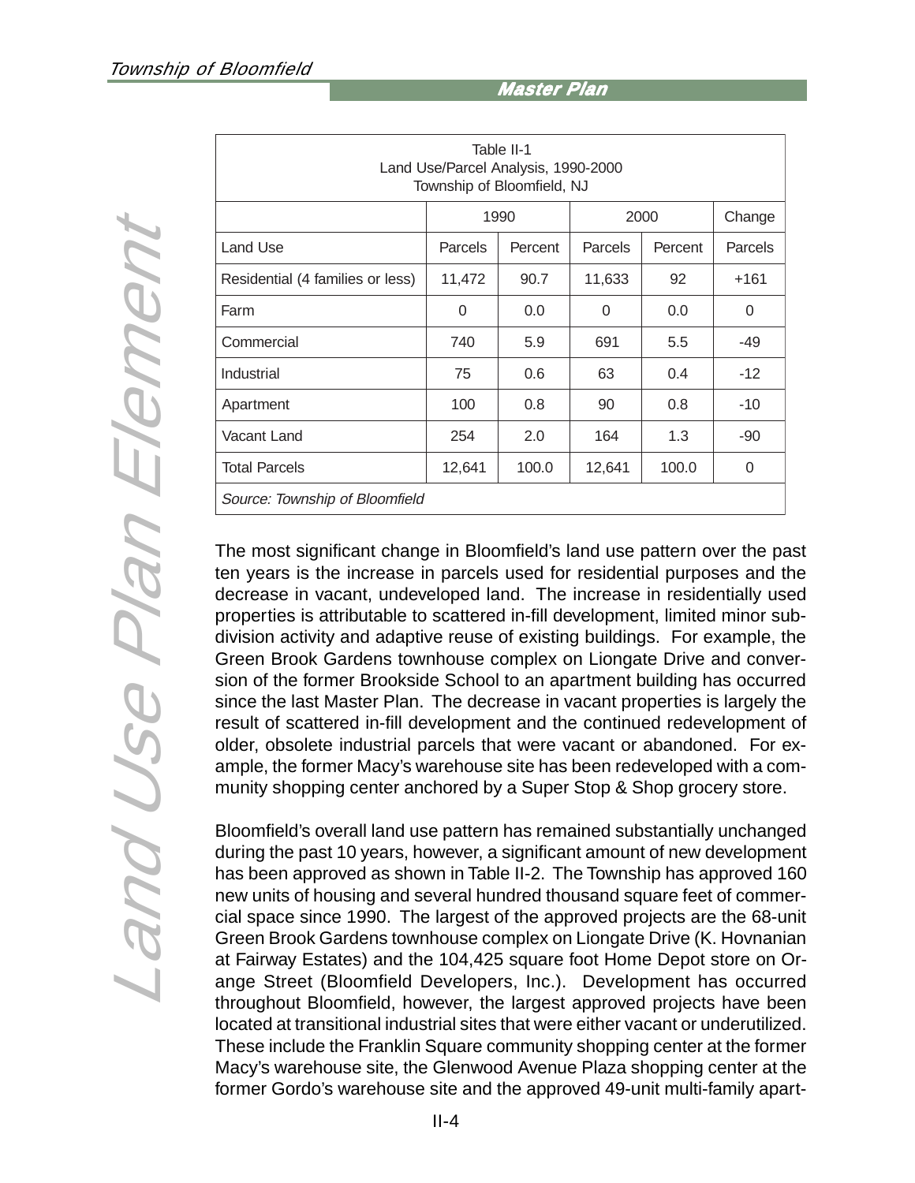Table II-1
Land Use/Parcel Analysis, 1990-2000
Township of Bloomfield, NJ

| | 1990 | | 2000 | | Change |
|---|---|---|---|---|---|
| Land Use | Parcels | Percent | Parcels | Percent | Parcels |
| Residential (4 families or less) | 11,472 | 90.7 | 11,633 | 92 | +161 |
| Farm | 0 | 0.0 | 0 | 0.0 | 0 |
| Commercial | 740 | 5.9 | 691 | 5.5 | -49 |
| Industrial | 75 | 0.6 | 63 | 0.4 | -12 |
| Apartment | 100 | 0.8 | 90 | 0.8 | -10 |
| Vacant Land | 254 | 2.0 | 164 | 1.3 | -90 |
| Total Parcels | 12,641 | 100.0 | 12,641 | 100.0 | 0 |

*Source: Township of Bloomfield*

The most significant change in Bloomfield's land use pattern over the past ten years is the increase in parcels used for residential purposes and the decrease in vacant, undeveloped land. The increase in residentially used properties is attributable to scattered in-fill development, limited minor subdivision activity and adaptive reuse of existing buildings. For example, the Green Brook Gardens townhouse complex on Liongate Drive and conversion of the former Brookside School to an apartment building has occurred since the last Master Plan. The decrease in vacant properties is largely the result of scattered in-fill development and the continued redevelopment of older, obsolete industrial parcels that were vacant or abandoned. For example, the former Macy's warehouse site has been redeveloped with a community shopping center anchored by a Super Stop & Shop grocery store.

Bloomfield's overall land use pattern has remained substantially unchanged during the past 10 years, however, a significant amount of new development has been approved as shown in Table II-2. The Township has approved 160 new units of housing and several hundred thousand square feet of commercial space since 1990. The largest of the approved projects are the 68-unit Green Brook Gardens townhouse complex on Liongate Drive (K. Hovnanian at Fairway Estates) and the 104,425 square foot Home Depot store on Orange Street (Bloomfield Developers, Inc.). Development has occurred throughout Bloomfield, however, the largest approved projects have been located at transitional industrial sites that were either vacant or underutilized. These include the Franklin Square community shopping center at the former Macy's warehouse site, the Glenwood Avenue Plaza shopping center at the former Gordo's warehouse site and the approved 49-unit multi-family apart-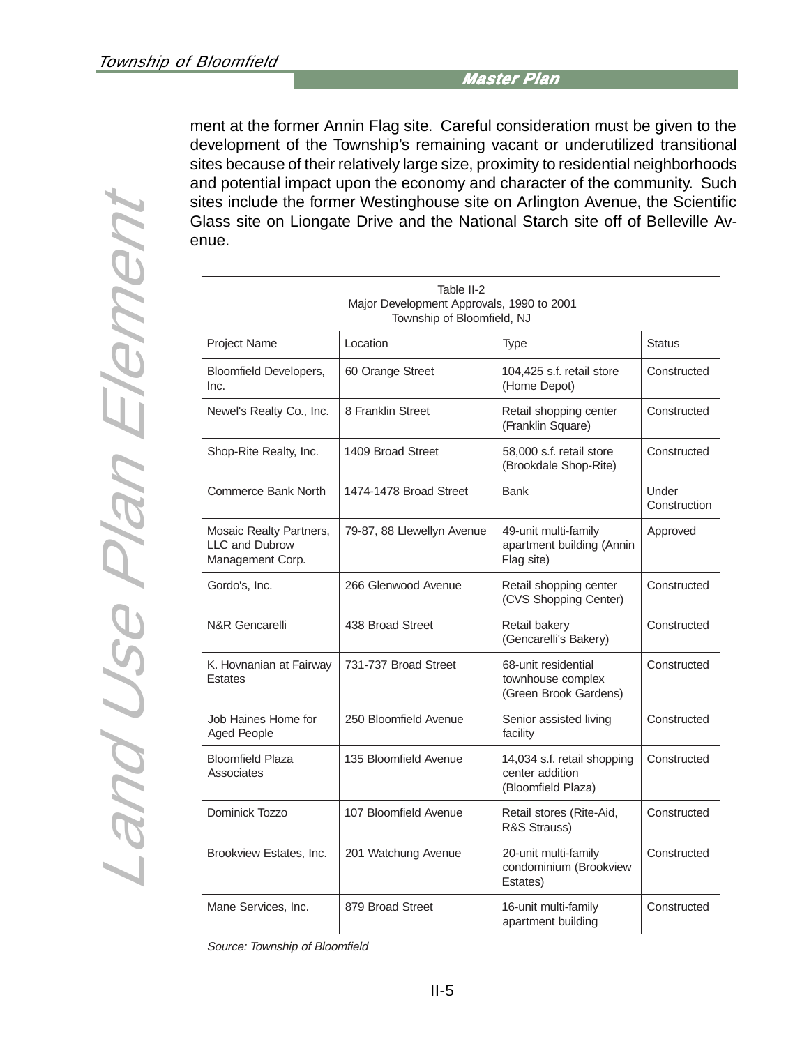ment at the former Annin Flag site. Careful consideration must be given to the development of the Township's remaining vacant or underutilized transitional sites because of their relatively large size, proximity to residential neighborhoods and potential impact upon the economy and character of the community. Such sites include the former Westinghouse site on Arlington Avenue, the Scientific Glass site on Liongate Drive and the National Starch site off of Belleville Avenue.

Table II-2
Major Development Approvals, 1990 to 2001
Township of Bloomfield, NJ

| Project Name | Location | Type | Status |
|---|---|---|---|
| Bloomfield Developers, Inc. | 60 Orange Street | 104,425 s.f. retail store (Home Depot) | Constructed |
| Newel's Realty Co., Inc. | 8 Franklin Street | Retail shopping center (Franklin Square) | Constructed |
| Shop-Rite Realty, Inc. | 1409 Broad Street | 58,000 s.f. retail store (Brookdale Shop-Rite) | Constructed |
| Commerce Bank North | 1474-1478 Broad Street | Bank | Under Construction |
| Mosaic Realty Partners, LLC and Dubrow Management Corp. | 79-87, 88 Llewellyn Avenue | 49-unit multi-family apartment building (Annin Flag site) | Approved |
| Gordo's, Inc. | 266 Glenwood Avenue | Retail shopping center (CVS Shopping Center) | Constructed |
| N&R Gencarelli | 438 Broad Street | Retail bakery (Gencarelli's Bakery) | Constructed |
| K. Hovnanian at Fairway Estates | 731-737 Broad Street | 68-unit residential townhouse complex (Green Brook Gardens) | Constructed |
| Job Haines Home for Aged People | 250 Bloomfield Avenue | Senior assisted living facility | Constructed |
| Bloomfield Plaza Associates | 135 Bloomfield Avenue | 14,034 s.f. retail shopping center addition (Bloomfield Plaza) | Constructed |
| Dominick Tozzo | 107 Bloomfield Avenue | Retail stores (Rite-Aid, R&S Strauss) | Constructed |
| Brookview Estates, Inc. | 201 Watchung Avenue | 20-unit multi-family condominium (Brookview Estates) | Constructed |
| Mane Services, Inc. | 879 Broad Street | 16-unit multi-family apartment building | Constructed |

*Source: Township of Bloomfield*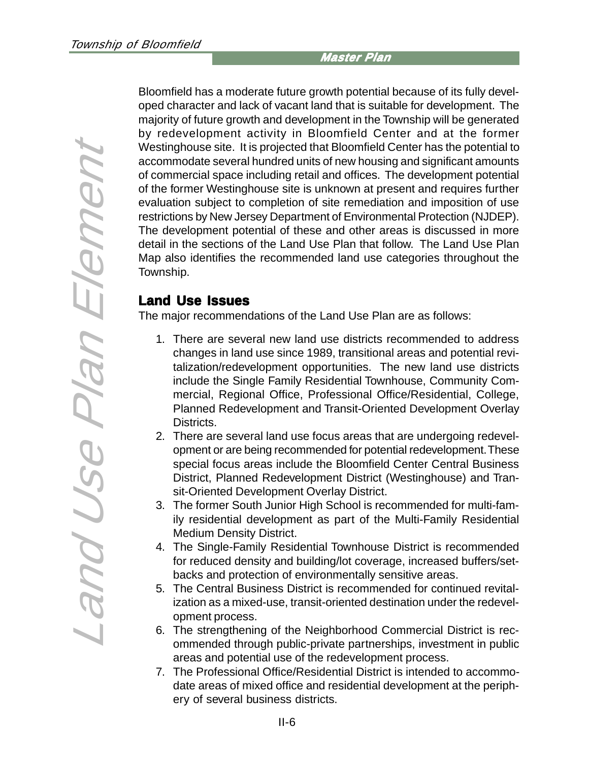Bloomfield has a moderate future growth potential because of its fully developed character and lack of vacant land that is suitable for development. The majority of future growth and development in the Township will be generated by redevelopment activity in Bloomfield Center and at the former Westinghouse site. It is projected that Bloomfield Center has the potential to accommodate several hundred units of new housing and significant amounts of commercial space including retail and offices. The development potential of the former Westinghouse site is unknown at present and requires further evaluation subject to completion of site remediation and imposition of use restrictions by New Jersey Department of Environmental Protection (NJDEP). The development potential of these and other areas is discussed in more detail in the sections of the Land Use Plan that follow. The Land Use Plan Map also identifies the recommended land use categories throughout the Township.

## Land Use Issues

The major recommendations of the Land Use Plan are as follows:

1. There are several new land use districts recommended to address changes in land use since 1989, transitional areas and potential revitalization/redevelopment opportunities. The new land use districts include the Single Family Residential Townhouse, Community Commercial, Regional Office, Professional Office/Residential, College, Planned Redevelopment and Transit-Oriented Development Overlay Districts.
2. There are several land use focus areas that are undergoing redevelopment or are being recommended for potential redevelopment. These special focus areas include the Bloomfield Center Central Business District, Planned Redevelopment District (Westinghouse) and Transit-Oriented Development Overlay District.
3. The former South Junior High School is recommended for multi-family residential development as part of the Multi-Family Residential Medium Density District.
4. The Single-Family Residential Townhouse District is recommended for reduced density and building/lot coverage, increased buffers/setbacks and protection of environmentally sensitive areas.
5. The Central Business District is recommended for continued revitalization as a mixed-use, transit-oriented destination under the redevelopment process.
6. The strengthening of the Neighborhood Commercial District is recommended through public-private partnerships, investment in public areas and potential use of the redevelopment process.
7. The Professional Office/Residential District is intended to accommodate areas of mixed office and residential development at the periphery of several business districts.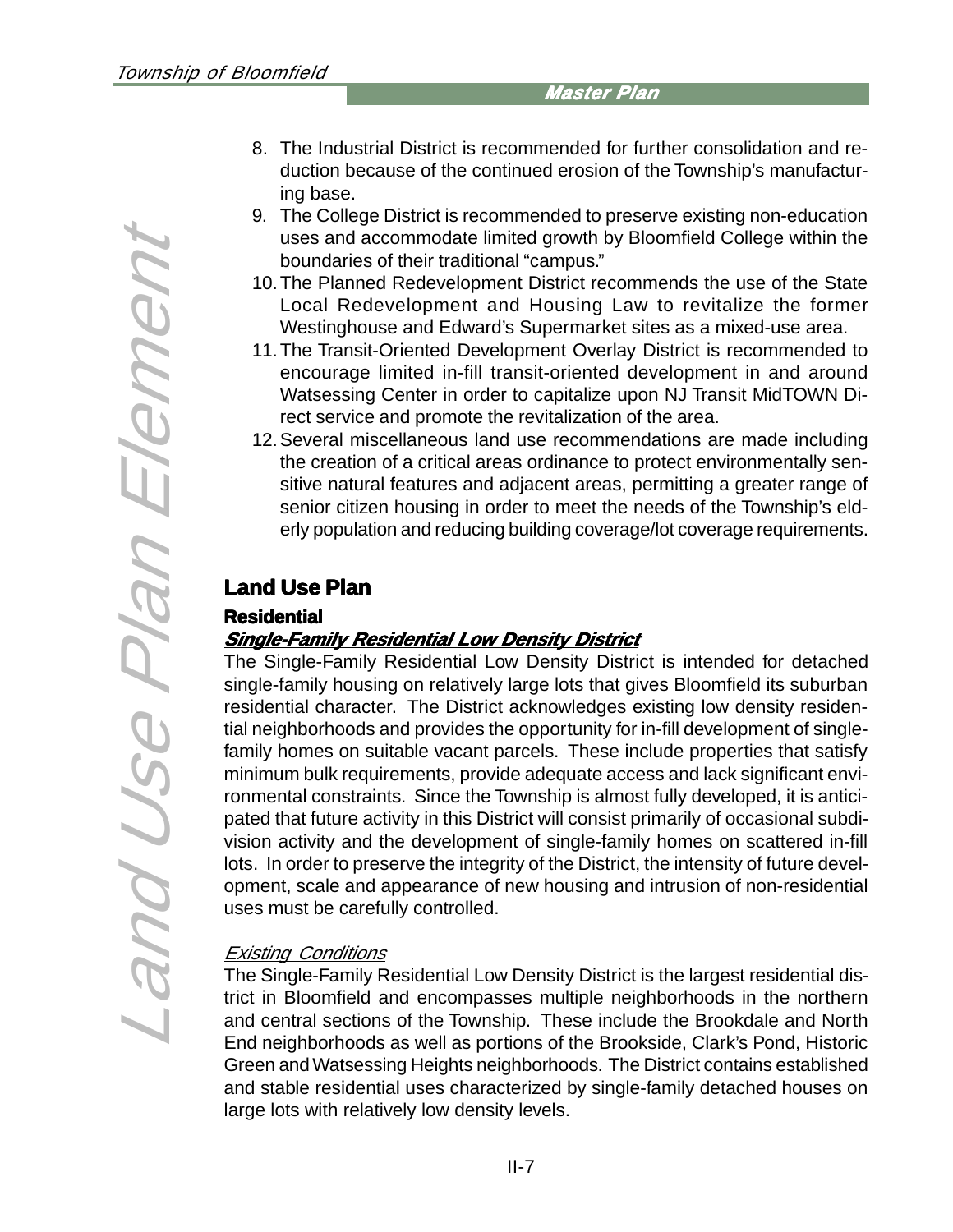8. The Industrial District is recommended for further consolidation and reduction because of the continued erosion of the Township's manufacturing base.
9. The College District is recommended to preserve existing non-education uses and accommodate limited growth by Bloomfield College within the boundaries of their traditional "campus."
10. The Planned Redevelopment District recommends the use of the State Local Redevelopment and Housing Law to revitalize the former Westinghouse and Edward's Supermarket sites as a mixed-use area.
11. The Transit-Oriented Development Overlay District is recommended to encourage limited in-fill transit-oriented development in and around Watsessing Center in order to capitalize upon NJ Transit MidTOWN Direct service and promote the revitalization of the area.
12. Several miscellaneous land use recommendations are made including the creation of a critical areas ordinance to protect environmentally sensitive natural features and adjacent areas, permitting a greater range of senior citizen housing in order to meet the needs of the Township's elderly population and reducing building coverage/lot coverage requirements.

## Land Use Plan

### Residential

#### *Single-Family Residential Low Density District*

The Single-Family Residential Low Density District is intended for detached single-family housing on relatively large lots that gives Bloomfield its suburban residential character. The District acknowledges existing low density residential neighborhoods and provides the opportunity for in-fill development of single-family homes on suitable vacant parcels. These include properties that satisfy minimum bulk requirements, provide adequate access and lack significant environmental constraints. Since the Township is almost fully developed, it is anticipated that future activity in this District will consist primarily of occasional subdivision activity and the development of single-family homes on scattered in-fill lots. In order to preserve the integrity of the District, the intensity of future development, scale and appearance of new housing and intrusion of non-residential uses must be carefully controlled.

*Existing Conditions*

The Single-Family Residential Low Density District is the largest residential district in Bloomfield and encompasses multiple neighborhoods in the northern and central sections of the Township. These include the Brookdale and North End neighborhoods as well as portions of the Brookside, Clark's Pond, Historic Green and Watsessing Heights neighborhoods. The District contains established and stable residential uses characterized by single-family detached houses on large lots with relatively low density levels.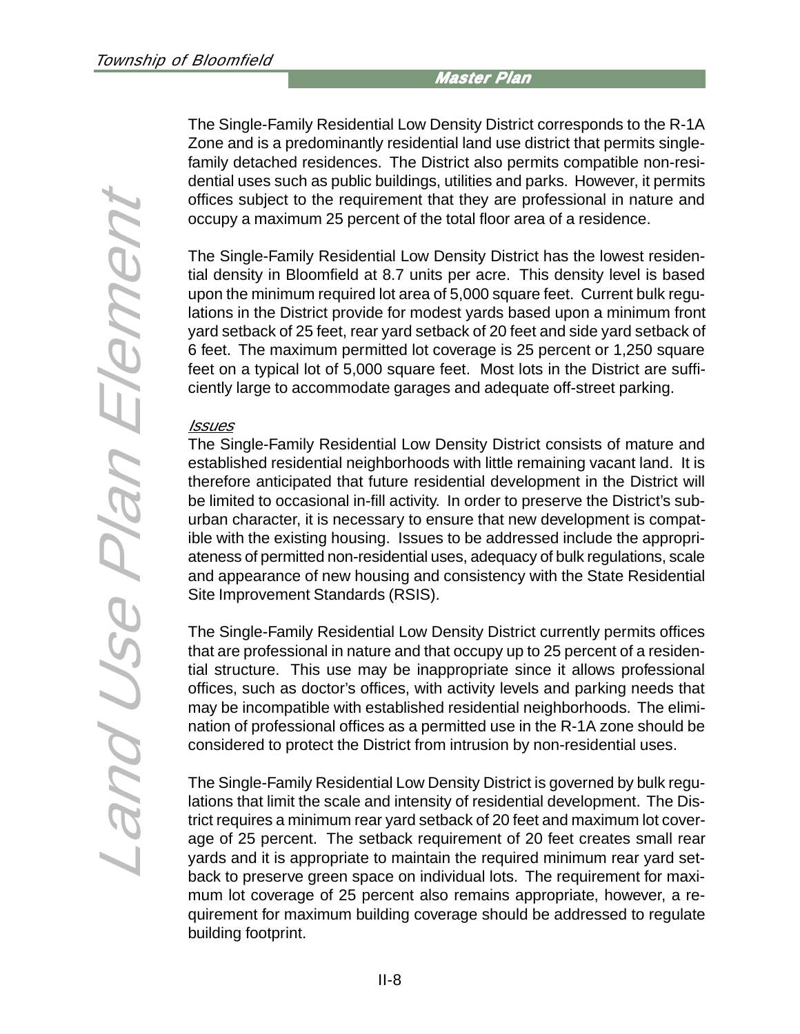The Single-Family Residential Low Density District corresponds to the R-1A Zone and is a predominantly residential land use district that permits single-family detached residences. The District also permits compatible non-residential uses such as public buildings, utilities and parks. However, it permits offices subject to the requirement that they are professional in nature and occupy a maximum 25 percent of the total floor area of a residence.

The Single-Family Residential Low Density District has the lowest residential density in Bloomfield at 8.7 units per acre. This density level is based upon the minimum required lot area of 5,000 square feet. Current bulk regulations in the District provide for modest yards based upon a minimum front yard setback of 25 feet, rear yard setback of 20 feet and side yard setback of 6 feet. The maximum permitted lot coverage is 25 percent or 1,250 square feet on a typical lot of 5,000 square feet. Most lots in the District are sufficiently large to accommodate garages and adequate off-street parking.

*Issues*

The Single-Family Residential Low Density District consists of mature and established residential neighborhoods with little remaining vacant land. It is therefore anticipated that future residential development in the District will be limited to occasional in-fill activity. In order to preserve the District's suburban character, it is necessary to ensure that new development is compatible with the existing housing. Issues to be addressed include the appropriateness of permitted non-residential uses, adequacy of bulk regulations, scale and appearance of new housing and consistency with the State Residential Site Improvement Standards (RSIS).

The Single-Family Residential Low Density District currently permits offices that are professional in nature and that occupy up to 25 percent of a residential structure. This use may be inappropriate since it allows professional offices, such as doctor's offices, with activity levels and parking needs that may be incompatible with established residential neighborhoods. The elimination of professional offices as a permitted use in the R-1A zone should be considered to protect the District from intrusion by non-residential uses.

The Single-Family Residential Low Density District is governed by bulk regulations that limit the scale and intensity of residential development. The District requires a minimum rear yard setback of 20 feet and maximum lot coverage of 25 percent. The setback requirement of 20 feet creates small rear yards and it is appropriate to maintain the required minimum rear yard setback to preserve green space on individual lots. The requirement for maximum lot coverage of 25 percent also remains appropriate, however, a requirement for maximum building coverage should be addressed to regulate building footprint.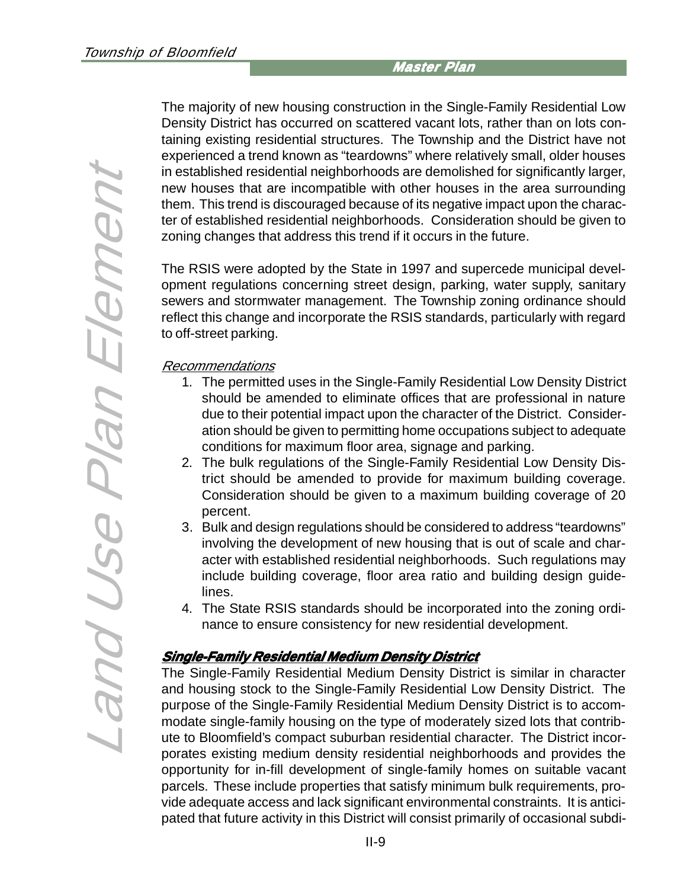The majority of new housing construction in the Single-Family Residential Low Density District has occurred on scattered vacant lots, rather than on lots containing existing residential structures. The Township and the District have not experienced a trend known as "teardowns" where relatively small, older houses in established residential neighborhoods are demolished for significantly larger, new houses that are incompatible with other houses in the area surrounding them. This trend is discouraged because of its negative impact upon the character of established residential neighborhoods. Consideration should be given to zoning changes that address this trend if it occurs in the future.

The RSIS were adopted by the State in 1997 and supercede municipal development regulations concerning street design, parking, water supply, sanitary sewers and stormwater management. The Township zoning ordinance should reflect this change and incorporate the RSIS standards, particularly with regard to off-street parking.

*Recommendations*

1. The permitted uses in the Single-Family Residential Low Density District should be amended to eliminate offices that are professional in nature due to their potential impact upon the character of the District. Consideration should be given to permitting home occupations subject to adequate conditions for maximum floor area, signage and parking.
2. The bulk regulations of the Single-Family Residential Low Density District should be amended to provide for maximum building coverage. Consideration should be given to a maximum building coverage of 20 percent.
3. Bulk and design regulations should be considered to address "teardowns" involving the development of new housing that is out of scale and character with established residential neighborhoods. Such regulations may include building coverage, floor area ratio and building design guidelines.
4. The State RSIS standards should be incorporated into the zoning ordinance to ensure consistency for new residential development.

## Single-Family Residential Medium Density District

The Single-Family Residential Medium Density District is similar in character and housing stock to the Single-Family Residential Low Density District. The purpose of the Single-Family Residential Medium Density District is to accommodate single-family housing on the type of moderately sized lots that contribute to Bloomfield's compact suburban residential character. The District incorporates existing medium density residential neighborhoods and provides the opportunity for in-fill development of single-family homes on suitable vacant parcels. These include properties that satisfy minimum bulk requirements, provide adequate access and lack significant environmental constraints. It is anticipated that future activity in this District will consist primarily of occasional subdi-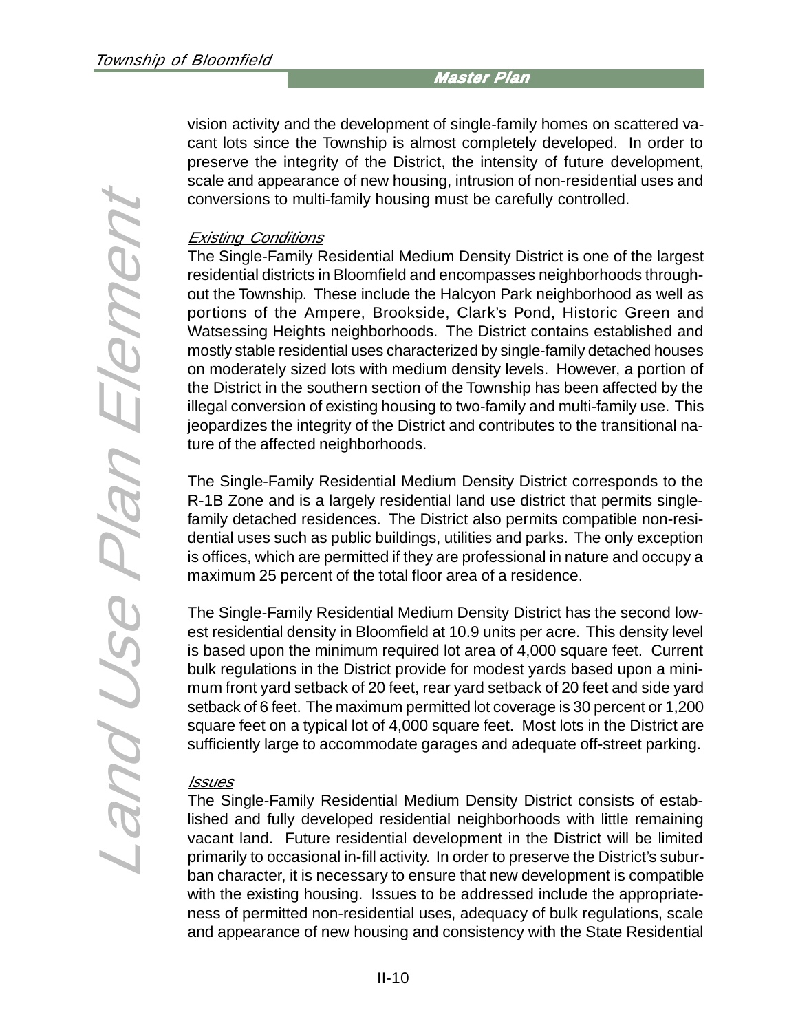vision activity and the development of single-family homes on scattered vacant lots since the Township is almost completely developed. In order to preserve the integrity of the District, the intensity of future development, scale and appearance of new housing, intrusion of non-residential uses and conversions to multi-family housing must be carefully controlled.

*Existing Conditions*

The Single-Family Residential Medium Density District is one of the largest residential districts in Bloomfield and encompasses neighborhoods throughout the Township. These include the Halcyon Park neighborhood as well as portions of the Ampere, Brookside, Clark's Pond, Historic Green and Watsessing Heights neighborhoods. The District contains established and mostly stable residential uses characterized by single-family detached houses on moderately sized lots with medium density levels. However, a portion of the District in the southern section of the Township has been affected by the illegal conversion of existing housing to two-family and multi-family use. This jeopardizes the integrity of the District and contributes to the transitional nature of the affected neighborhoods.

The Single-Family Residential Medium Density District corresponds to the R-1B Zone and is a largely residential land use district that permits single-family detached residences. The District also permits compatible non-residential uses such as public buildings, utilities and parks. The only exception is offices, which are permitted if they are professional in nature and occupy a maximum 25 percent of the total floor area of a residence.

The Single-Family Residential Medium Density District has the second lowest residential density in Bloomfield at 10.9 units per acre. This density level is based upon the minimum required lot area of 4,000 square feet. Current bulk regulations in the District provide for modest yards based upon a minimum front yard setback of 20 feet, rear yard setback of 20 feet and side yard setback of 6 feet. The maximum permitted lot coverage is 30 percent or 1,200 square feet on a typical lot of 4,000 square feet. Most lots in the District are sufficiently large to accommodate garages and adequate off-street parking.

*Issues*

The Single-Family Residential Medium Density District consists of established and fully developed residential neighborhoods with little remaining vacant land. Future residential development in the District will be limited primarily to occasional in-fill activity. In order to preserve the District's suburban character, it is necessary to ensure that new development is compatible with the existing housing. Issues to be addressed include the appropriateness of permitted non-residential uses, adequacy of bulk regulations, scale and appearance of new housing and consistency with the State Residential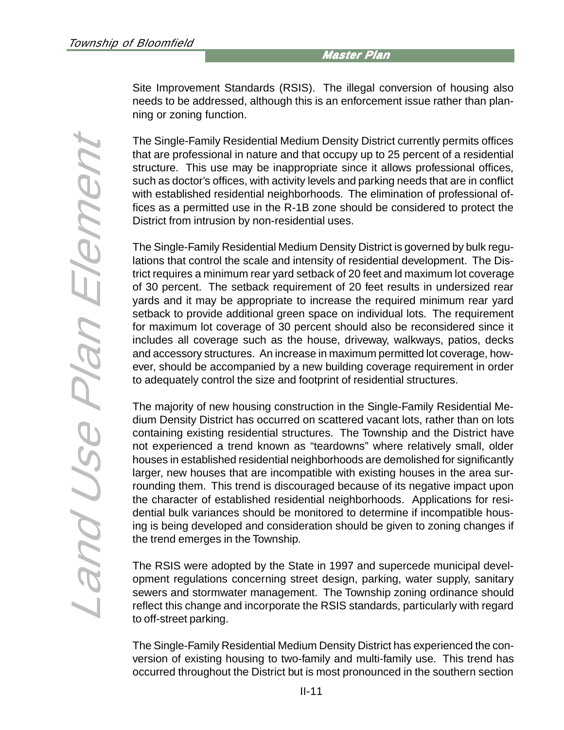Site Improvement Standards (RSIS). The illegal conversion of housing also needs to be addressed, although this is an enforcement issue rather than planning or zoning function.

The Single-Family Residential Medium Density District currently permits offices that are professional in nature and that occupy up to 25 percent of a residential structure. This use may be inappropriate since it allows professional offices, such as doctor's offices, with activity levels and parking needs that are in conflict with established residential neighborhoods. The elimination of professional offices as a permitted use in the R-1B zone should be considered to protect the District from intrusion by non-residential uses.

The Single-Family Residential Medium Density District is governed by bulk regulations that control the scale and intensity of residential development. The District requires a minimum rear yard setback of 20 feet and maximum lot coverage of 30 percent. The setback requirement of 20 feet results in undersized rear yards and it may be appropriate to increase the required minimum rear yard setback to provide additional green space on individual lots. The requirement for maximum lot coverage of 30 percent should also be reconsidered since it includes all coverage such as the house, driveway, walkways, patios, decks and accessory structures. An increase in maximum permitted lot coverage, however, should be accompanied by a new building coverage requirement in order to adequately control the size and footprint of residential structures.

The majority of new housing construction in the Single-Family Residential Medium Density District has occurred on scattered vacant lots, rather than on lots containing existing residential structures. The Township and the District have not experienced a trend known as "teardowns" where relatively small, older houses in established residential neighborhoods are demolished for significantly larger, new houses that are incompatible with existing houses in the area surrounding them. This trend is discouraged because of its negative impact upon the character of established residential neighborhoods. Applications for residential bulk variances should be monitored to determine if incompatible housing is being developed and consideration should be given to zoning changes if the trend emerges in the Township.

The RSIS were adopted by the State in 1997 and supercede municipal development regulations concerning street design, parking, water supply, sanitary sewers and stormwater management. The Township zoning ordinance should reflect this change and incorporate the RSIS standards, particularly with regard to off-street parking.

The Single-Family Residential Medium Density District has experienced the conversion of existing housing to two-family and multi-family use. This trend has occurred throughout the District but is most pronounced in the southern section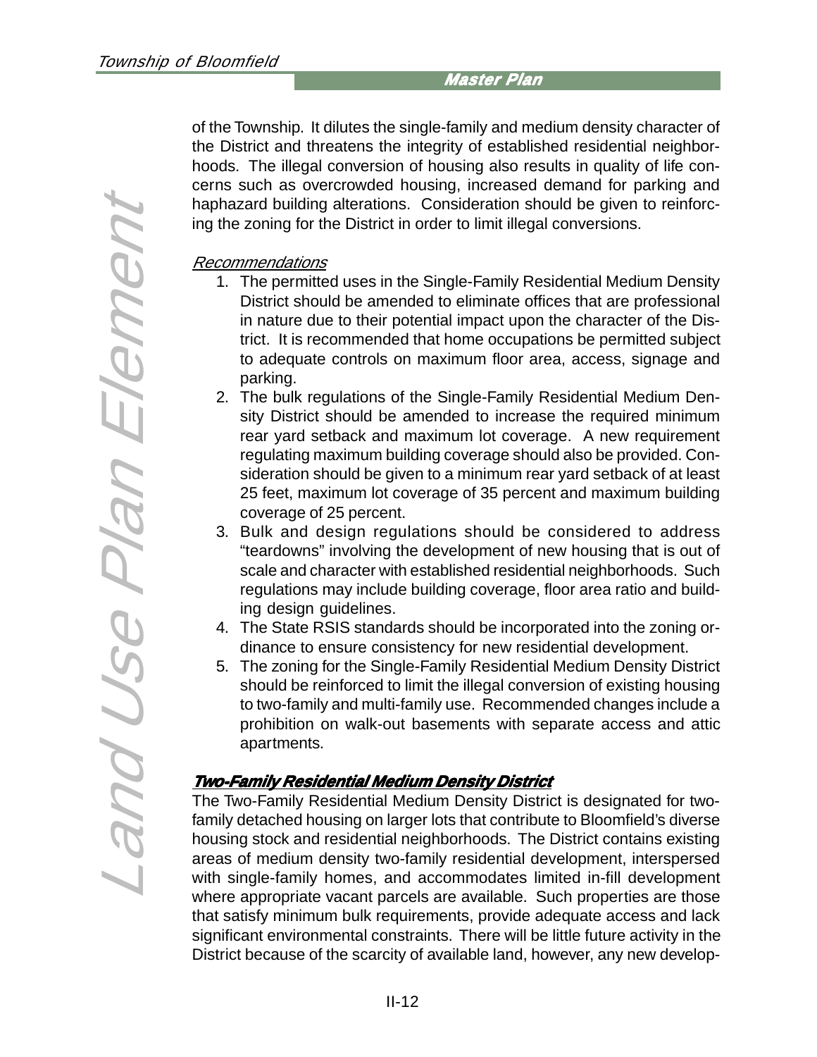of the Township. It dilutes the single-family and medium density character of the District and threatens the integrity of established residential neighborhoods. The illegal conversion of housing also results in quality of life concerns such as overcrowded housing, increased demand for parking and haphazard building alterations. Consideration should be given to reinforcing the zoning for the District in order to limit illegal conversions.

*Recommendations*

1. The permitted uses in the Single-Family Residential Medium Density District should be amended to eliminate offices that are professional in nature due to their potential impact upon the character of the District. It is recommended that home occupations be permitted subject to adequate controls on maximum floor area, access, signage and parking.
2. The bulk regulations of the Single-Family Residential Medium Density District should be amended to increase the required minimum rear yard setback and maximum lot coverage. A new requirement regulating maximum building coverage should also be provided. Consideration should be given to a minimum rear yard setback of at least 25 feet, maximum lot coverage of 35 percent and maximum building coverage of 25 percent.
3. Bulk and design regulations should be considered to address "teardowns" involving the development of new housing that is out of scale and character with established residential neighborhoods. Such regulations may include building coverage, floor area ratio and building design guidelines.
4. The State RSIS standards should be incorporated into the zoning ordinance to ensure consistency for new residential development.
5. The zoning for the Single-Family Residential Medium Density District should be reinforced to limit the illegal conversion of existing housing to two-family and multi-family use. Recommended changes include a prohibition on walk-out basements with separate access and attic apartments.

## Two-Family Residential Medium Density District

The Two-Family Residential Medium Density District is designated for two-family detached housing on larger lots that contribute to Bloomfield's diverse housing stock and residential neighborhoods. The District contains existing areas of medium density two-family residential development, interspersed with single-family homes, and accommodates limited in-fill development where appropriate vacant parcels are available. Such properties are those that satisfy minimum bulk requirements, provide adequate access and lack significant environmental constraints. There will be little future activity in the District because of the scarcity of available land, however, any new develop-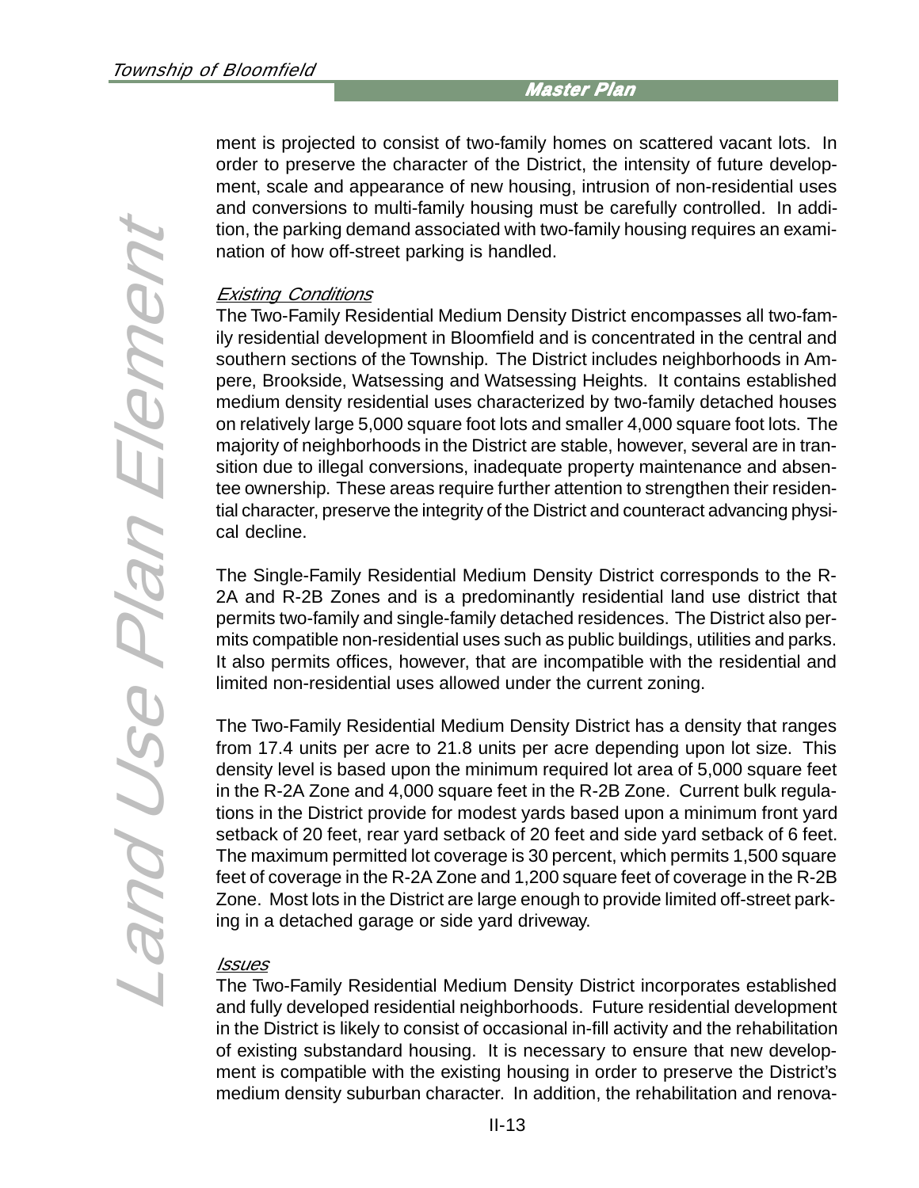ment is projected to consist of two-family homes on scattered vacant lots. In order to preserve the character of the District, the intensity of future development, scale and appearance of new housing, intrusion of non-residential uses and conversions to multi-family housing must be carefully controlled. In addition, the parking demand associated with two-family housing requires an examination of how off-street parking is handled.

*Existing Conditions*

The Two-Family Residential Medium Density District encompasses all two-family residential development in Bloomfield and is concentrated in the central and southern sections of the Township. The District includes neighborhoods in Ampere, Brookside, Watsessing and Watsessing Heights. It contains established medium density residential uses characterized by two-family detached houses on relatively large 5,000 square foot lots and smaller 4,000 square foot lots. The majority of neighborhoods in the District are stable, however, several are in transition due to illegal conversions, inadequate property maintenance and absentee ownership. These areas require further attention to strengthen their residential character, preserve the integrity of the District and counteract advancing physical decline.

The Single-Family Residential Medium Density District corresponds to the R-2A and R-2B Zones and is a predominantly residential land use district that permits two-family and single-family detached residences. The District also permits compatible non-residential uses such as public buildings, utilities and parks. It also permits offices, however, that are incompatible with the residential and limited non-residential uses allowed under the current zoning.

The Two-Family Residential Medium Density District has a density that ranges from 17.4 units per acre to 21.8 units per acre depending upon lot size. This density level is based upon the minimum required lot area of 5,000 square feet in the R-2A Zone and 4,000 square feet in the R-2B Zone. Current bulk regulations in the District provide for modest yards based upon a minimum front yard setback of 20 feet, rear yard setback of 20 feet and side yard setback of 6 feet. The maximum permitted lot coverage is 30 percent, which permits 1,500 square feet of coverage in the R-2A Zone and 1,200 square feet of coverage in the R-2B Zone. Most lots in the District are large enough to provide limited off-street parking in a detached garage or side yard driveway.

*Issues*

The Two-Family Residential Medium Density District incorporates established and fully developed residential neighborhoods. Future residential development in the District is likely to consist of occasional in-fill activity and the rehabilitation of existing substandard housing. It is necessary to ensure that new development is compatible with the existing housing in order to preserve the District's medium density suburban character. In addition, the rehabilitation and renova-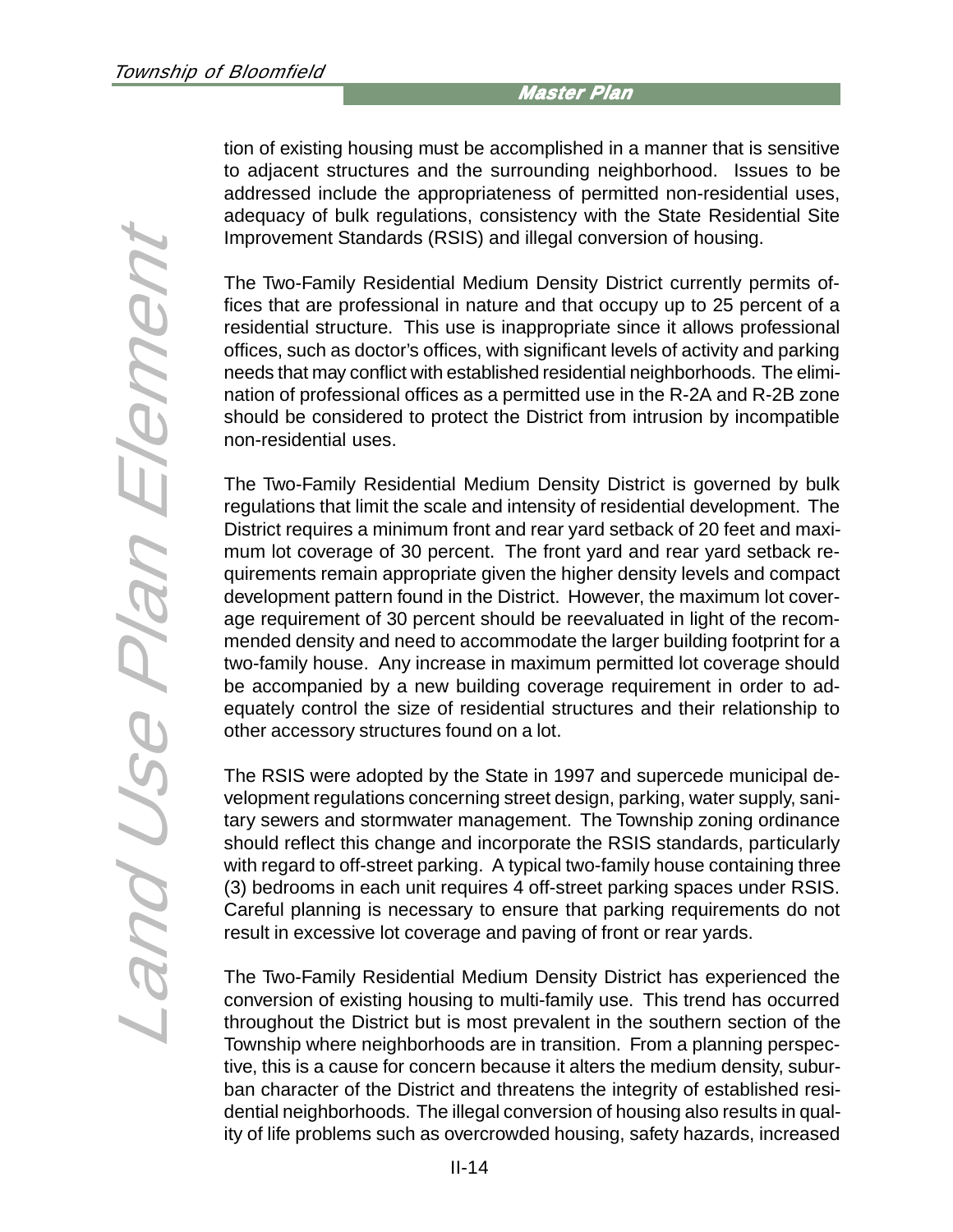tion of existing housing must be accomplished in a manner that is sensitive to adjacent structures and the surrounding neighborhood. Issues to be addressed include the appropriateness of permitted non-residential uses, adequacy of bulk regulations, consistency with the State Residential Site Improvement Standards (RSIS) and illegal conversion of housing.

The Two-Family Residential Medium Density District currently permits offices that are professional in nature and that occupy up to 25 percent of a residential structure. This use is inappropriate since it allows professional offices, such as doctor's offices, with significant levels of activity and parking needs that may conflict with established residential neighborhoods. The elimination of professional offices as a permitted use in the R-2A and R-2B zone should be considered to protect the District from intrusion by incompatible non-residential uses.

The Two-Family Residential Medium Density District is governed by bulk regulations that limit the scale and intensity of residential development. The District requires a minimum front and rear yard setback of 20 feet and maximum lot coverage of 30 percent. The front yard and rear yard setback requirements remain appropriate given the higher density levels and compact development pattern found in the District. However, the maximum lot coverage requirement of 30 percent should be reevaluated in light of the recommended density and need to accommodate the larger building footprint for a two-family house. Any increase in maximum permitted lot coverage should be accompanied by a new building coverage requirement in order to adequately control the size of residential structures and their relationship to other accessory structures found on a lot.

The RSIS were adopted by the State in 1997 and supercede municipal development regulations concerning street design, parking, water supply, sanitary sewers and stormwater management. The Township zoning ordinance should reflect this change and incorporate the RSIS standards, particularly with regard to off-street parking. A typical two-family house containing three (3) bedrooms in each unit requires 4 off-street parking spaces under RSIS. Careful planning is necessary to ensure that parking requirements do not result in excessive lot coverage and paving of front or rear yards.

The Two-Family Residential Medium Density District has experienced the conversion of existing housing to multi-family use. This trend has occurred throughout the District but is most prevalent in the southern section of the Township where neighborhoods are in transition. From a planning perspective, this is a cause for concern because it alters the medium density, suburban character of the District and threatens the integrity of established residential neighborhoods. The illegal conversion of housing also results in quality of life problems such as overcrowded housing, safety hazards, increased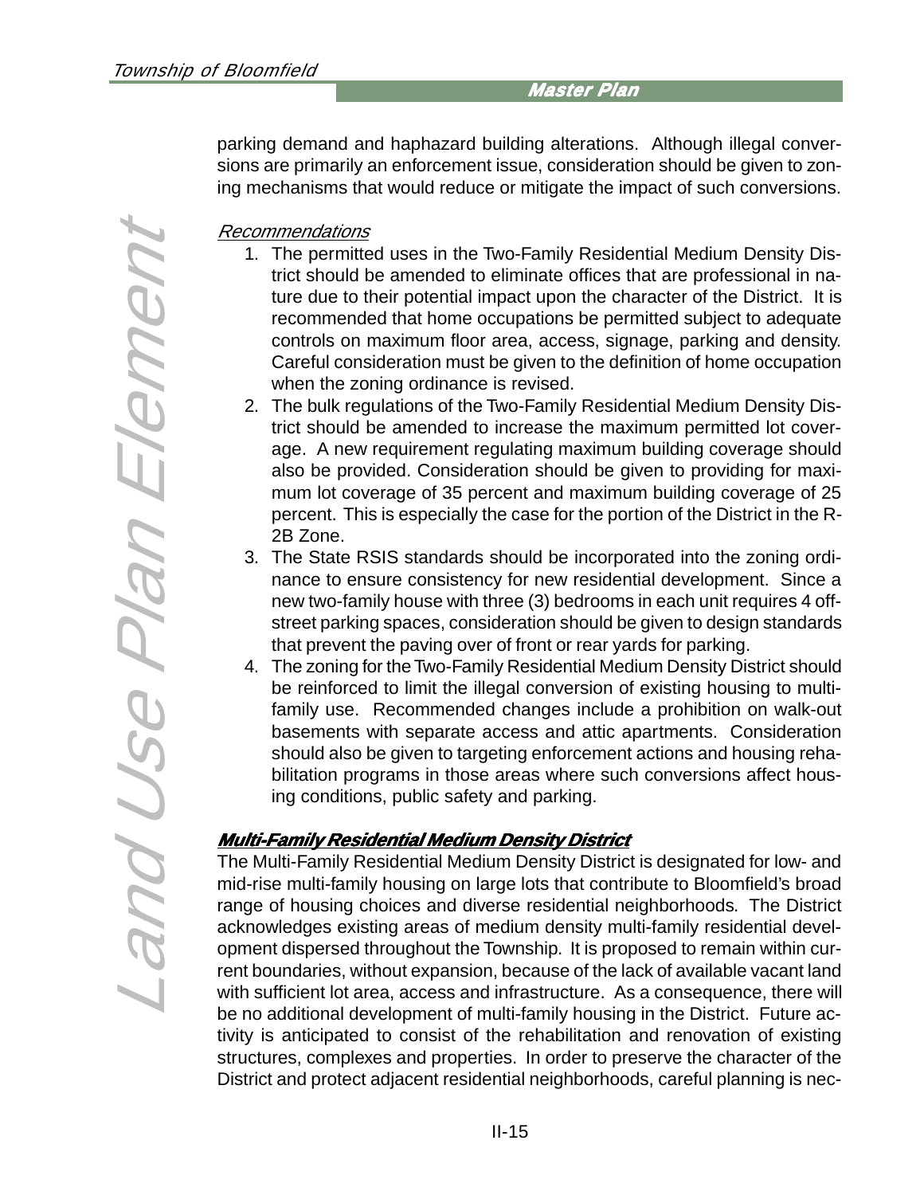parking demand and haphazard building alterations. Although illegal conversions are primarily an enforcement issue, consideration should be given to zoning mechanisms that would reduce or mitigate the impact of such conversions.

*Recommendations*

1. The permitted uses in the Two-Family Residential Medium Density District should be amended to eliminate offices that are professional in nature due to their potential impact upon the character of the District. It is recommended that home occupations be permitted subject to adequate controls on maximum floor area, access, signage, parking and density. Careful consideration must be given to the definition of home occupation when the zoning ordinance is revised.
2. The bulk regulations of the Two-Family Residential Medium Density District should be amended to increase the maximum permitted lot coverage. A new requirement regulating maximum building coverage should also be provided. Consideration should be given to providing for maximum lot coverage of 35 percent and maximum building coverage of 25 percent. This is especially the case for the portion of the District in the R-2B Zone.
3. The State RSIS standards should be incorporated into the zoning ordinance to ensure consistency for new residential development. Since a new two-family house with three (3) bedrooms in each unit requires 4 off-street parking spaces, consideration should be given to design standards that prevent the paving over of front or rear yards for parking.
4. The zoning for the Two-Family Residential Medium Density District should be reinforced to limit the illegal conversion of existing housing to multi-family use. Recommended changes include a prohibition on walk-out basements with separate access and attic apartments. Consideration should also be given to targeting enforcement actions and housing rehabilitation programs in those areas where such conversions affect housing conditions, public safety and parking.

### Multi-Family Residential Medium Density District

The Multi-Family Residential Medium Density District is designated for low- and mid-rise multi-family housing on large lots that contribute to Bloomfield's broad range of housing choices and diverse residential neighborhoods. The District acknowledges existing areas of medium density multi-family residential development dispersed throughout the Township. It is proposed to remain within current boundaries, without expansion, because of the lack of available vacant land with sufficient lot area, access and infrastructure. As a consequence, there will be no additional development of multi-family housing in the District. Future activity is anticipated to consist of the rehabilitation and renovation of existing structures, complexes and properties. In order to preserve the character of the District and protect adjacent residential neighborhoods, careful planning is nec-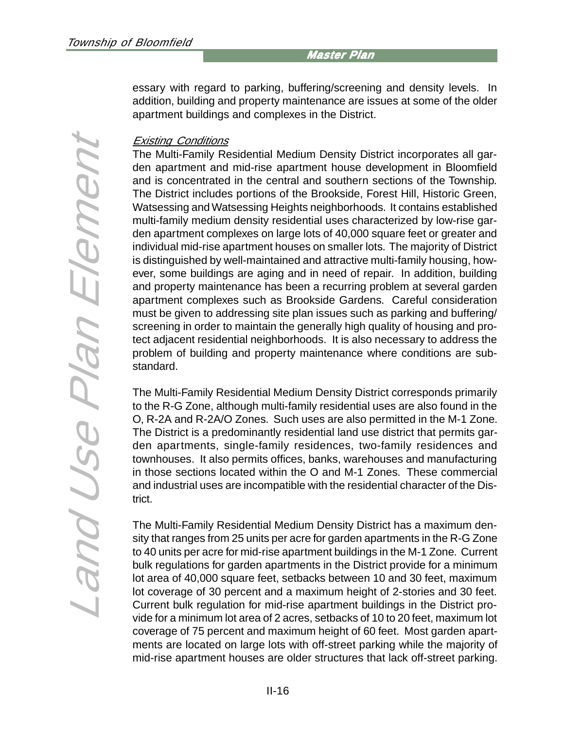essary with regard to parking, buffering/screening and density levels. In addition, building and property maintenance are issues at some of the older apartment buildings and complexes in the District.

*Existing Conditions*

The Multi-Family Residential Medium Density District incorporates all garden apartment and mid-rise apartment house development in Bloomfield and is concentrated in the central and southern sections of the Township. The District includes portions of the Brookside, Forest Hill, Historic Green, Watsessing and Watsessing Heights neighborhoods. It contains established multi-family medium density residential uses characterized by low-rise garden apartment complexes on large lots of 40,000 square feet or greater and individual mid-rise apartment houses on smaller lots. The majority of District is distinguished by well-maintained and attractive multi-family housing, however, some buildings are aging and in need of repair. In addition, building and property maintenance has been a recurring problem at several garden apartment complexes such as Brookside Gardens. Careful consideration must be given to addressing site plan issues such as parking and buffering/ screening in order to maintain the generally high quality of housing and protect adjacent residential neighborhoods. It is also necessary to address the problem of building and property maintenance where conditions are substandard.

The Multi-Family Residential Medium Density District corresponds primarily to the R-G Zone, although multi-family residential uses are also found in the O, R-2A and R-2A/O Zones. Such uses are also permitted in the M-1 Zone. The District is a predominantly residential land use district that permits garden apartments, single-family residences, two-family residences and townhouses. It also permits offices, banks, warehouses and manufacturing in those sections located within the O and M-1 Zones. These commercial and industrial uses are incompatible with the residential character of the District.

The Multi-Family Residential Medium Density District has a maximum density that ranges from 25 units per acre for garden apartments in the R-G Zone to 40 units per acre for mid-rise apartment buildings in the M-1 Zone. Current bulk regulations for garden apartments in the District provide for a minimum lot area of 40,000 square feet, setbacks between 10 and 30 feet, maximum lot coverage of 30 percent and a maximum height of 2-stories and 30 feet. Current bulk regulation for mid-rise apartment buildings in the District provide for a minimum lot area of 2 acres, setbacks of 10 to 20 feet, maximum lot coverage of 75 percent and maximum height of 60 feet. Most garden apartments are located on large lots with off-street parking while the majority of mid-rise apartment houses are older structures that lack off-street parking.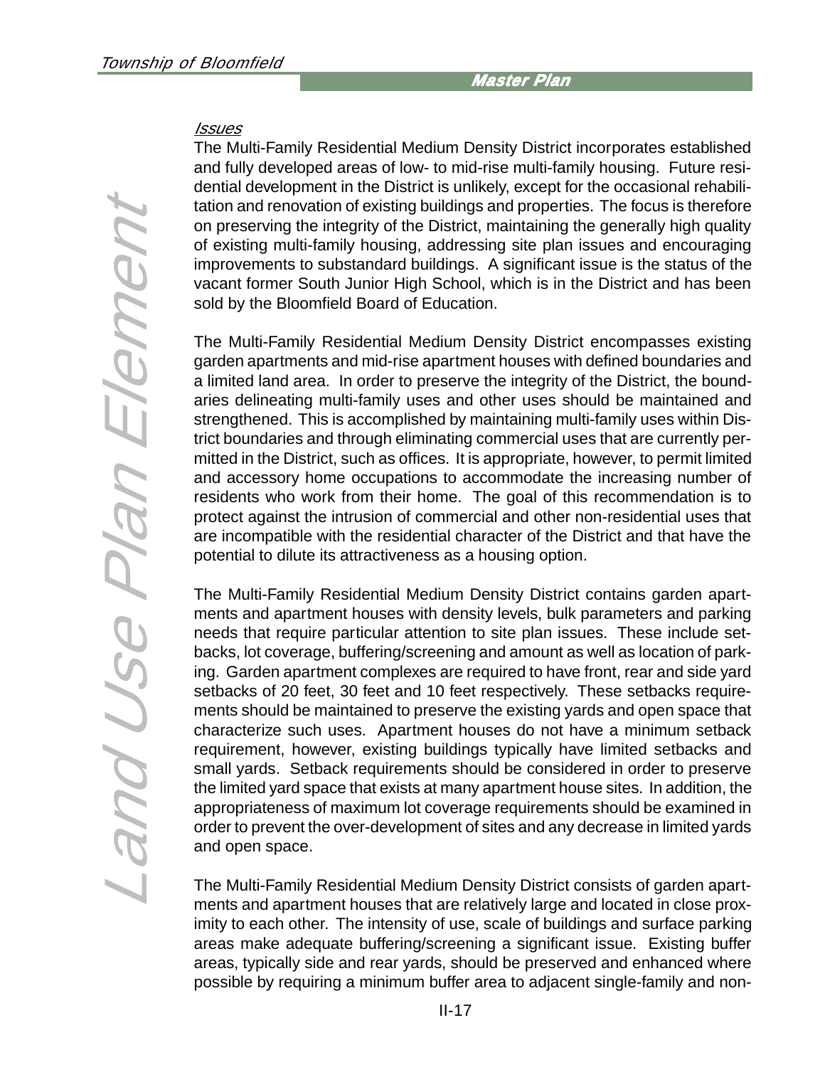*Issues*

The Multi-Family Residential Medium Density District incorporates established and fully developed areas of low- to mid-rise multi-family housing. Future residential development in the District is unlikely, except for the occasional rehabilitation and renovation of existing buildings and properties. The focus is therefore on preserving the integrity of the District, maintaining the generally high quality of existing multi-family housing, addressing site plan issues and encouraging improvements to substandard buildings. A significant issue is the status of the vacant former South Junior High School, which is in the District and has been sold by the Bloomfield Board of Education.

The Multi-Family Residential Medium Density District encompasses existing garden apartments and mid-rise apartment houses with defined boundaries and a limited land area. In order to preserve the integrity of the District, the boundaries delineating multi-family uses and other uses should be maintained and strengthened. This is accomplished by maintaining multi-family uses within District boundaries and through eliminating commercial uses that are currently permitted in the District, such as offices. It is appropriate, however, to permit limited and accessory home occupations to accommodate the increasing number of residents who work from their home. The goal of this recommendation is to protect against the intrusion of commercial and other non-residential uses that are incompatible with the residential character of the District and that have the potential to dilute its attractiveness as a housing option.

The Multi-Family Residential Medium Density District contains garden apartments and apartment houses with density levels, bulk parameters and parking needs that require particular attention to site plan issues. These include setbacks, lot coverage, buffering/screening and amount as well as location of parking. Garden apartment complexes are required to have front, rear and side yard setbacks of 20 feet, 30 feet and 10 feet respectively. These setbacks requirements should be maintained to preserve the existing yards and open space that characterize such uses. Apartment houses do not have a minimum setback requirement, however, existing buildings typically have limited setbacks and small yards. Setback requirements should be considered in order to preserve the limited yard space that exists at many apartment house sites. In addition, the appropriateness of maximum lot coverage requirements should be examined in order to prevent the over-development of sites and any decrease in limited yards and open space.

The Multi-Family Residential Medium Density District consists of garden apartments and apartment houses that are relatively large and located in close proximity to each other. The intensity of use, scale of buildings and surface parking areas make adequate buffering/screening a significant issue. Existing buffer areas, typically side and rear yards, should be preserved and enhanced where possible by requiring a minimum buffer area to adjacent single-family and non-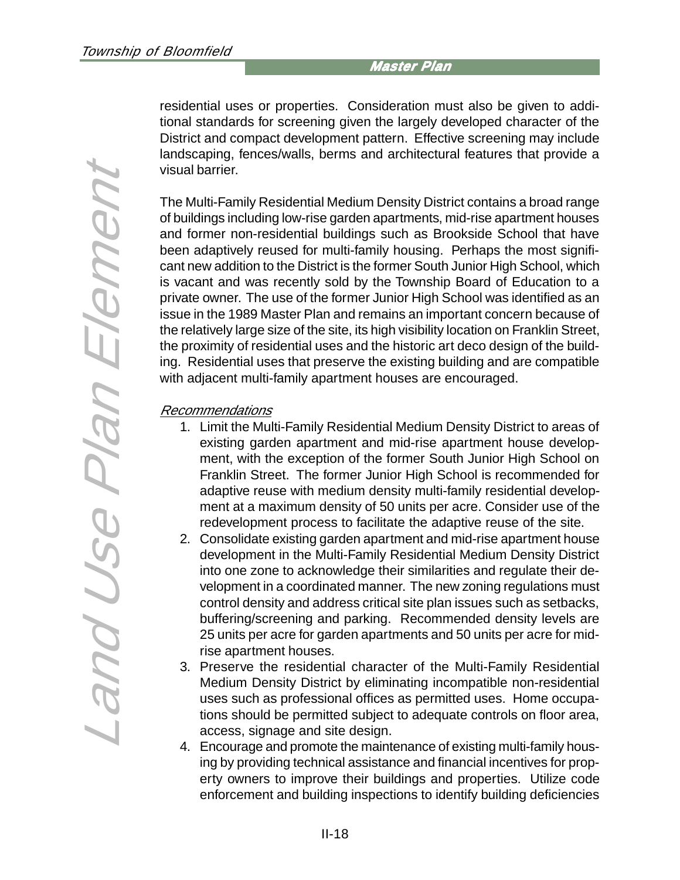residential uses or properties. Consideration must also be given to additional standards for screening given the largely developed character of the District and compact development pattern. Effective screening may include landscaping, fences/walls, berms and architectural features that provide a visual barrier.

The Multi-Family Residential Medium Density District contains a broad range of buildings including low-rise garden apartments, mid-rise apartment houses and former non-residential buildings such as Brookside School that have been adaptively reused for multi-family housing. Perhaps the most significant new addition to the District is the former South Junior High School, which is vacant and was recently sold by the Township Board of Education to a private owner. The use of the former Junior High School was identified as an issue in the 1989 Master Plan and remains an important concern because of the relatively large size of the site, its high visibility location on Franklin Street, the proximity of residential uses and the historic art deco design of the building. Residential uses that preserve the existing building and are compatible with adjacent multi-family apartment houses are encouraged.

*Recommendations*

1. Limit the Multi-Family Residential Medium Density District to areas of existing garden apartment and mid-rise apartment house development, with the exception of the former South Junior High School on Franklin Street. The former Junior High School is recommended for adaptive reuse with medium density multi-family residential development at a maximum density of 50 units per acre. Consider use of the redevelopment process to facilitate the adaptive reuse of the site.
2. Consolidate existing garden apartment and mid-rise apartment house development in the Multi-Family Residential Medium Density District into one zone to acknowledge their similarities and regulate their development in a coordinated manner. The new zoning regulations must control density and address critical site plan issues such as setbacks, buffering/screening and parking. Recommended density levels are 25 units per acre for garden apartments and 50 units per acre for mid-rise apartment houses.
3. Preserve the residential character of the Multi-Family Residential Medium Density District by eliminating incompatible non-residential uses such as professional offices as permitted uses. Home occupations should be permitted subject to adequate controls on floor area, access, signage and site design.
4. Encourage and promote the maintenance of existing multi-family housing by providing technical assistance and financial incentives for property owners to improve their buildings and properties. Utilize code enforcement and building inspections to identify building deficiencies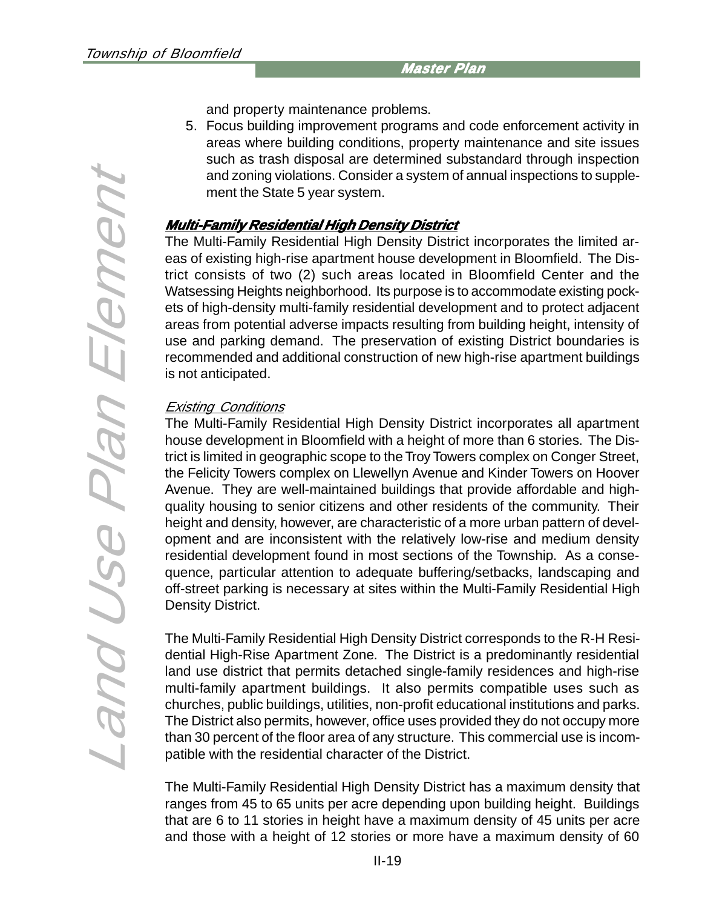and property maintenance problems.

5. Focus building improvement programs and code enforcement activity in areas where building conditions, property maintenance and site issues such as trash disposal are determined substandard through inspection and zoning violations. Consider a system of annual inspections to supplement the State 5 year system.

## ***Multi-Family Residential High Density District***

The Multi-Family Residential High Density District incorporates the limited areas of existing high-rise apartment house development in Bloomfield. The District consists of two (2) such areas located in Bloomfield Center and the Watsessing Heights neighborhood. Its purpose is to accommodate existing pockets of high-density multi-family residential development and to protect adjacent areas from potential adverse impacts resulting from building height, intensity of use and parking demand. The preservation of existing District boundaries is recommended and additional construction of new high-rise apartment buildings is not anticipated.

### *Existing Conditions*

The Multi-Family Residential High Density District incorporates all apartment house development in Bloomfield with a height of more than 6 stories. The District is limited in geographic scope to the Troy Towers complex on Conger Street, the Felicity Towers complex on Llewellyn Avenue and Kinder Towers on Hoover Avenue. They are well-maintained buildings that provide affordable and high-quality housing to senior citizens and other residents of the community. Their height and density, however, are characteristic of a more urban pattern of development and are inconsistent with the relatively low-rise and medium density residential development found in most sections of the Township. As a consequence, particular attention to adequate buffering/setbacks, landscaping and off-street parking is necessary at sites within the Multi-Family Residential High Density District.

The Multi-Family Residential High Density District corresponds to the R-H Residential High-Rise Apartment Zone. The District is a predominantly residential land use district that permits detached single-family residences and high-rise multi-family apartment buildings. It also permits compatible uses such as churches, public buildings, utilities, non-profit educational institutions and parks. The District also permits, however, office uses provided they do not occupy more than 30 percent of the floor area of any structure. This commercial use is incompatible with the residential character of the District.

The Multi-Family Residential High Density District has a maximum density that ranges from 45 to 65 units per acre depending upon building height. Buildings that are 6 to 11 stories in height have a maximum density of 45 units per acre and those with a height of 12 stories or more have a maximum density of 60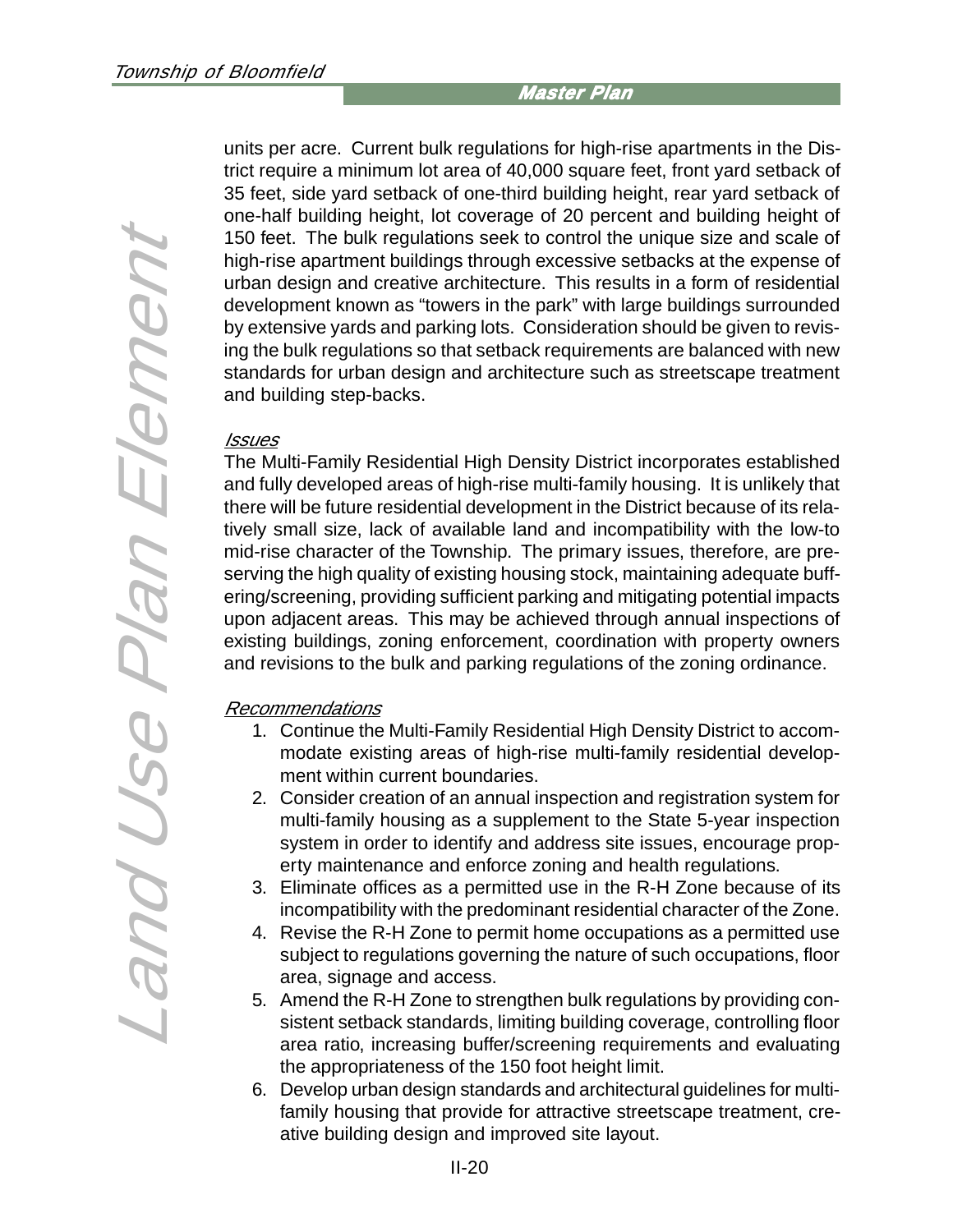units per acre. Current bulk regulations for high-rise apartments in the District require a minimum lot area of 40,000 square feet, front yard setback of 35 feet, side yard setback of one-third building height, rear yard setback of one-half building height, lot coverage of 20 percent and building height of 150 feet. The bulk regulations seek to control the unique size and scale of high-rise apartment buildings through excessive setbacks at the expense of urban design and creative architecture. This results in a form of residential development known as "towers in the park" with large buildings surrounded by extensive yards and parking lots. Consideration should be given to revising the bulk regulations so that setback requirements are balanced with new standards for urban design and architecture such as streetscape treatment and building step-backs.

*Issues*

The Multi-Family Residential High Density District incorporates established and fully developed areas of high-rise multi-family housing. It is unlikely that there will be future residential development in the District because of its relatively small size, lack of available land and incompatibility with the low-to mid-rise character of the Township. The primary issues, therefore, are preserving the high quality of existing housing stock, maintaining adequate buffering/screening, providing sufficient parking and mitigating potential impacts upon adjacent areas. This may be achieved through annual inspections of existing buildings, zoning enforcement, coordination with property owners and revisions to the bulk and parking regulations of the zoning ordinance.

*Recommendations*

1. Continue the Multi-Family Residential High Density District to accommodate existing areas of high-rise multi-family residential development within current boundaries.
2. Consider creation of an annual inspection and registration system for multi-family housing as a supplement to the State 5-year inspection system in order to identify and address site issues, encourage property maintenance and enforce zoning and health regulations.
3. Eliminate offices as a permitted use in the R-H Zone because of its incompatibility with the predominant residential character of the Zone.
4. Revise the R-H Zone to permit home occupations as a permitted use subject to regulations governing the nature of such occupations, floor area, signage and access.
5. Amend the R-H Zone to strengthen bulk regulations by providing consistent setback standards, limiting building coverage, controlling floor area ratio, increasing buffer/screening requirements and evaluating the appropriateness of the 150 foot height limit.
6. Develop urban design standards and architectural guidelines for multi-family housing that provide for attractive streetscape treatment, creative building design and improved site layout.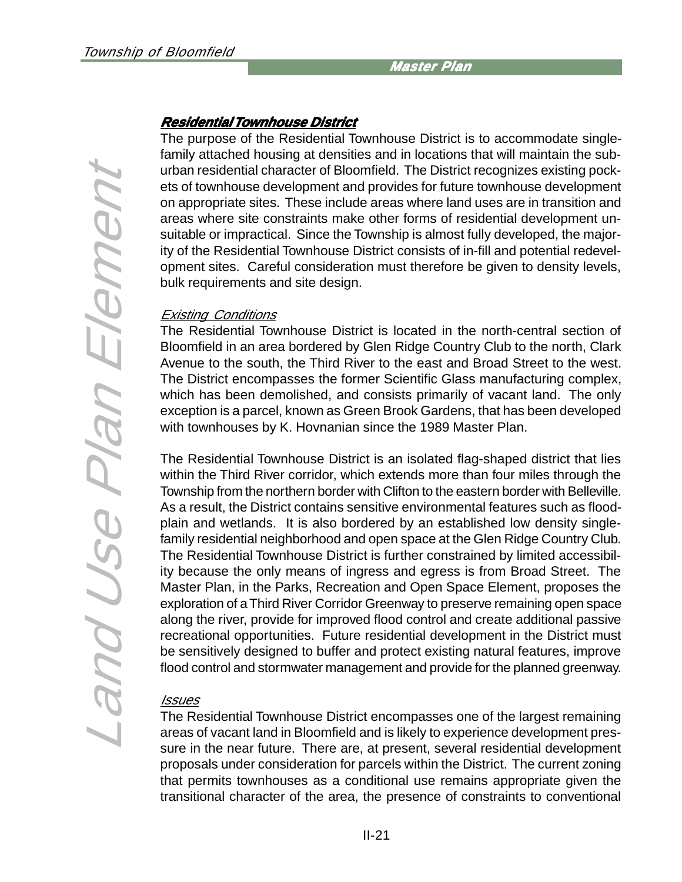### Residential Townhouse District

The purpose of the Residential Townhouse District is to accommodate single-family attached housing at densities and in locations that will maintain the suburban residential character of Bloomfield. The District recognizes existing pockets of townhouse development and provides for future townhouse development on appropriate sites. These include areas where land uses are in transition and areas where site constraints make other forms of residential development unsuitable or impractical. Since the Township is almost fully developed, the majority of the Residential Townhouse District consists of in-fill and potential redevelopment sites. Careful consideration must therefore be given to density levels, bulk requirements and site design.

#### *Existing Conditions*

The Residential Townhouse District is located in the north-central section of Bloomfield in an area bordered by Glen Ridge Country Club to the north, Clark Avenue to the south, the Third River to the east and Broad Street to the west. The District encompasses the former Scientific Glass manufacturing complex, which has been demolished, and consists primarily of vacant land. The only exception is a parcel, known as Green Brook Gardens, that has been developed with townhouses by K. Hovnanian since the 1989 Master Plan.

The Residential Townhouse District is an isolated flag-shaped district that lies within the Third River corridor, which extends more than four miles through the Township from the northern border with Clifton to the eastern border with Belleville. As a result, the District contains sensitive environmental features such as floodplain and wetlands. It is also bordered by an established low density single-family residential neighborhood and open space at the Glen Ridge Country Club. The Residential Townhouse District is further constrained by limited accessibility because the only means of ingress and egress is from Broad Street. The Master Plan, in the Parks, Recreation and Open Space Element, proposes the exploration of a Third River Corridor Greenway to preserve remaining open space along the river, provide for improved flood control and create additional passive recreational opportunities. Future residential development in the District must be sensitively designed to buffer and protect existing natural features, improve flood control and stormwater management and provide for the planned greenway.

#### *Issues*

The Residential Townhouse District encompasses one of the largest remaining areas of vacant land in Bloomfield and is likely to experience development pressure in the near future. There are, at present, several residential development proposals under consideration for parcels within the District. The current zoning that permits townhouses as a conditional use remains appropriate given the transitional character of the area, the presence of constraints to conventional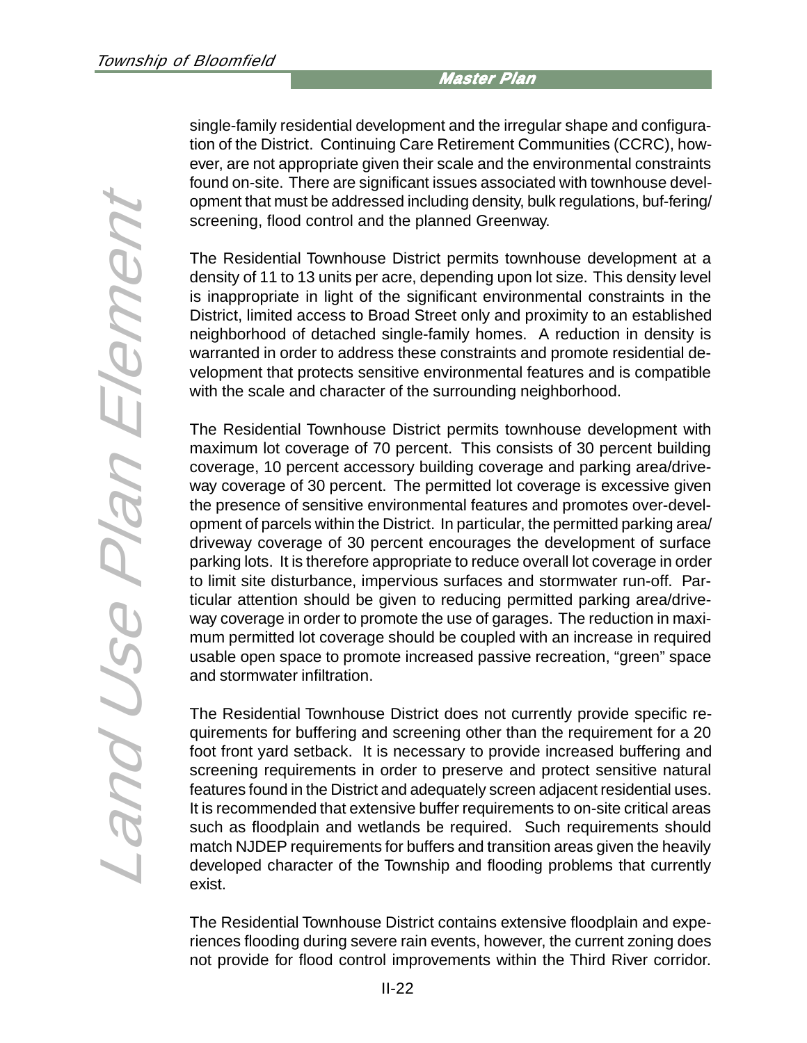single-family residential development and the irregular shape and configuration of the District. Continuing Care Retirement Communities (CCRC), however, are not appropriate given their scale and the environmental constraints found on-site. There are significant issues associated with townhouse development that must be addressed including density, bulk regulations, buf-fering/ screening, flood control and the planned Greenway.

The Residential Townhouse District permits townhouse development at a density of 11 to 13 units per acre, depending upon lot size. This density level is inappropriate in light of the significant environmental constraints in the District, limited access to Broad Street only and proximity to an established neighborhood of detached single-family homes. A reduction in density is warranted in order to address these constraints and promote residential development that protects sensitive environmental features and is compatible with the scale and character of the surrounding neighborhood.

The Residential Townhouse District permits townhouse development with maximum lot coverage of 70 percent. This consists of 30 percent building coverage, 10 percent accessory building coverage and parking area/driveway coverage of 30 percent. The permitted lot coverage is excessive given the presence of sensitive environmental features and promotes over-development of parcels within the District. In particular, the permitted parking area/ driveway coverage of 30 percent encourages the development of surface parking lots. It is therefore appropriate to reduce overall lot coverage in order to limit site disturbance, impervious surfaces and stormwater run-off. Particular attention should be given to reducing permitted parking area/driveway coverage in order to promote the use of garages. The reduction in maximum permitted lot coverage should be coupled with an increase in required usable open space to promote increased passive recreation, "green" space and stormwater infiltration.

The Residential Townhouse District does not currently provide specific requirements for buffering and screening other than the requirement for a 20 foot front yard setback. It is necessary to provide increased buffering and screening requirements in order to preserve and protect sensitive natural features found in the District and adequately screen adjacent residential uses. It is recommended that extensive buffer requirements to on-site critical areas such as floodplain and wetlands be required. Such requirements should match NJDEP requirements for buffers and transition areas given the heavily developed character of the Township and flooding problems that currently exist.

The Residential Townhouse District contains extensive floodplain and experiences flooding during severe rain events, however, the current zoning does not provide for flood control improvements within the Third River corridor.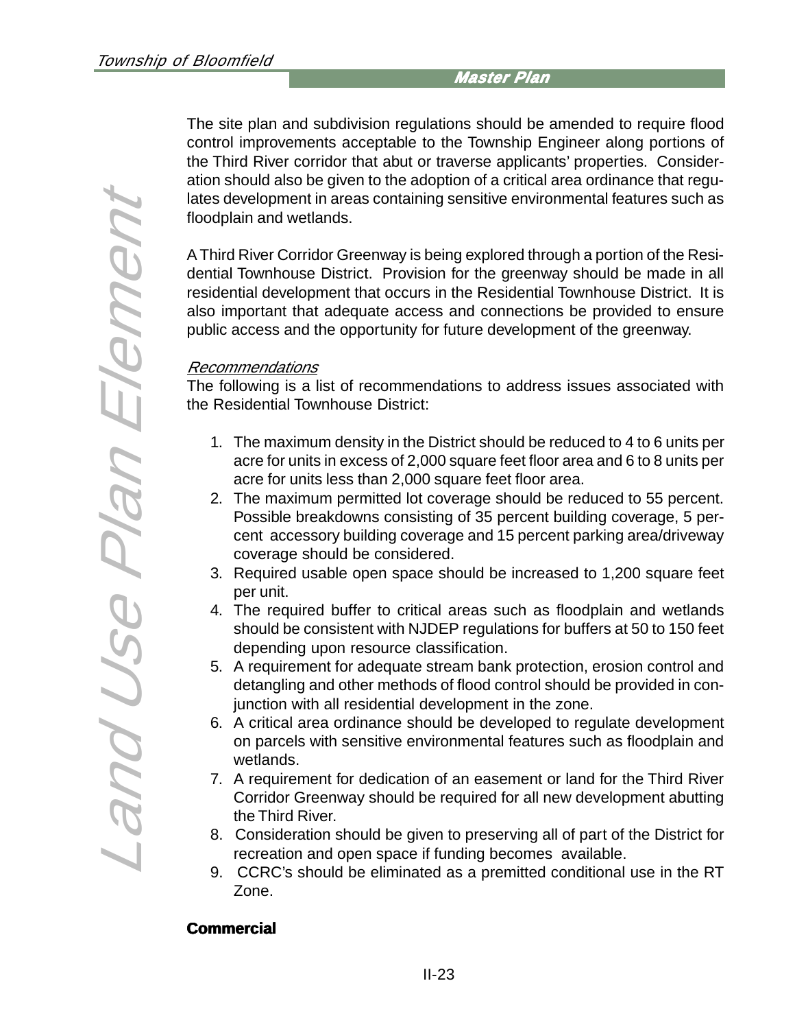The site plan and subdivision regulations should be amended to require flood control improvements acceptable to the Township Engineer along portions of the Third River corridor that abut or traverse applicants' properties. Consideration should also be given to the adoption of a critical area ordinance that regulates development in areas containing sensitive environmental features such as floodplain and wetlands.

A Third River Corridor Greenway is being explored through a portion of the Residential Townhouse District. Provision for the greenway should be made in all residential development that occurs in the Residential Townhouse District. It is also important that adequate access and connections be provided to ensure public access and the opportunity for future development of the greenway.

*Recommendations*

The following is a list of recommendations to address issues associated with the Residential Townhouse District:

1. The maximum density in the District should be reduced to 4 to 6 units per acre for units in excess of 2,000 square feet floor area and 6 to 8 units per acre for units less than 2,000 square feet floor area.
2. The maximum permitted lot coverage should be reduced to 55 percent. Possible breakdowns consisting of 35 percent building coverage, 5 percent accessory building coverage and 15 percent parking area/driveway coverage should be considered.
3. Required usable open space should be increased to 1,200 square feet per unit.
4. The required buffer to critical areas such as floodplain and wetlands should be consistent with NJDEP regulations for buffers at 50 to 150 feet depending upon resource classification.
5. A requirement for adequate stream bank protection, erosion control and detangling and other methods of flood control should be provided in conjunction with all residential development in the zone.
6. A critical area ordinance should be developed to regulate development on parcels with sensitive environmental features such as floodplain and wetlands.
7. A requirement for dedication of an easement or land for the Third River Corridor Greenway should be required for all new development abutting the Third River.
8. Consideration should be given to preserving all of part of the District for recreation and open space if funding becomes available.
9. CCRC's should be eliminated as a premitted conditional use in the RT Zone.

**Commercial**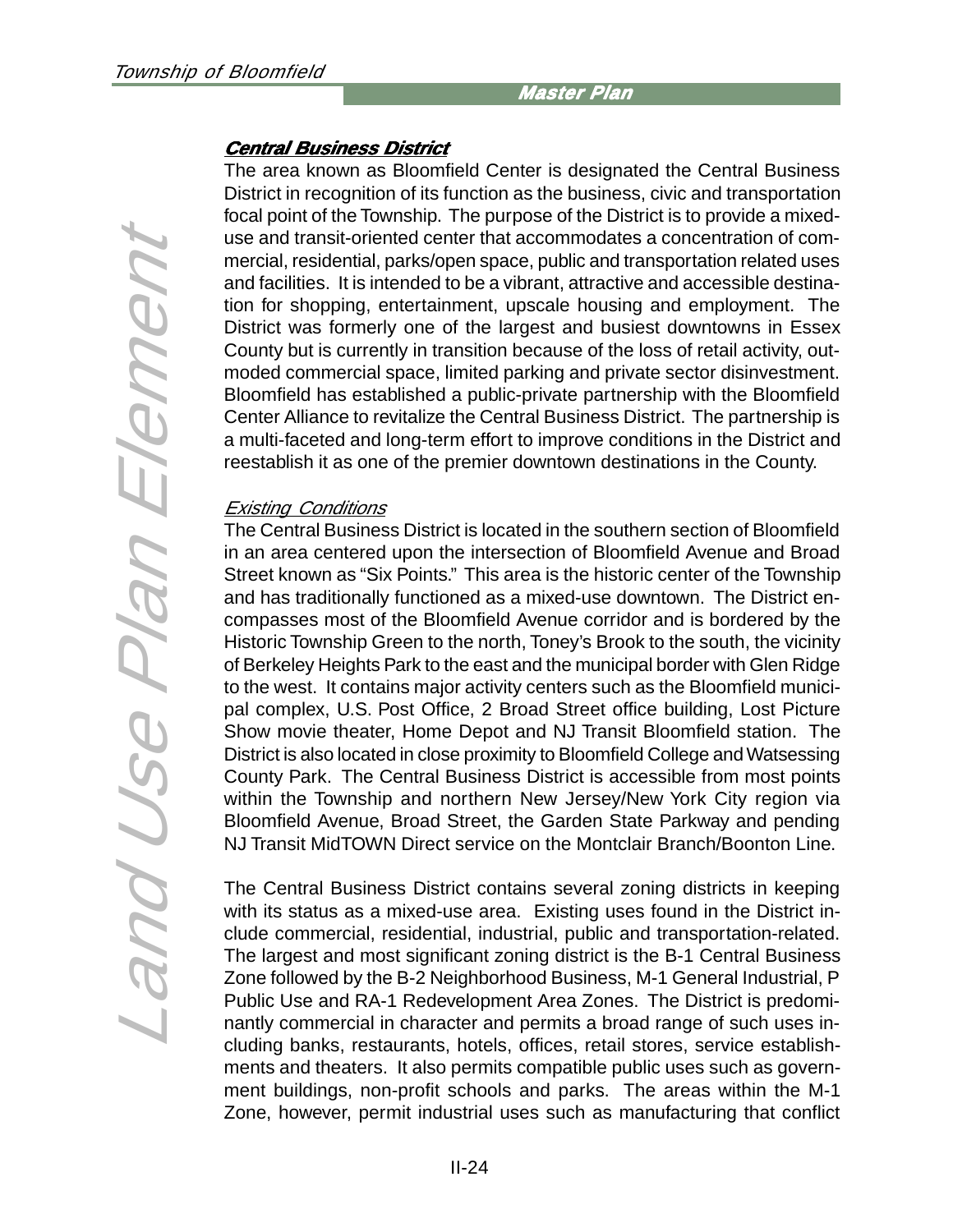## ***Central Business District***

The area known as Bloomfield Center is designated the Central Business District in recognition of its function as the business, civic and transportation focal point of the Township. The purpose of the District is to provide a mixed-use and transit-oriented center that accommodates a concentration of commercial, residential, parks/open space, public and transportation related uses and facilities. It is intended to be a vibrant, attractive and accessible destination for shopping, entertainment, upscale housing and employment. The District was formerly one of the largest and busiest downtowns in Essex County but is currently in transition because of the loss of retail activity, outmoded commercial space, limited parking and private sector disinvestment. Bloomfield has established a public-private partnership with the Bloomfield Center Alliance to revitalize the Central Business District. The partnership is a multi-faceted and long-term effort to improve conditions in the District and reestablish it as one of the premier downtown destinations in the County.

### *Existing Conditions*

The Central Business District is located in the southern section of Bloomfield in an area centered upon the intersection of Bloomfield Avenue and Broad Street known as "Six Points." This area is the historic center of the Township and has traditionally functioned as a mixed-use downtown. The District encompasses most of the Bloomfield Avenue corridor and is bordered by the Historic Township Green to the north, Toney's Brook to the south, the vicinity of Berkeley Heights Park to the east and the municipal border with Glen Ridge to the west. It contains major activity centers such as the Bloomfield municipal complex, U.S. Post Office, 2 Broad Street office building, Lost Picture Show movie theater, Home Depot and NJ Transit Bloomfield station. The District is also located in close proximity to Bloomfield College and Watsessing County Park. The Central Business District is accessible from most points within the Township and northern New Jersey/New York City region via Bloomfield Avenue, Broad Street, the Garden State Parkway and pending NJ Transit MidTOWN Direct service on the Montclair Branch/Boonton Line.

The Central Business District contains several zoning districts in keeping with its status as a mixed-use area. Existing uses found in the District include commercial, residential, industrial, public and transportation-related. The largest and most significant zoning district is the B-1 Central Business Zone followed by the B-2 Neighborhood Business, M-1 General Industrial, P Public Use and RA-1 Redevelopment Area Zones. The District is predominantly commercial in character and permits a broad range of such uses including banks, restaurants, hotels, offices, retail stores, service establishments and theaters. It also permits compatible public uses such as government buildings, non-profit schools and parks. The areas within the M-1 Zone, however, permit industrial uses such as manufacturing that conflict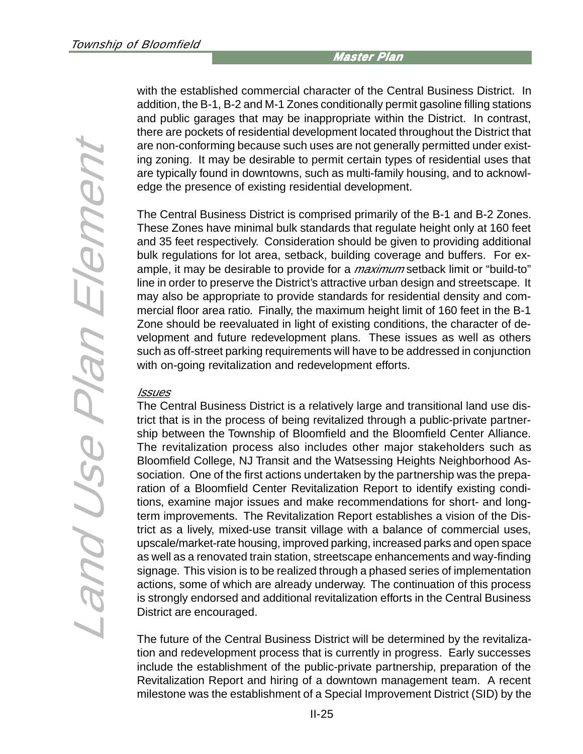with the established commercial character of the Central Business District. In addition, the B-1, B-2 and M-1 Zones conditionally permit gasoline filling stations and public garages that may be inappropriate within the District. In contrast, there are pockets of residential development located throughout the District that are non-conforming because such uses are not generally permitted under existing zoning. It may be desirable to permit certain types of residential uses that are typically found in downtowns, such as multi-family housing, and to acknowledge the presence of existing residential development.

The Central Business District is comprised primarily of the B-1 and B-2 Zones. These Zones have minimal bulk standards that regulate height only at 160 feet and 35 feet respectively. Consideration should be given to providing additional bulk regulations for lot area, setback, building coverage and buffers. For example, it may be desirable to provide for a *maximum* setback limit or "build-to" line in order to preserve the District's attractive urban design and streetscape. It may also be appropriate to provide standards for residential density and commercial floor area ratio. Finally, the maximum height limit of 160 feet in the B-1 Zone should be reevaluated in light of existing conditions, the character of development and future redevelopment plans. These issues as well as others such as off-street parking requirements will have to be addressed in conjunction with on-going revitalization and redevelopment efforts.

*Issues*

The Central Business District is a relatively large and transitional land use district that is in the process of being revitalized through a public-private partnership between the Township of Bloomfield and the Bloomfield Center Alliance. The revitalization process also includes other major stakeholders such as Bloomfield College, NJ Transit and the Watsessing Heights Neighborhood Association. One of the first actions undertaken by the partnership was the preparation of a Bloomfield Center Revitalization Report to identify existing conditions, examine major issues and make recommendations for short- and long-term improvements. The Revitalization Report establishes a vision of the District as a lively, mixed-use transit village with a balance of commercial uses, upscale/market-rate housing, improved parking, increased parks and open space as well as a renovated train station, streetscape enhancements and way-finding signage. This vision is to be realized through a phased series of implementation actions, some of which are already underway. The continuation of this process is strongly endorsed and additional revitalization efforts in the Central Business District are encouraged.

The future of the Central Business District will be determined by the revitalization and redevelopment process that is currently in progress. Early successes include the establishment of the public-private partnership, preparation of the Revitalization Report and hiring of a downtown management team. A recent milestone was the establishment of a Special Improvement District (SID) by the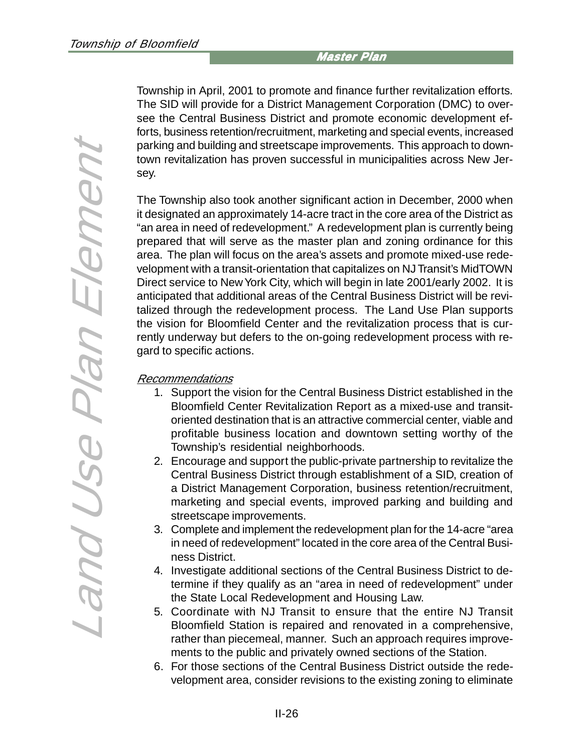Township in April, 2001 to promote and finance further revitalization efforts. The SID will provide for a District Management Corporation (DMC) to oversee the Central Business District and promote economic development efforts, business retention/recruitment, marketing and special events, increased parking and building and streetscape improvements. This approach to downtown revitalization has proven successful in municipalities across New Jersey.

The Township also took another significant action in December, 2000 when it designated an approximately 14-acre tract in the core area of the District as "an area in need of redevelopment." A redevelopment plan is currently being prepared that will serve as the master plan and zoning ordinance for this area. The plan will focus on the area's assets and promote mixed-use redevelopment with a transit-orientation that capitalizes on NJ Transit's MidTOWN Direct service to New York City, which will begin in late 2001/early 2002. It is anticipated that additional areas of the Central Business District will be revitalized through the redevelopment process. The Land Use Plan supports the vision for Bloomfield Center and the revitalization process that is currently underway but defers to the on-going redevelopment process with regard to specific actions.

*Recommendations*

1. Support the vision for the Central Business District established in the Bloomfield Center Revitalization Report as a mixed-use and transit-oriented destination that is an attractive commercial center, viable and profitable business location and downtown setting worthy of the Township's residential neighborhoods.
2. Encourage and support the public-private partnership to revitalize the Central Business District through establishment of a SID, creation of a District Management Corporation, business retention/recruitment, marketing and special events, improved parking and building and streetscape improvements.
3. Complete and implement the redevelopment plan for the 14-acre "area in need of redevelopment" located in the core area of the Central Business District.
4. Investigate additional sections of the Central Business District to determine if they qualify as an "area in need of redevelopment" under the State Local Redevelopment and Housing Law.
5. Coordinate with NJ Transit to ensure that the entire NJ Transit Bloomfield Station is repaired and renovated in a comprehensive, rather than piecemeal, manner. Such an approach requires improvements to the public and privately owned sections of the Station.
6. For those sections of the Central Business District outside the redevelopment area, consider revisions to the existing zoning to eliminate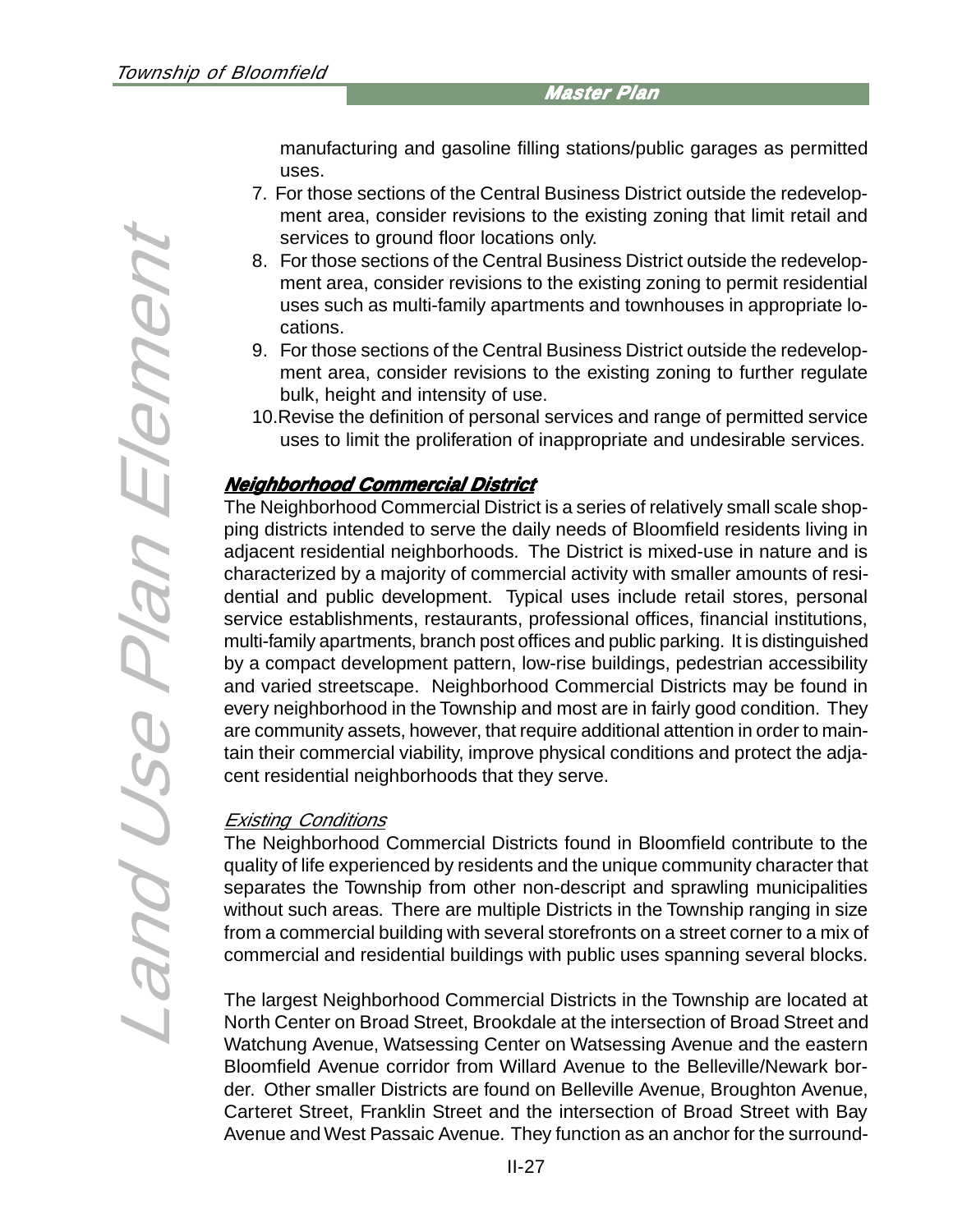manufacturing and gasoline filling stations/public garages as permitted uses.

7. For those sections of the Central Business District outside the redevelopment area, consider revisions to the existing zoning that limit retail and services to ground floor locations only.
8. For those sections of the Central Business District outside the redevelopment area, consider revisions to the existing zoning to permit residential uses such as multi-family apartments and townhouses in appropriate locations.
9. For those sections of the Central Business District outside the redevelopment area, consider revisions to the existing zoning to further regulate bulk, height and intensity of use.
10. Revise the definition of personal services and range of permitted service uses to limit the proliferation of inappropriate and undesirable services.

## Neighborhood Commercial District

The Neighborhood Commercial District is a series of relatively small scale shopping districts intended to serve the daily needs of Bloomfield residents living in adjacent residential neighborhoods. The District is mixed-use in nature and is characterized by a majority of commercial activity with smaller amounts of residential and public development. Typical uses include retail stores, personal service establishments, restaurants, professional offices, financial institutions, multi-family apartments, branch post offices and public parking. It is distinguished by a compact development pattern, low-rise buildings, pedestrian accessibility and varied streetscape. Neighborhood Commercial Districts may be found in every neighborhood in the Township and most are in fairly good condition. They are community assets, however, that require additional attention in order to maintain their commercial viability, improve physical conditions and protect the adjacent residential neighborhoods that they serve.

### *Existing Conditions*

The Neighborhood Commercial Districts found in Bloomfield contribute to the quality of life experienced by residents and the unique community character that separates the Township from other non-descript and sprawling municipalities without such areas. There are multiple Districts in the Township ranging in size from a commercial building with several storefronts on a street corner to a mix of commercial and residential buildings with public uses spanning several blocks.

The largest Neighborhood Commercial Districts in the Township are located at North Center on Broad Street, Brookdale at the intersection of Broad Street and Watchung Avenue, Watsessing Center on Watsessing Avenue and the eastern Bloomfield Avenue corridor from Willard Avenue to the Belleville/Newark border. Other smaller Districts are found on Belleville Avenue, Broughton Avenue, Carteret Street, Franklin Street and the intersection of Broad Street with Bay Avenue and West Passaic Avenue. They function as an anchor for the surround-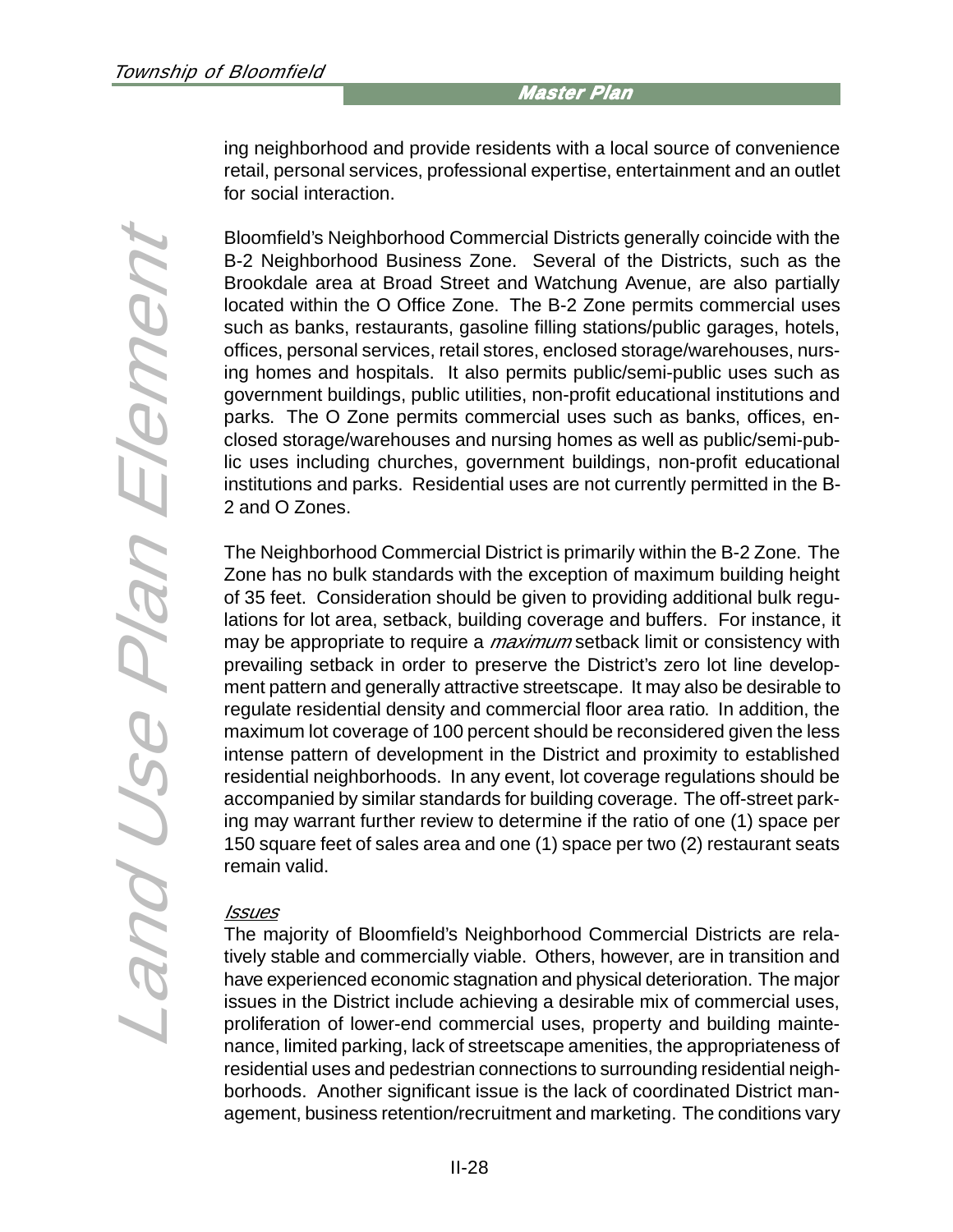ing neighborhood and provide residents with a local source of convenience retail, personal services, professional expertise, entertainment and an outlet for social interaction.

Bloomfield's Neighborhood Commercial Districts generally coincide with the B-2 Neighborhood Business Zone. Several of the Districts, such as the Brookdale area at Broad Street and Watchung Avenue, are also partially located within the O Office Zone. The B-2 Zone permits commercial uses such as banks, restaurants, gasoline filling stations/public garages, hotels, offices, personal services, retail stores, enclosed storage/warehouses, nursing homes and hospitals. It also permits public/semi-public uses such as government buildings, public utilities, non-profit educational institutions and parks. The O Zone permits commercial uses such as banks, offices, enclosed storage/warehouses and nursing homes as well as public/semi-public uses including churches, government buildings, non-profit educational institutions and parks. Residential uses are not currently permitted in the B-2 and O Zones.

The Neighborhood Commercial District is primarily within the B-2 Zone. The Zone has no bulk standards with the exception of maximum building height of 35 feet. Consideration should be given to providing additional bulk regulations for lot area, setback, building coverage and buffers. For instance, it may be appropriate to require a *maximum* setback limit or consistency with prevailing setback in order to preserve the District's zero lot line development pattern and generally attractive streetscape. It may also be desirable to regulate residential density and commercial floor area ratio. In addition, the maximum lot coverage of 100 percent should be reconsidered given the less intense pattern of development in the District and proximity to established residential neighborhoods. In any event, lot coverage regulations should be accompanied by similar standards for building coverage. The off-street parking may warrant further review to determine if the ratio of one (1) space per 150 square feet of sales area and one (1) space per two (2) restaurant seats remain valid.

*Issues*

The majority of Bloomfield's Neighborhood Commercial Districts are relatively stable and commercially viable. Others, however, are in transition and have experienced economic stagnation and physical deterioration. The major issues in the District include achieving a desirable mix of commercial uses, proliferation of lower-end commercial uses, property and building maintenance, limited parking, lack of streetscape amenities, the appropriateness of residential uses and pedestrian connections to surrounding residential neighborhoods. Another significant issue is the lack of coordinated District management, business retention/recruitment and marketing. The conditions vary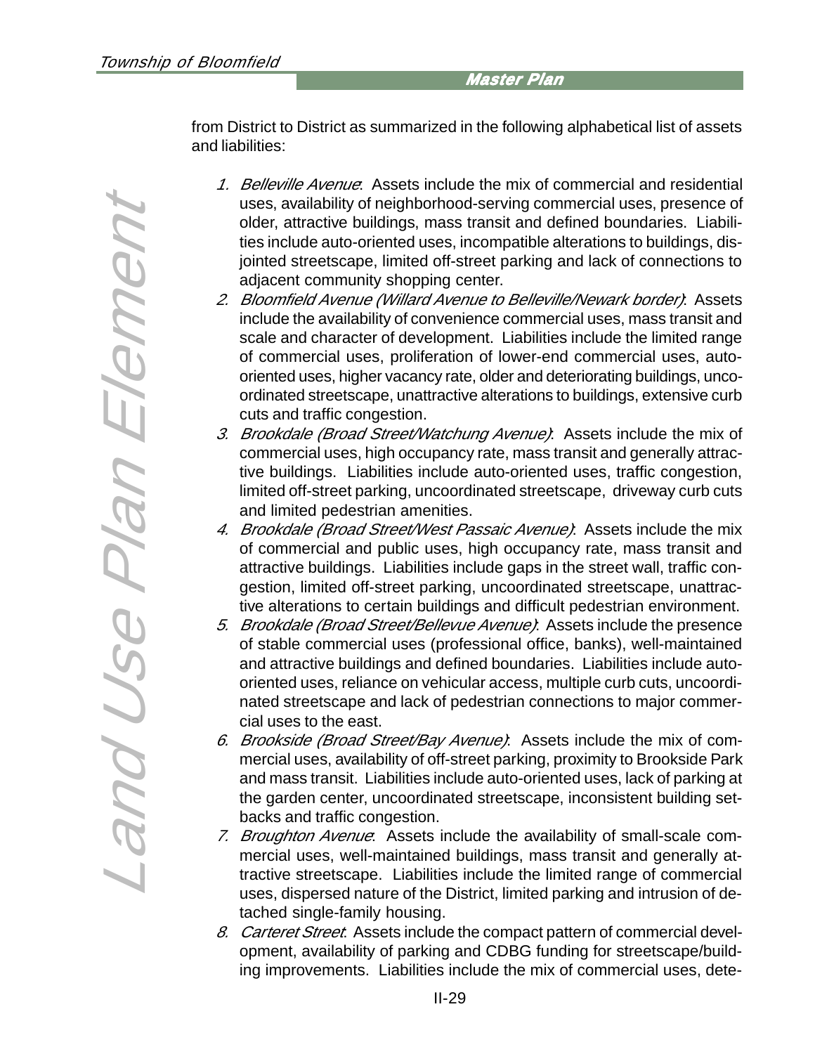from District to District as summarized in the following alphabetical list of assets and liabilities:

1. *Belleville Avenue*: Assets include the mix of commercial and residential uses, availability of neighborhood-serving commercial uses, presence of older, attractive buildings, mass transit and defined boundaries. Liabilities include auto-oriented uses, incompatible alterations to buildings, disjointed streetscape, limited off-street parking and lack of connections to adjacent community shopping center.
2. *Bloomfield Avenue (Willard Avenue to Belleville/Newark border)*: Assets include the availability of convenience commercial uses, mass transit and scale and character of development. Liabilities include the limited range of commercial uses, proliferation of lower-end commercial uses, auto-oriented uses, higher vacancy rate, older and deteriorating buildings, uncoordinated streetscape, unattractive alterations to buildings, extensive curb cuts and traffic congestion.
3. *Brookdale (Broad Street/Watchung Avenue)*: Assets include the mix of commercial uses, high occupancy rate, mass transit and generally attractive buildings. Liabilities include auto-oriented uses, traffic congestion, limited off-street parking, uncoordinated streetscape, driveway curb cuts and limited pedestrian amenities.
4. *Brookdale (Broad Street/West Passaic Avenue)*: Assets include the mix of commercial and public uses, high occupancy rate, mass transit and attractive buildings. Liabilities include gaps in the street wall, traffic congestion, limited off-street parking, uncoordinated streetscape, unattractive alterations to certain buildings and difficult pedestrian environment.
5. *Brookdale (Broad Street/Bellevue Avenue)*: Assets include the presence of stable commercial uses (professional office, banks), well-maintained and attractive buildings and defined boundaries. Liabilities include auto-oriented uses, reliance on vehicular access, multiple curb cuts, uncoordinated streetscape and lack of pedestrian connections to major commercial uses to the east.
6. *Brookside (Broad Street/Bay Avenue)*: Assets include the mix of commercial uses, availability of off-street parking, proximity to Brookside Park and mass transit. Liabilities include auto-oriented uses, lack of parking at the garden center, uncoordinated streetscape, inconsistent building setbacks and traffic congestion.
7. *Broughton Avenue*: Assets include the availability of small-scale commercial uses, well-maintained buildings, mass transit and generally attractive streetscape. Liabilities include the limited range of commercial uses, dispersed nature of the District, limited parking and intrusion of detached single-family housing.
8. *Carteret Street*: Assets include the compact pattern of commercial development, availability of parking and CDBG funding for streetscape/building improvements. Liabilities include the mix of commercial uses, dete-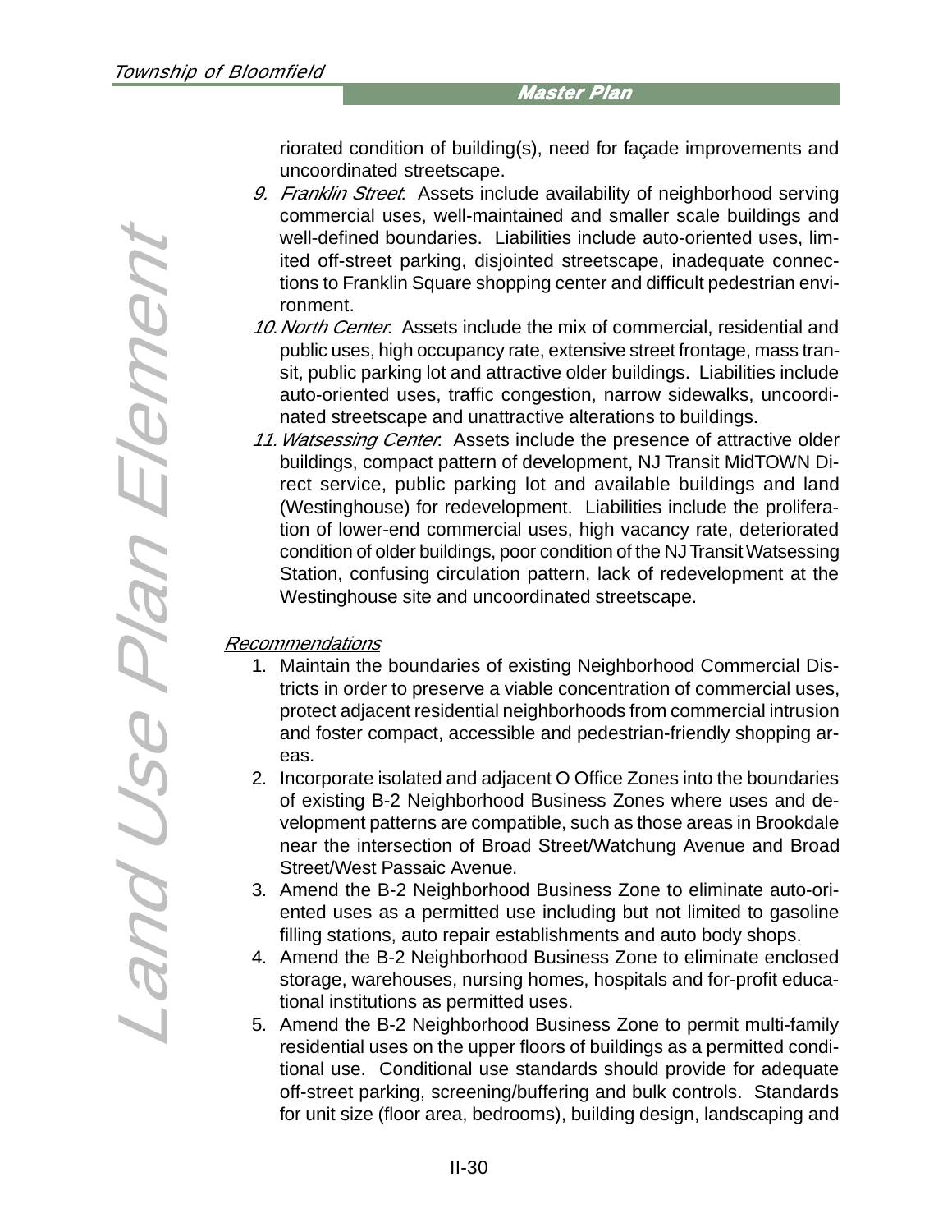riorated condition of building(s), need for façade improvements and uncoordinated streetscape.

9. *Franklin Street*: Assets include availability of neighborhood serving commercial uses, well-maintained and smaller scale buildings and well-defined boundaries. Liabilities include auto-oriented uses, limited off-street parking, disjointed streetscape, inadequate connections to Franklin Square shopping center and difficult pedestrian environment.
10. *North Center*: Assets include the mix of commercial, residential and public uses, high occupancy rate, extensive street frontage, mass transit, public parking lot and attractive older buildings. Liabilities include auto-oriented uses, traffic congestion, narrow sidewalks, uncoordinated streetscape and unattractive alterations to buildings.
11. *Watsessing Center*: Assets include the presence of attractive older buildings, compact pattern of development, NJ Transit MidTOWN Direct service, public parking lot and available buildings and land (Westinghouse) for redevelopment. Liabilities include the proliferation of lower-end commercial uses, high vacancy rate, deteriorated condition of older buildings, poor condition of the NJ Transit Watsessing Station, confusing circulation pattern, lack of redevelopment at the Westinghouse site and uncoordinated streetscape.

*Recommendations*

1. Maintain the boundaries of existing Neighborhood Commercial Districts in order to preserve a viable concentration of commercial uses, protect adjacent residential neighborhoods from commercial intrusion and foster compact, accessible and pedestrian-friendly shopping areas.
2. Incorporate isolated and adjacent O Office Zones into the boundaries of existing B-2 Neighborhood Business Zones where uses and development patterns are compatible, such as those areas in Brookdale near the intersection of Broad Street/Watchung Avenue and Broad Street/West Passaic Avenue.
3. Amend the B-2 Neighborhood Business Zone to eliminate auto-oriented uses as a permitted use including but not limited to gasoline filling stations, auto repair establishments and auto body shops.
4. Amend the B-2 Neighborhood Business Zone to eliminate enclosed storage, warehouses, nursing homes, hospitals and for-profit educational institutions as permitted uses.
5. Amend the B-2 Neighborhood Business Zone to permit multi-family residential uses on the upper floors of buildings as a permitted conditional use. Conditional use standards should provide for adequate off-street parking, screening/buffering and bulk controls. Standards for unit size (floor area, bedrooms), building design, landscaping and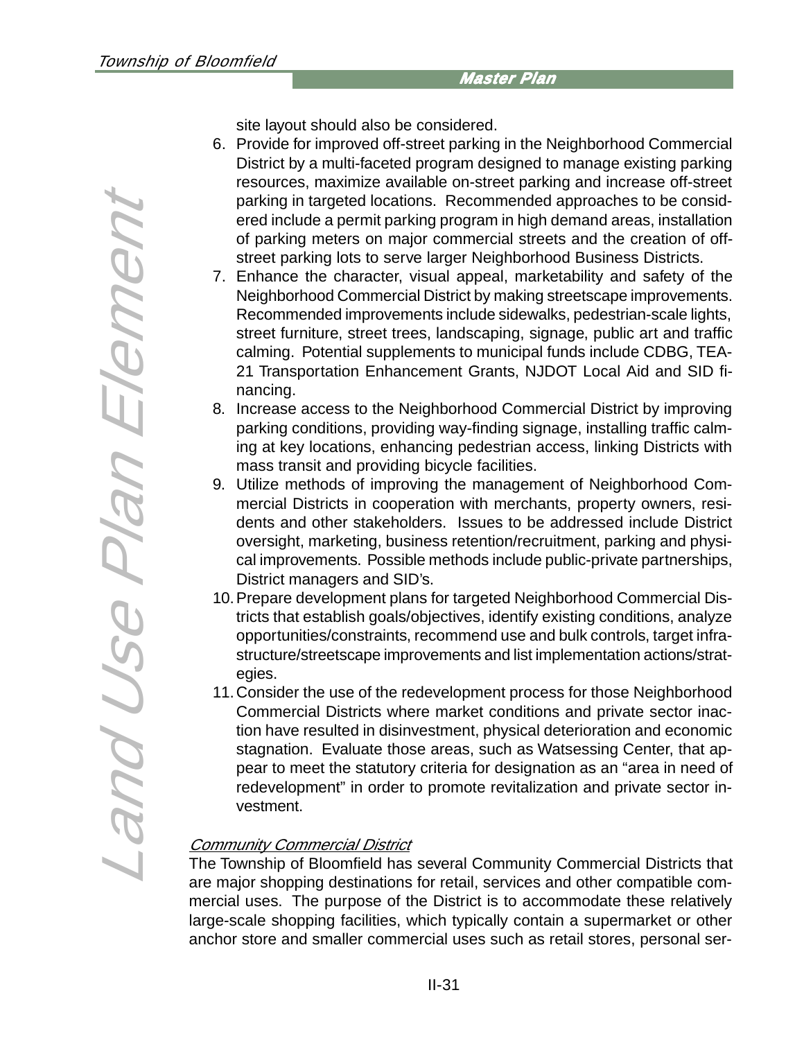site layout should also be considered.

6. Provide for improved off-street parking in the Neighborhood Commercial District by a multi-faceted program designed to manage existing parking resources, maximize available on-street parking and increase off-street parking in targeted locations. Recommended approaches to be considered include a permit parking program in high demand areas, installation of parking meters on major commercial streets and the creation of off-street parking lots to serve larger Neighborhood Business Districts.
7. Enhance the character, visual appeal, marketability and safety of the Neighborhood Commercial District by making streetscape improvements. Recommended improvements include sidewalks, pedestrian-scale lights, street furniture, street trees, landscaping, signage, public art and traffic calming. Potential supplements to municipal funds include CDBG, TEA-21 Transportation Enhancement Grants, NJDOT Local Aid and SID financing.
8. Increase access to the Neighborhood Commercial District by improving parking conditions, providing way-finding signage, installing traffic calming at key locations, enhancing pedestrian access, linking Districts with mass transit and providing bicycle facilities.
9. Utilize methods of improving the management of Neighborhood Commercial Districts in cooperation with merchants, property owners, residents and other stakeholders. Issues to be addressed include District oversight, marketing, business retention/recruitment, parking and physical improvements. Possible methods include public-private partnerships, District managers and SID's.
10. Prepare development plans for targeted Neighborhood Commercial Districts that establish goals/objectives, identify existing conditions, analyze opportunities/constraints, recommend use and bulk controls, target infrastructure/streetscape improvements and list implementation actions/strategies.
11. Consider the use of the redevelopment process for those Neighborhood Commercial Districts where market conditions and private sector inaction have resulted in disinvestment, physical deterioration and economic stagnation. Evaluate those areas, such as Watsessing Center, that appear to meet the statutory criteria for designation as an "area in need of redevelopment" in order to promote revitalization and private sector investment.

### *Community Commercial District*

The Township of Bloomfield has several Community Commercial Districts that are major shopping destinations for retail, services and other compatible commercial uses. The purpose of the District is to accommodate these relatively large-scale shopping facilities, which typically contain a supermarket or other anchor store and smaller commercial uses such as retail stores, personal ser-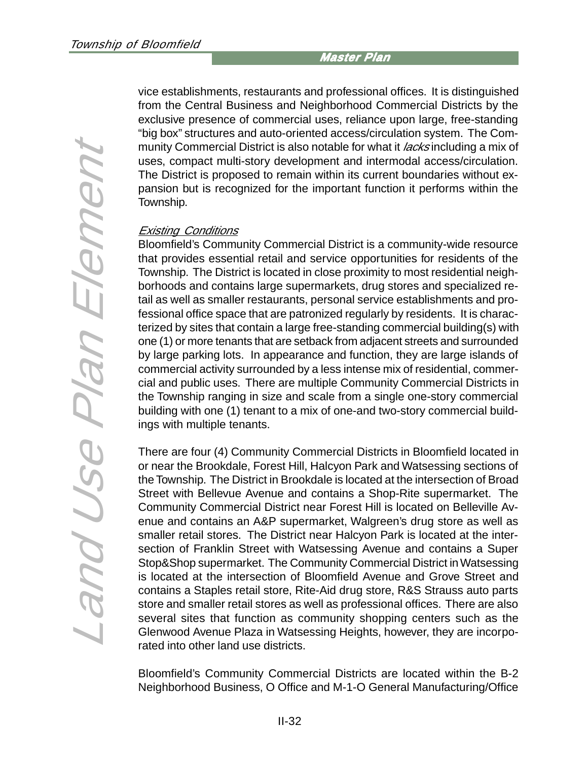vice establishments, restaurants and professional offices. It is distinguished from the Central Business and Neighborhood Commercial Districts by the exclusive presence of commercial uses, reliance upon large, free-standing "big box" structures and auto-oriented access/circulation system. The Community Commercial District is also notable for what it *lacks* including a mix of uses, compact multi-story development and intermodal access/circulation. The District is proposed to remain within its current boundaries without expansion but is recognized for the important function it performs within the Township.

*Existing Conditions*

Bloomfield's Community Commercial District is a community-wide resource that provides essential retail and service opportunities for residents of the Township. The District is located in close proximity to most residential neighborhoods and contains large supermarkets, drug stores and specialized retail as well as smaller restaurants, personal service establishments and professional office space that are patronized regularly by residents. It is characterized by sites that contain a large free-standing commercial building(s) with one (1) or more tenants that are setback from adjacent streets and surrounded by large parking lots. In appearance and function, they are large islands of commercial activity surrounded by a less intense mix of residential, commercial and public uses. There are multiple Community Commercial Districts in the Township ranging in size and scale from a single one-story commercial building with one (1) tenant to a mix of one-and two-story commercial buildings with multiple tenants.

There are four (4) Community Commercial Districts in Bloomfield located in or near the Brookdale, Forest Hill, Halcyon Park and Watsessing sections of the Township. The District in Brookdale is located at the intersection of Broad Street with Bellevue Avenue and contains a Shop-Rite supermarket. The Community Commercial District near Forest Hill is located on Belleville Avenue and contains an A&P supermarket, Walgreen's drug store as well as smaller retail stores. The District near Halcyon Park is located at the intersection of Franklin Street with Watsessing Avenue and contains a Super Stop&Shop supermarket. The Community Commercial District in Watsessing is located at the intersection of Bloomfield Avenue and Grove Street and contains a Staples retail store, Rite-Aid drug store, R&S Strauss auto parts store and smaller retail stores as well as professional offices. There are also several sites that function as community shopping centers such as the Glenwood Avenue Plaza in Watsessing Heights, however, they are incorporated into other land use districts.

Bloomfield's Community Commercial Districts are located within the B-2 Neighborhood Business, O Office and M-1-O General Manufacturing/Office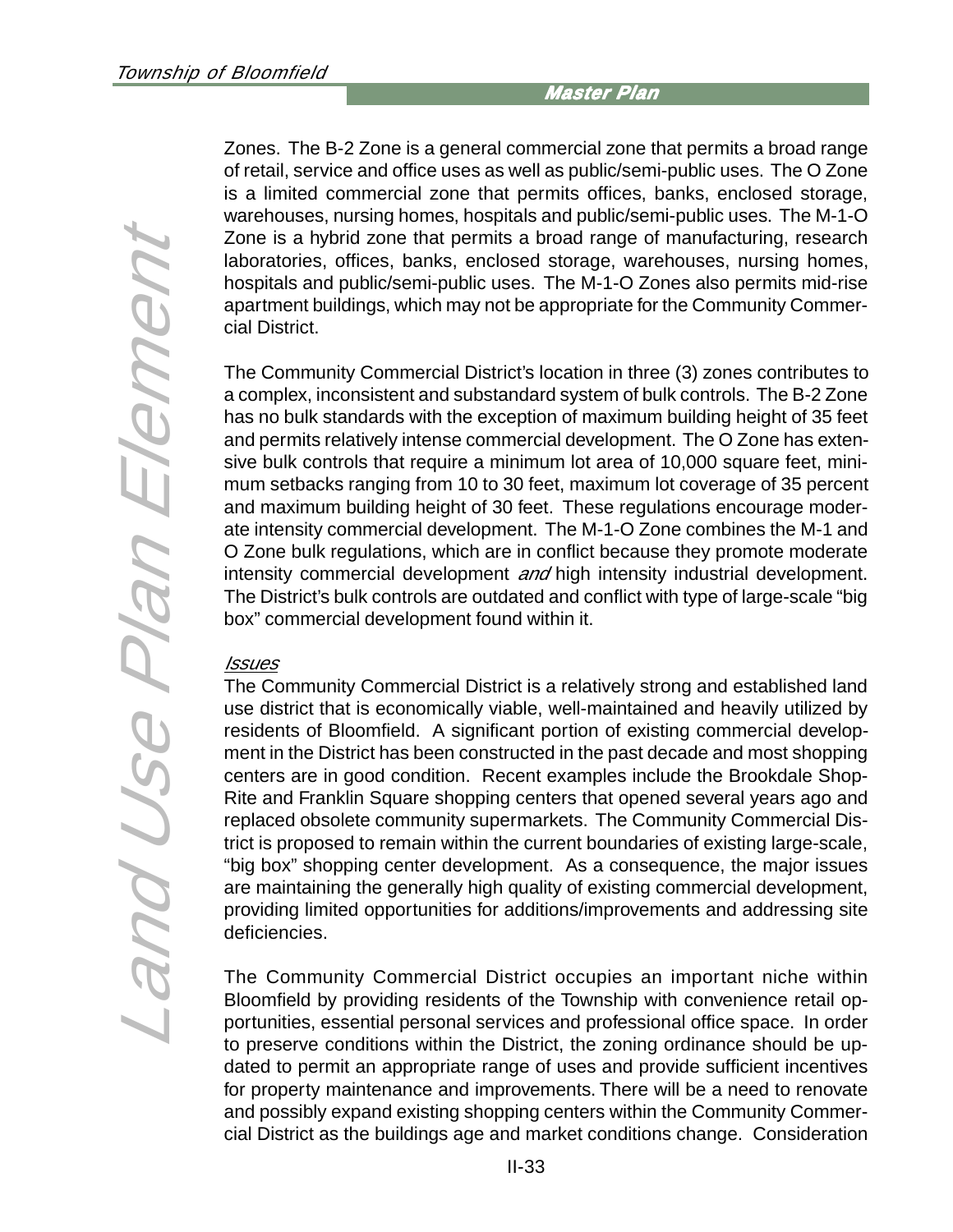Zones. The B-2 Zone is a general commercial zone that permits a broad range of retail, service and office uses as well as public/semi-public uses. The O Zone is a limited commercial zone that permits offices, banks, enclosed storage, warehouses, nursing homes, hospitals and public/semi-public uses. The M-1-O Zone is a hybrid zone that permits a broad range of manufacturing, research laboratories, offices, banks, enclosed storage, warehouses, nursing homes, hospitals and public/semi-public uses. The M-1-O Zones also permits mid-rise apartment buildings, which may not be appropriate for the Community Commercial District.

The Community Commercial District's location in three (3) zones contributes to a complex, inconsistent and substandard system of bulk controls. The B-2 Zone has no bulk standards with the exception of maximum building height of 35 feet and permits relatively intense commercial development. The O Zone has extensive bulk controls that require a minimum lot area of 10,000 square feet, minimum setbacks ranging from 10 to 30 feet, maximum lot coverage of 35 percent and maximum building height of 30 feet. These regulations encourage moderate intensity commercial development. The M-1-O Zone combines the M-1 and O Zone bulk regulations, which are in conflict because they promote moderate intensity commercial development *and* high intensity industrial development. The District's bulk controls are outdated and conflict with type of large-scale "big box" commercial development found within it.

*Issues*

The Community Commercial District is a relatively strong and established land use district that is economically viable, well-maintained and heavily utilized by residents of Bloomfield. A significant portion of existing commercial development in the District has been constructed in the past decade and most shopping centers are in good condition. Recent examples include the Brookdale Shop-Rite and Franklin Square shopping centers that opened several years ago and replaced obsolete community supermarkets. The Community Commercial District is proposed to remain within the current boundaries of existing large-scale, "big box" shopping center development. As a consequence, the major issues are maintaining the generally high quality of existing commercial development, providing limited opportunities for additions/improvements and addressing site deficiencies.

The Community Commercial District occupies an important niche within Bloomfield by providing residents of the Township with convenience retail opportunities, essential personal services and professional office space. In order to preserve conditions within the District, the zoning ordinance should be updated to permit an appropriate range of uses and provide sufficient incentives for property maintenance and improvements. There will be a need to renovate and possibly expand existing shopping centers within the Community Commercial District as the buildings age and market conditions change. Consideration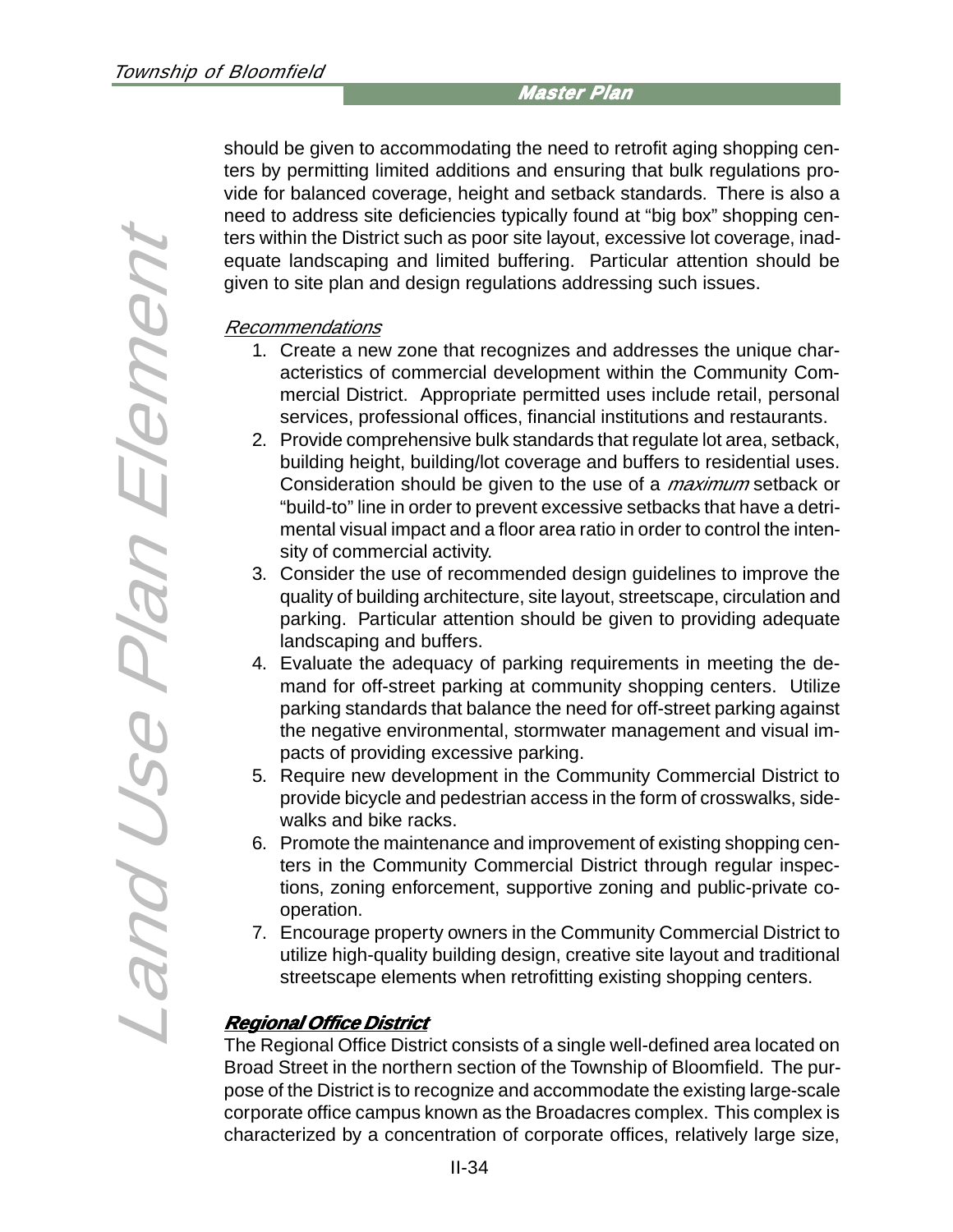should be given to accommodating the need to retrofit aging shopping centers by permitting limited additions and ensuring that bulk regulations provide for balanced coverage, height and setback standards. There is also a need to address site deficiencies typically found at "big box" shopping centers within the District such as poor site layout, excessive lot coverage, inadequate landscaping and limited buffering. Particular attention should be given to site plan and design regulations addressing such issues.

*Recommendations*

1. Create a new zone that recognizes and addresses the unique characteristics of commercial development within the Community Commercial District. Appropriate permitted uses include retail, personal services, professional offices, financial institutions and restaurants.
2. Provide comprehensive bulk standards that regulate lot area, setback, building height, building/lot coverage and buffers to residential uses. Consideration should be given to the use of a *maximum* setback or "build-to" line in order to prevent excessive setbacks that have a detrimental visual impact and a floor area ratio in order to control the intensity of commercial activity.
3. Consider the use of recommended design guidelines to improve the quality of building architecture, site layout, streetscape, circulation and parking. Particular attention should be given to providing adequate landscaping and buffers.
4. Evaluate the adequacy of parking requirements in meeting the demand for off-street parking at community shopping centers. Utilize parking standards that balance the need for off-street parking against the negative environmental, stormwater management and visual impacts of providing excessive parking.
5. Require new development in the Community Commercial District to provide bicycle and pedestrian access in the form of crosswalks, sidewalks and bike racks.
6. Promote the maintenance and improvement of existing shopping centers in the Community Commercial District through regular inspections, zoning enforcement, supportive zoning and public-private cooperation.
7. Encourage property owners in the Community Commercial District to utilize high-quality building design, creative site layout and traditional streetscape elements when retrofitting existing shopping centers.

### Regional Office District

The Regional Office District consists of a single well-defined area located on Broad Street in the northern section of the Township of Bloomfield. The purpose of the District is to recognize and accommodate the existing large-scale corporate office campus known as the Broadacres complex. This complex is characterized by a concentration of corporate offices, relatively large size,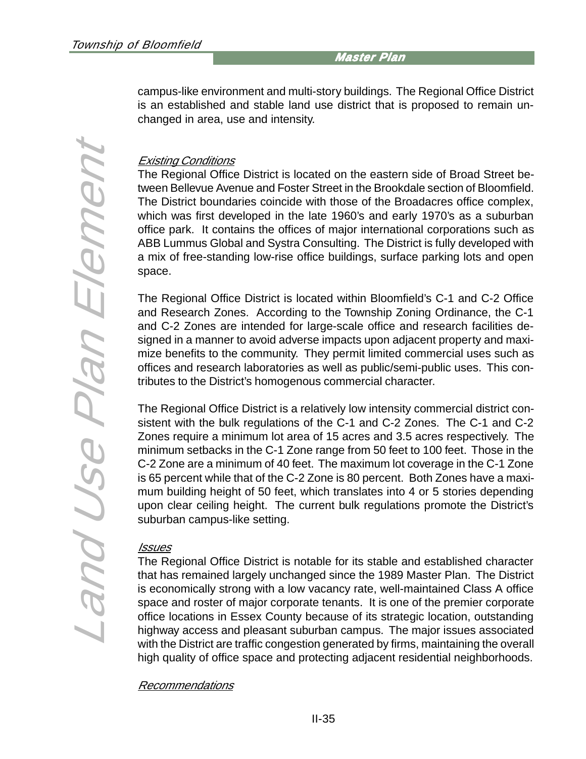campus-like environment and multi-story buildings. The Regional Office District is an established and stable land use district that is proposed to remain unchanged in area, use and intensity.

*Existing Conditions*

The Regional Office District is located on the eastern side of Broad Street between Bellevue Avenue and Foster Street in the Brookdale section of Bloomfield. The District boundaries coincide with those of the Broadacres office complex, which was first developed in the late 1960's and early 1970's as a suburban office park. It contains the offices of major international corporations such as ABB Lummus Global and Systra Consulting. The District is fully developed with a mix of free-standing low-rise office buildings, surface parking lots and open space.

The Regional Office District is located within Bloomfield's C-1 and C-2 Office and Research Zones. According to the Township Zoning Ordinance, the C-1 and C-2 Zones are intended for large-scale office and research facilities designed in a manner to avoid adverse impacts upon adjacent property and maximize benefits to the community. They permit limited commercial uses such as offices and research laboratories as well as public/semi-public uses. This contributes to the District's homogenous commercial character.

The Regional Office District is a relatively low intensity commercial district consistent with the bulk regulations of the C-1 and C-2 Zones. The C-1 and C-2 Zones require a minimum lot area of 15 acres and 3.5 acres respectively. The minimum setbacks in the C-1 Zone range from 50 feet to 100 feet. Those in the C-2 Zone are a minimum of 40 feet. The maximum lot coverage in the C-1 Zone is 65 percent while that of the C-2 Zone is 80 percent. Both Zones have a maximum building height of 50 feet, which translates into 4 or 5 stories depending upon clear ceiling height. The current bulk regulations promote the District's suburban campus-like setting.

*Issues*

The Regional Office District is notable for its stable and established character that has remained largely unchanged since the 1989 Master Plan. The District is economically strong with a low vacancy rate, well-maintained Class A office space and roster of major corporate tenants. It is one of the premier corporate office locations in Essex County because of its strategic location, outstanding highway access and pleasant suburban campus. The major issues associated with the District are traffic congestion generated by firms, maintaining the overall high quality of office space and protecting adjacent residential neighborhoods.

*Recommendations*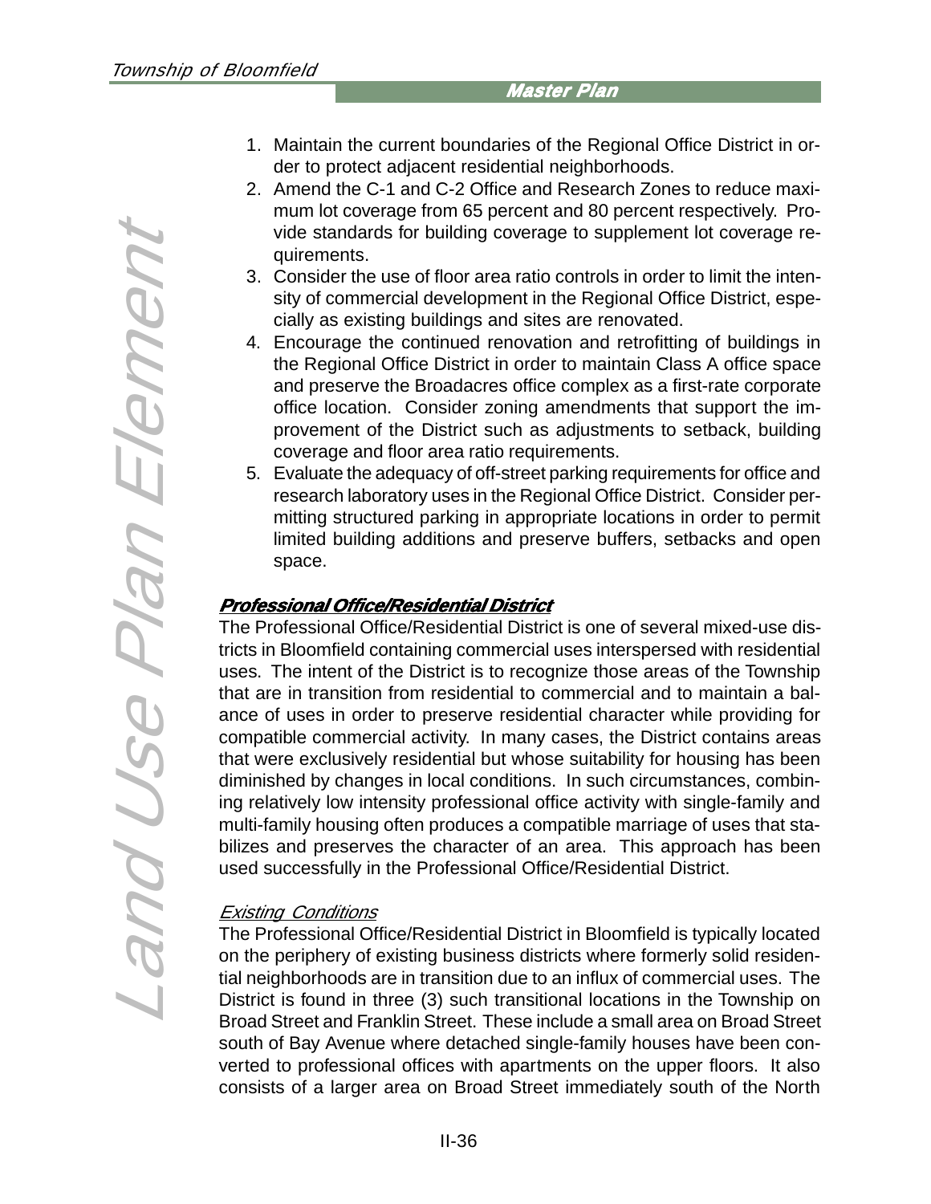1. Maintain the current boundaries of the Regional Office District in order to protect adjacent residential neighborhoods.
2. Amend the C-1 and C-2 Office and Research Zones to reduce maximum lot coverage from 65 percent and 80 percent respectively. Provide standards for building coverage to supplement lot coverage requirements.
3. Consider the use of floor area ratio controls in order to limit the intensity of commercial development in the Regional Office District, especially as existing buildings and sites are renovated.
4. Encourage the continued renovation and retrofitting of buildings in the Regional Office District in order to maintain Class A office space and preserve the Broadacres office complex as a first-rate corporate office location. Consider zoning amendments that support the improvement of the District such as adjustments to setback, building coverage and floor area ratio requirements.
5. Evaluate the adequacy of off-street parking requirements for office and research laboratory uses in the Regional Office District. Consider permitting structured parking in appropriate locations in order to permit limited building additions and preserve buffers, setbacks and open space.

## Professional Office/Residential District

The Professional Office/Residential District is one of several mixed-use districts in Bloomfield containing commercial uses interspersed with residential uses. The intent of the District is to recognize those areas of the Township that are in transition from residential to commercial and to maintain a balance of uses in order to preserve residential character while providing for compatible commercial activity. In many cases, the District contains areas that were exclusively residential but whose suitability for housing has been diminished by changes in local conditions. In such circumstances, combining relatively low intensity professional office activity with single-family and multi-family housing often produces a compatible marriage of uses that stabilizes and preserves the character of an area. This approach has been used successfully in the Professional Office/Residential District.

### Existing Conditions

The Professional Office/Residential District in Bloomfield is typically located on the periphery of existing business districts where formerly solid residential neighborhoods are in transition due to an influx of commercial uses. The District is found in three (3) such transitional locations in the Township on Broad Street and Franklin Street. These include a small area on Broad Street south of Bay Avenue where detached single-family houses have been converted to professional offices with apartments on the upper floors. It also consists of a larger area on Broad Street immediately south of the North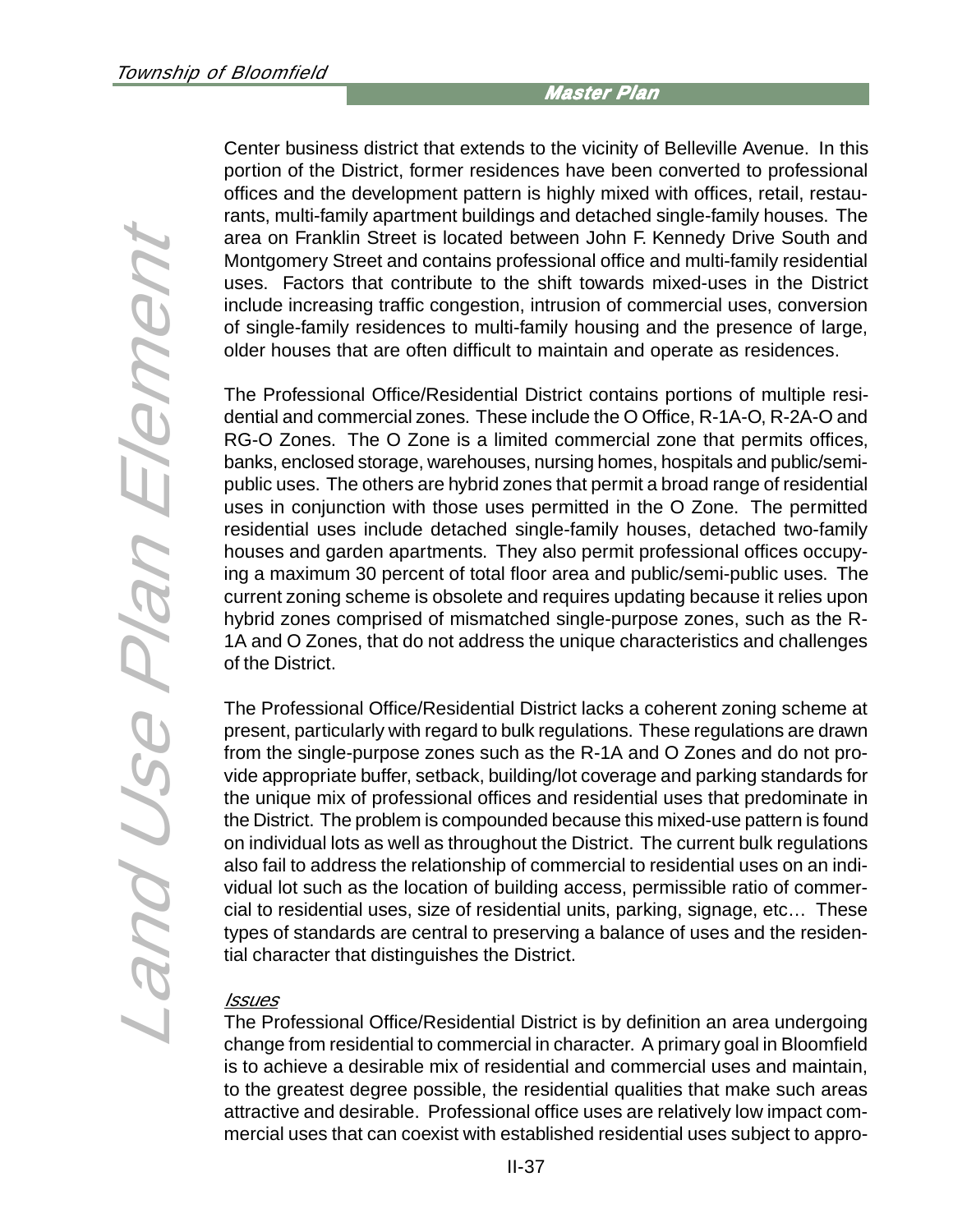Center business district that extends to the vicinity of Belleville Avenue. In this portion of the District, former residences have been converted to professional offices and the development pattern is highly mixed with offices, retail, restaurants, multi-family apartment buildings and detached single-family houses. The area on Franklin Street is located between John F. Kennedy Drive South and Montgomery Street and contains professional office and multi-family residential uses. Factors that contribute to the shift towards mixed-uses in the District include increasing traffic congestion, intrusion of commercial uses, conversion of single-family residences to multi-family housing and the presence of large, older houses that are often difficult to maintain and operate as residences.

The Professional Office/Residential District contains portions of multiple residential and commercial zones. These include the O Office, R-1A-O, R-2A-O and RG-O Zones. The O Zone is a limited commercial zone that permits offices, banks, enclosed storage, warehouses, nursing homes, hospitals and public/semi-public uses. The others are hybrid zones that permit a broad range of residential uses in conjunction with those uses permitted in the O Zone. The permitted residential uses include detached single-family houses, detached two-family houses and garden apartments. They also permit professional offices occupying a maximum 30 percent of total floor area and public/semi-public uses. The current zoning scheme is obsolete and requires updating because it relies upon hybrid zones comprised of mismatched single-purpose zones, such as the R-1A and O Zones, that do not address the unique characteristics and challenges of the District.

The Professional Office/Residential District lacks a coherent zoning scheme at present, particularly with regard to bulk regulations. These regulations are drawn from the single-purpose zones such as the R-1A and O Zones and do not provide appropriate buffer, setback, building/lot coverage and parking standards for the unique mix of professional offices and residential uses that predominate in the District. The problem is compounded because this mixed-use pattern is found on individual lots as well as throughout the District. The current bulk regulations also fail to address the relationship of commercial to residential uses on an individual lot such as the location of building access, permissible ratio of commercial to residential uses, size of residential units, parking, signage, etc… These types of standards are central to preserving a balance of uses and the residential character that distinguishes the District.

*Issues*

The Professional Office/Residential District is by definition an area undergoing change from residential to commercial in character. A primary goal in Bloomfield is to achieve a desirable mix of residential and commercial uses and maintain, to the greatest degree possible, the residential qualities that make such areas attractive and desirable. Professional office uses are relatively low impact commercial uses that can coexist with established residential uses subject to appro-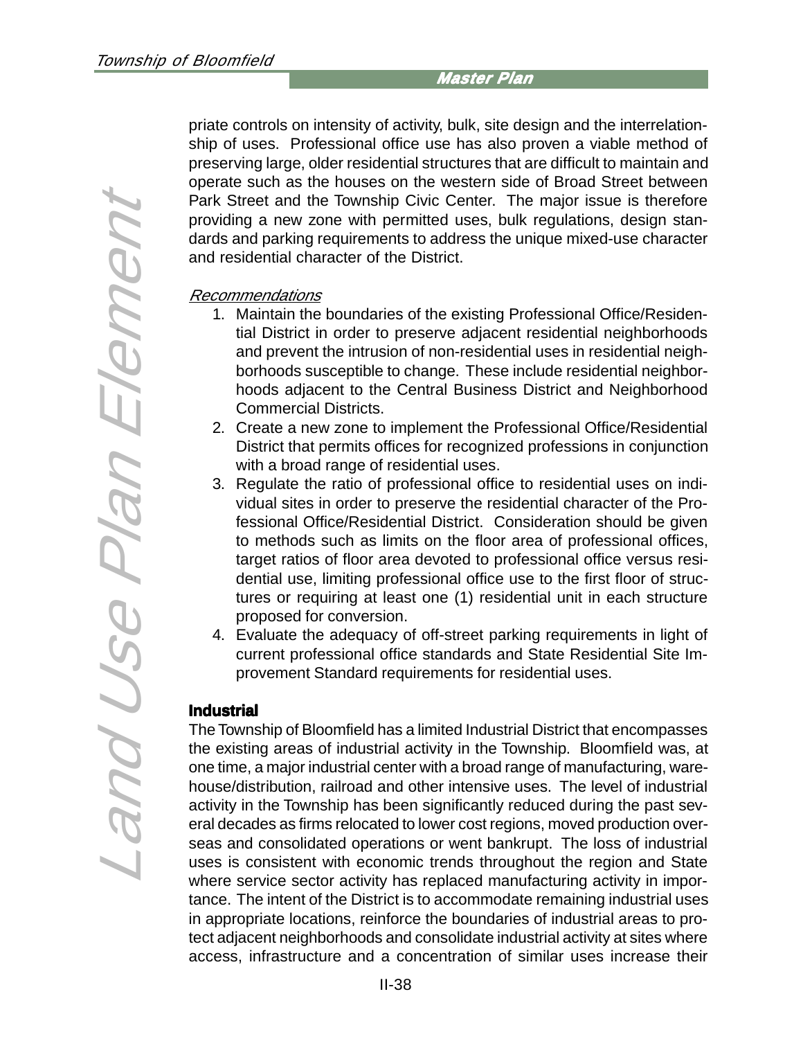priate controls on intensity of activity, bulk, site design and the interrelationship of uses. Professional office use has also proven a viable method of preserving large, older residential structures that are difficult to maintain and operate such as the houses on the western side of Broad Street between Park Street and the Township Civic Center. The major issue is therefore providing a new zone with permitted uses, bulk regulations, design standards and parking requirements to address the unique mixed-use character and residential character of the District.

*Recommendations*

1. Maintain the boundaries of the existing Professional Office/Residential District in order to preserve adjacent residential neighborhoods and prevent the intrusion of non-residential uses in residential neighborhoods susceptible to change. These include residential neighborhoods adjacent to the Central Business District and Neighborhood Commercial Districts.
2. Create a new zone to implement the Professional Office/Residential District that permits offices for recognized professions in conjunction with a broad range of residential uses.
3. Regulate the ratio of professional office to residential uses on individual sites in order to preserve the residential character of the Professional Office/Residential District. Consideration should be given to methods such as limits on the floor area of professional offices, target ratios of floor area devoted to professional office versus residential use, limiting professional office use to the first floor of structures or requiring at least one (1) residential unit in each structure proposed for conversion.
4. Evaluate the adequacy of off-street parking requirements in light of current professional office standards and State Residential Site Improvement Standard requirements for residential uses.

**Industrial**

The Township of Bloomfield has a limited Industrial District that encompasses the existing areas of industrial activity in the Township. Bloomfield was, at one time, a major industrial center with a broad range of manufacturing, warehouse/distribution, railroad and other intensive uses. The level of industrial activity in the Township has been significantly reduced during the past several decades as firms relocated to lower cost regions, moved production overseas and consolidated operations or went bankrupt. The loss of industrial uses is consistent with economic trends throughout the region and State where service sector activity has replaced manufacturing activity in importance. The intent of the District is to accommodate remaining industrial uses in appropriate locations, reinforce the boundaries of industrial areas to protect adjacent neighborhoods and consolidate industrial activity at sites where access, infrastructure and a concentration of similar uses increase their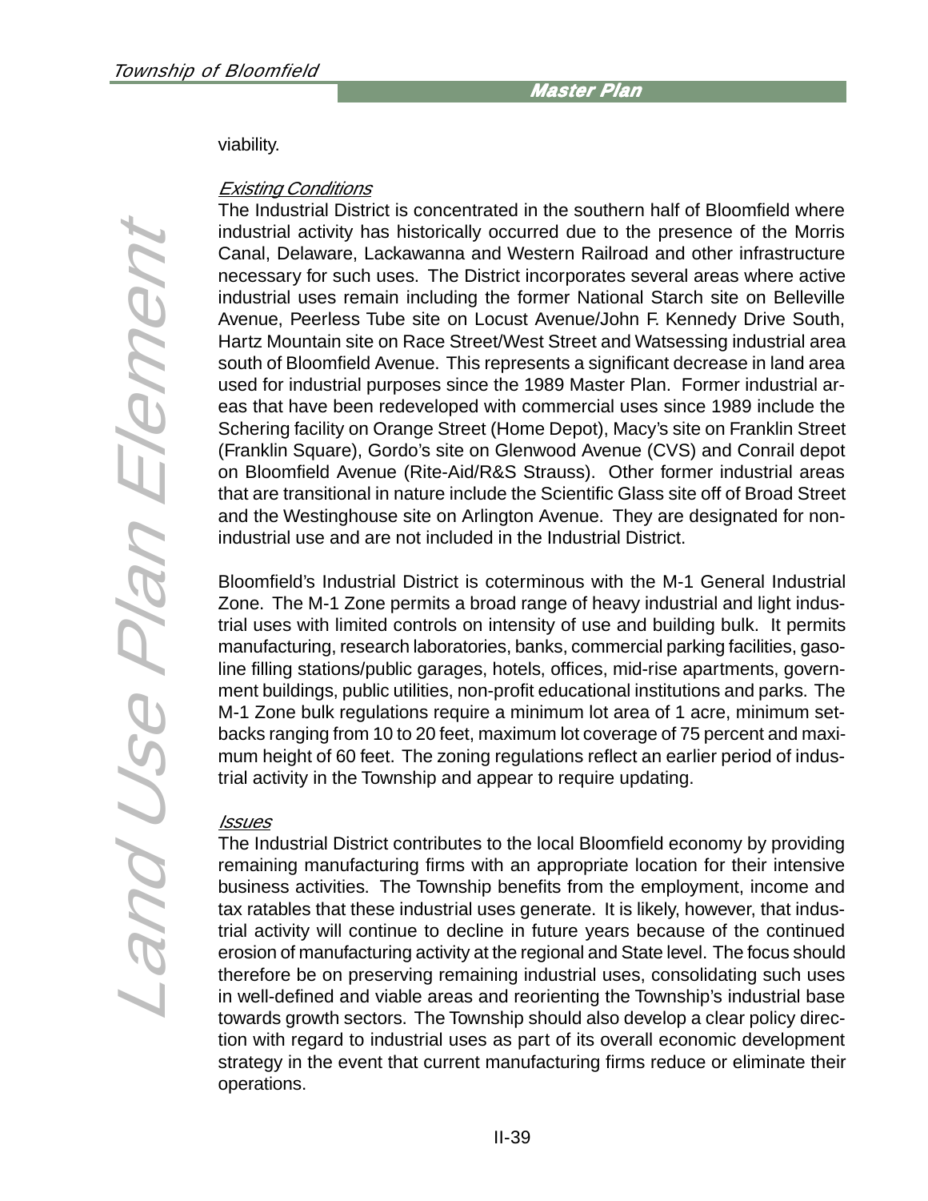viability.

*Existing Conditions*

The Industrial District is concentrated in the southern half of Bloomfield where industrial activity has historically occurred due to the presence of the Morris Canal, Delaware, Lackawanna and Western Railroad and other infrastructure necessary for such uses. The District incorporates several areas where active industrial uses remain including the former National Starch site on Belleville Avenue, Peerless Tube site on Locust Avenue/John F. Kennedy Drive South, Hartz Mountain site on Race Street/West Street and Watsessing industrial area south of Bloomfield Avenue. This represents a significant decrease in land area used for industrial purposes since the 1989 Master Plan. Former industrial areas that have been redeveloped with commercial uses since 1989 include the Schering facility on Orange Street (Home Depot), Macy's site on Franklin Street (Franklin Square), Gordo's site on Glenwood Avenue (CVS) and Conrail depot on Bloomfield Avenue (Rite-Aid/R&S Strauss). Other former industrial areas that are transitional in nature include the Scientific Glass site off of Broad Street and the Westinghouse site on Arlington Avenue. They are designated for non-industrial use and are not included in the Industrial District.

Bloomfield's Industrial District is coterminous with the M-1 General Industrial Zone. The M-1 Zone permits a broad range of heavy industrial and light industrial uses with limited controls on intensity of use and building bulk. It permits manufacturing, research laboratories, banks, commercial parking facilities, gasoline filling stations/public garages, hotels, offices, mid-rise apartments, government buildings, public utilities, non-profit educational institutions and parks. The M-1 Zone bulk regulations require a minimum lot area of 1 acre, minimum setbacks ranging from 10 to 20 feet, maximum lot coverage of 75 percent and maximum height of 60 feet. The zoning regulations reflect an earlier period of industrial activity in the Township and appear to require updating.

*Issues*

The Industrial District contributes to the local Bloomfield economy by providing remaining manufacturing firms with an appropriate location for their intensive business activities. The Township benefits from the employment, income and tax ratables that these industrial uses generate. It is likely, however, that industrial activity will continue to decline in future years because of the continued erosion of manufacturing activity at the regional and State level. The focus should therefore be on preserving remaining industrial uses, consolidating such uses in well-defined and viable areas and reorienting the Township's industrial base towards growth sectors. The Township should also develop a clear policy direction with regard to industrial uses as part of its overall economic development strategy in the event that current manufacturing firms reduce or eliminate their operations.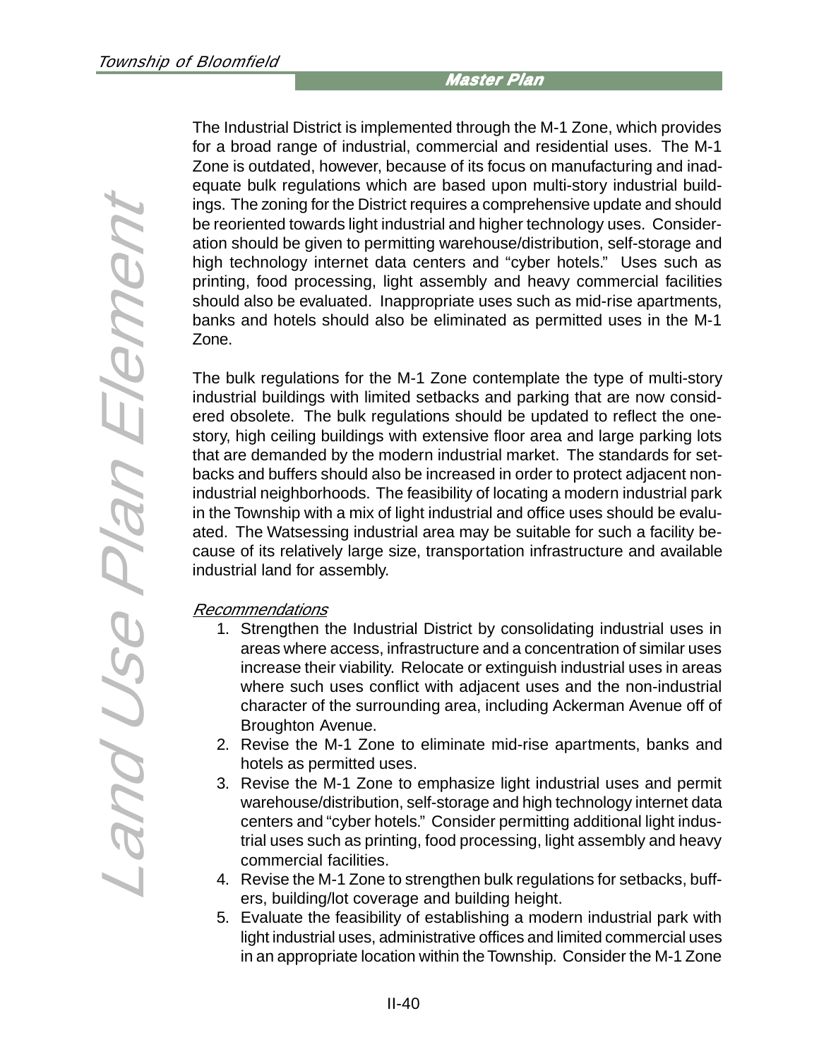The Industrial District is implemented through the M-1 Zone, which provides for a broad range of industrial, commercial and residential uses. The M-1 Zone is outdated, however, because of its focus on manufacturing and inadequate bulk regulations which are based upon multi-story industrial buildings. The zoning for the District requires a comprehensive update and should be reoriented towards light industrial and higher technology uses. Consideration should be given to permitting warehouse/distribution, self-storage and high technology internet data centers and "cyber hotels." Uses such as printing, food processing, light assembly and heavy commercial facilities should also be evaluated. Inappropriate uses such as mid-rise apartments, banks and hotels should also be eliminated as permitted uses in the M-1 Zone.

The bulk regulations for the M-1 Zone contemplate the type of multi-story industrial buildings with limited setbacks and parking that are now considered obsolete. The bulk regulations should be updated to reflect the one-story, high ceiling buildings with extensive floor area and large parking lots that are demanded by the modern industrial market. The standards for setbacks and buffers should also be increased in order to protect adjacent non-industrial neighborhoods. The feasibility of locating a modern industrial park in the Township with a mix of light industrial and office uses should be evaluated. The Watsessing industrial area may be suitable for such a facility because of its relatively large size, transportation infrastructure and available industrial land for assembly.

*Recommendations*

1. Strengthen the Industrial District by consolidating industrial uses in areas where access, infrastructure and a concentration of similar uses increase their viability. Relocate or extinguish industrial uses in areas where such uses conflict with adjacent uses and the non-industrial character of the surrounding area, including Ackerman Avenue off of Broughton Avenue.
2. Revise the M-1 Zone to eliminate mid-rise apartments, banks and hotels as permitted uses.
3. Revise the M-1 Zone to emphasize light industrial uses and permit warehouse/distribution, self-storage and high technology internet data centers and "cyber hotels." Consider permitting additional light industrial uses such as printing, food processing, light assembly and heavy commercial facilities.
4. Revise the M-1 Zone to strengthen bulk regulations for setbacks, buffers, building/lot coverage and building height.
5. Evaluate the feasibility of establishing a modern industrial park with light industrial uses, administrative offices and limited commercial uses in an appropriate location within the Township. Consider the M-1 Zone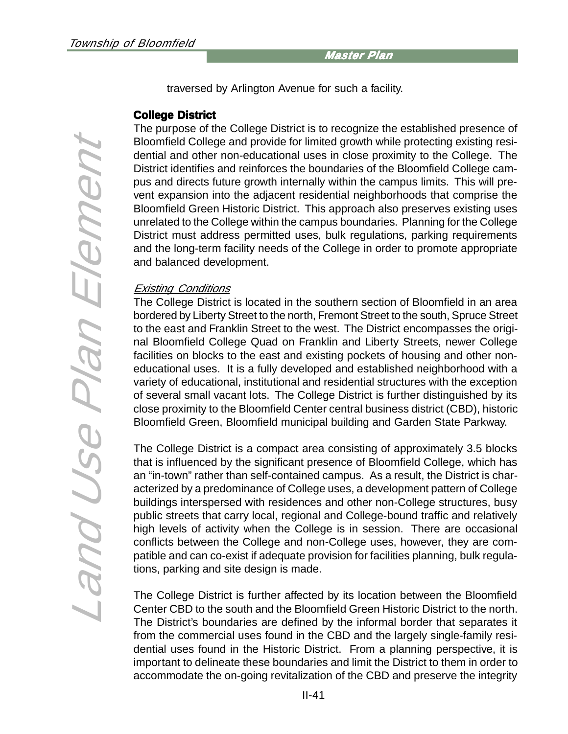traversed by Arlington Avenue for such a facility.

### College District

The purpose of the College District is to recognize the established presence of Bloomfield College and provide for limited growth while protecting existing residential and other non-educational uses in close proximity to the College. The District identifies and reinforces the boundaries of the Bloomfield College campus and directs future growth internally within the campus limits. This will prevent expansion into the adjacent residential neighborhoods that comprise the Bloomfield Green Historic District. This approach also preserves existing uses unrelated to the College within the campus boundaries. Planning for the College District must address permitted uses, bulk regulations, parking requirements and the long-term facility needs of the College in order to promote appropriate and balanced development.

*Existing Conditions*

The College District is located in the southern section of Bloomfield in an area bordered by Liberty Street to the north, Fremont Street to the south, Spruce Street to the east and Franklin Street to the west. The District encompasses the original Bloomfield College Quad on Franklin and Liberty Streets, newer College facilities on blocks to the east and existing pockets of housing and other non-educational uses. It is a fully developed and established neighborhood with a variety of educational, institutional and residential structures with the exception of several small vacant lots. The College District is further distinguished by its close proximity to the Bloomfield Center central business district (CBD), historic Bloomfield Green, Bloomfield municipal building and Garden State Parkway.

The College District is a compact area consisting of approximately 3.5 blocks that is influenced by the significant presence of Bloomfield College, which has an “in-town” rather than self-contained campus. As a result, the District is characterized by a predominance of College uses, a development pattern of College buildings interspersed with residences and other non-College structures, busy public streets that carry local, regional and College-bound traffic and relatively high levels of activity when the College is in session. There are occasional conflicts between the College and non-College uses, however, they are compatible and can co-exist if adequate provision for facilities planning, bulk regulations, parking and site design is made.

The College District is further affected by its location between the Bloomfield Center CBD to the south and the Bloomfield Green Historic District to the north. The District’s boundaries are defined by the informal border that separates it from the commercial uses found in the CBD and the largely single-family residential uses found in the Historic District. From a planning perspective, it is important to delineate these boundaries and limit the District to them in order to accommodate the on-going revitalization of the CBD and preserve the integrity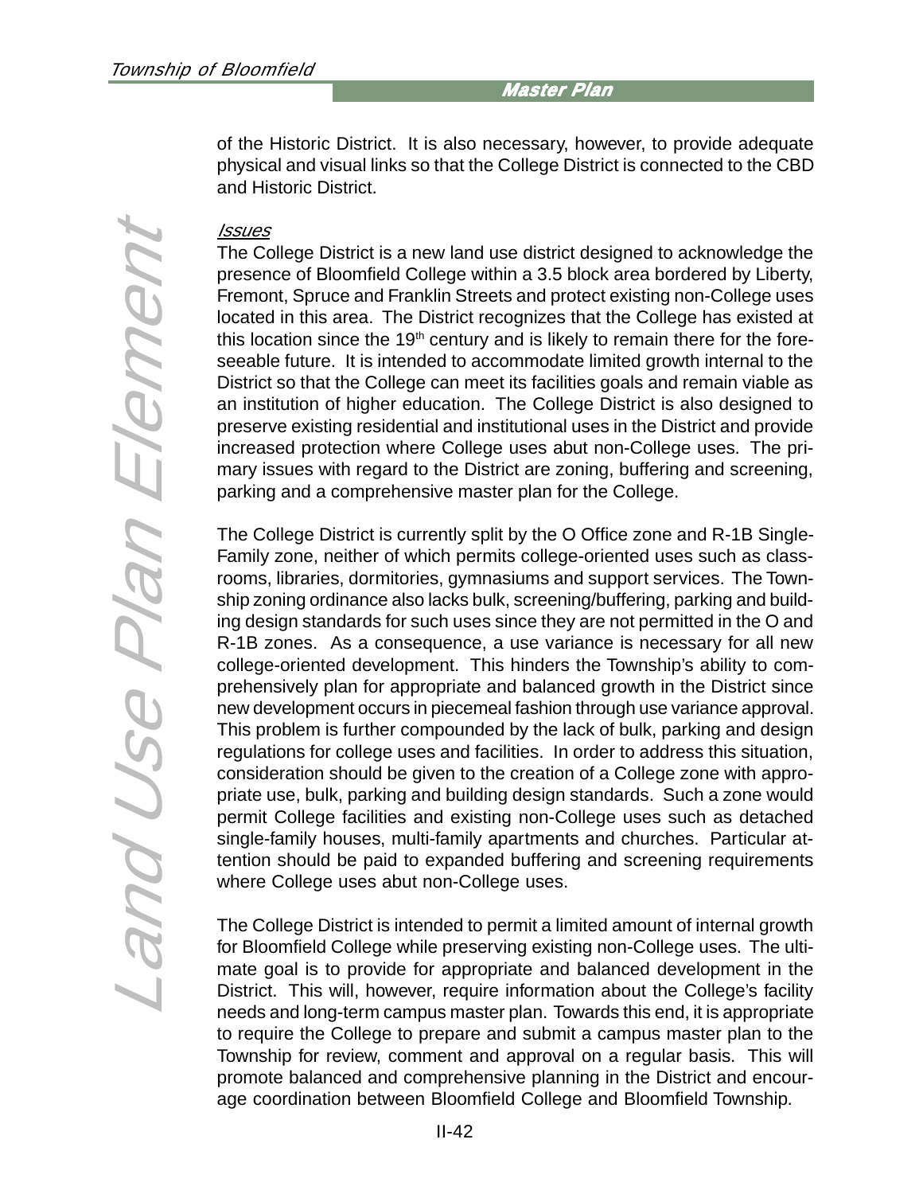of the Historic District. It is also necessary, however, to provide adequate physical and visual links so that the College District is connected to the CBD and Historic District.

*Issues*

The College District is a new land use district designed to acknowledge the presence of Bloomfield College within a 3.5 block area bordered by Liberty, Fremont, Spruce and Franklin Streets and protect existing non-College uses located in this area. The District recognizes that the College has existed at this location since the 19th century and is likely to remain there for the foreseeable future. It is intended to accommodate limited growth internal to the District so that the College can meet its facilities goals and remain viable as an institution of higher education. The College District is also designed to preserve existing residential and institutional uses in the District and provide increased protection where College uses abut non-College uses. The primary issues with regard to the District are zoning, buffering and screening, parking and a comprehensive master plan for the College.

The College District is currently split by the O Office zone and R-1B Single-Family zone, neither of which permits college-oriented uses such as classrooms, libraries, dormitories, gymnasiums and support services. The Township zoning ordinance also lacks bulk, screening/buffering, parking and building design standards for such uses since they are not permitted in the O and R-1B zones. As a consequence, a use variance is necessary for all new college-oriented development. This hinders the Township's ability to comprehensively plan for appropriate and balanced growth in the District since new development occurs in piecemeal fashion through use variance approval. This problem is further compounded by the lack of bulk, parking and design regulations for college uses and facilities. In order to address this situation, consideration should be given to the creation of a College zone with appropriate use, bulk, parking and building design standards. Such a zone would permit College facilities and existing non-College uses such as detached single-family houses, multi-family apartments and churches. Particular attention should be paid to expanded buffering and screening requirements where College uses abut non-College uses.

The College District is intended to permit a limited amount of internal growth for Bloomfield College while preserving existing non-College uses. The ultimate goal is to provide for appropriate and balanced development in the District. This will, however, require information about the College's facility needs and long-term campus master plan. Towards this end, it is appropriate to require the College to prepare and submit a campus master plan to the Township for review, comment and approval on a regular basis. This will promote balanced and comprehensive planning in the District and encourage coordination between Bloomfield College and Bloomfield Township.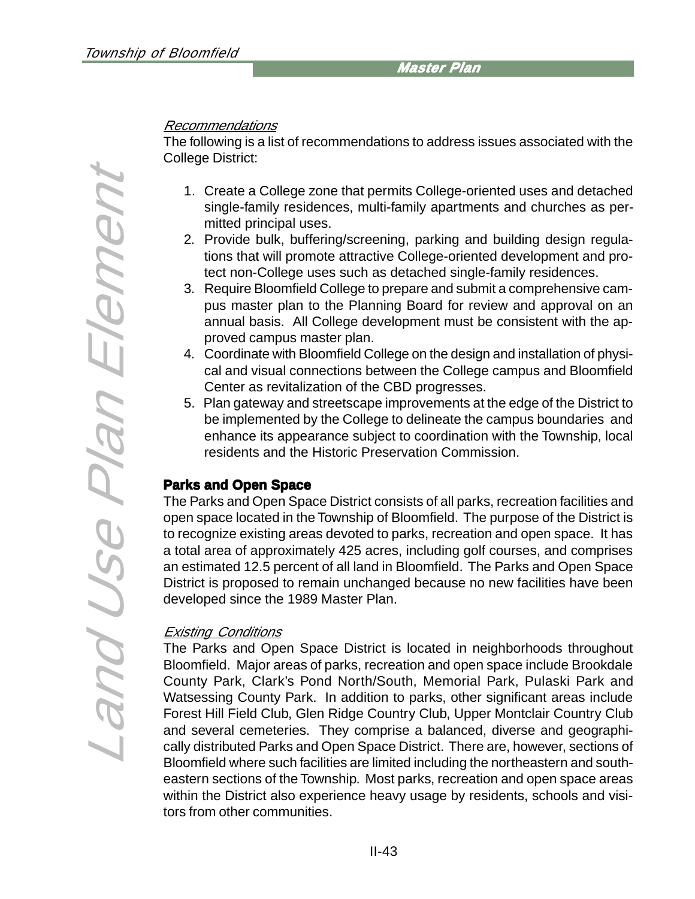*Recommendations*

The following is a list of recommendations to address issues associated with the College District:

1. Create a College zone that permits College-oriented uses and detached single-family residences, multi-family apartments and churches as permitted principal uses.
2. Provide bulk, buffering/screening, parking and building design regulations that will promote attractive College-oriented development and protect non-College uses such as detached single-family residences.
3. Require Bloomfield College to prepare and submit a comprehensive campus master plan to the Planning Board for review and approval on an annual basis. All College development must be consistent with the approved campus master plan.
4. Coordinate with Bloomfield College on the design and installation of physical and visual connections between the College campus and Bloomfield Center as revitalization of the CBD progresses.
5. Plan gateway and streetscape improvements at the edge of the District to be implemented by the College to delineate the campus boundaries and enhance its appearance subject to coordination with the Township, local residents and the Historic Preservation Commission.

## Parks and Open Space

The Parks and Open Space District consists of all parks, recreation facilities and open space located in the Township of Bloomfield. The purpose of the District is to recognize existing areas devoted to parks, recreation and open space. It has a total area of approximately 425 acres, including golf courses, and comprises an estimated 12.5 percent of all land in Bloomfield. The Parks and Open Space District is proposed to remain unchanged because no new facilities have been developed since the 1989 Master Plan.

*Existing Conditions*

The Parks and Open Space District is located in neighborhoods throughout Bloomfield. Major areas of parks, recreation and open space include Brookdale County Park, Clark's Pond North/South, Memorial Park, Pulaski Park and Watsessing County Park. In addition to parks, other significant areas include Forest Hill Field Club, Glen Ridge Country Club, Upper Montclair Country Club and several cemeteries. They comprise a balanced, diverse and geographically distributed Parks and Open Space District. There are, however, sections of Bloomfield where such facilities are limited including the northeastern and southeastern sections of the Township. Most parks, recreation and open space areas within the District also experience heavy usage by residents, schools and visitors from other communities.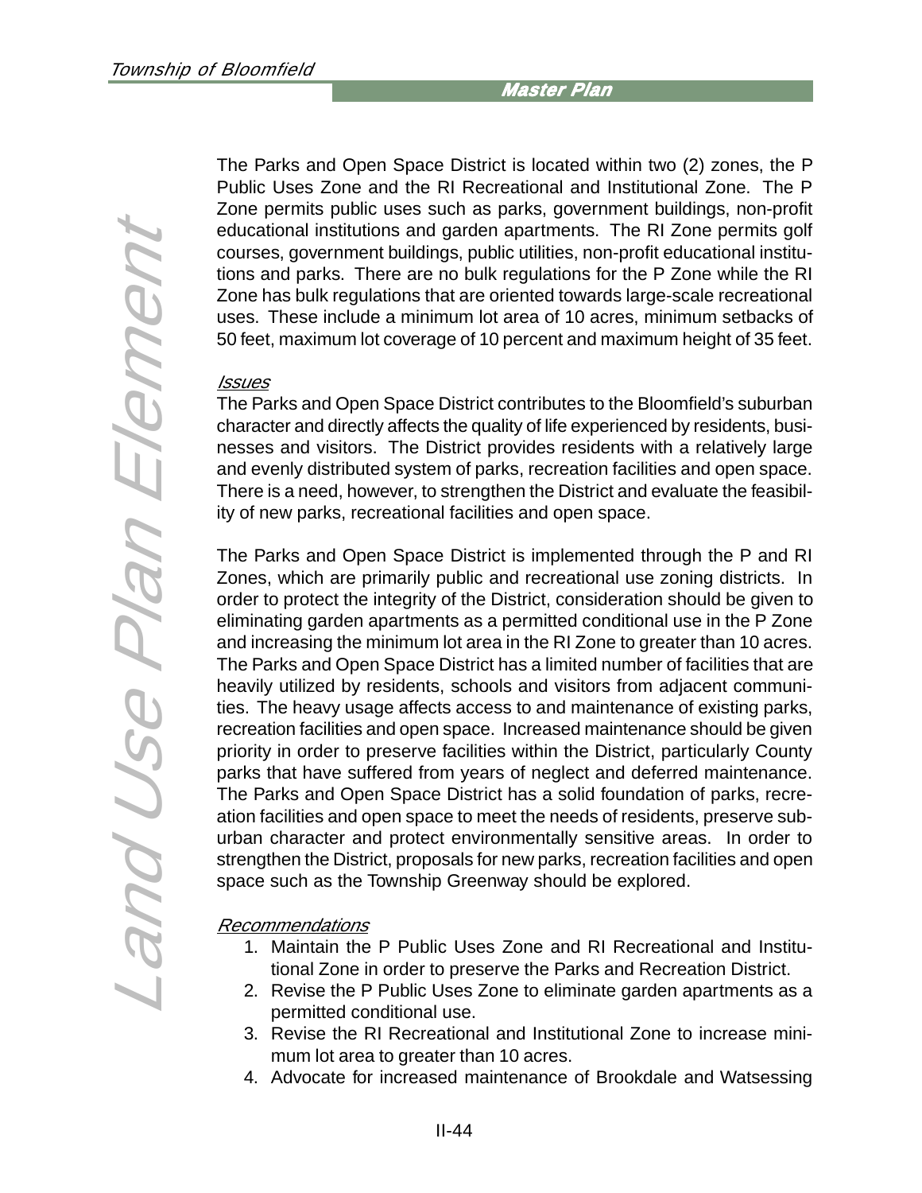The Parks and Open Space District is located within two (2) zones, the P Public Uses Zone and the RI Recreational and Institutional Zone. The P Zone permits public uses such as parks, government buildings, non-profit educational institutions and garden apartments. The RI Zone permits golf courses, government buildings, public utilities, non-profit educational institutions and parks. There are no bulk regulations for the P Zone while the RI Zone has bulk regulations that are oriented towards large-scale recreational uses. These include a minimum lot area of 10 acres, minimum setbacks of 50 feet, maximum lot coverage of 10 percent and maximum height of 35 feet.

*Issues*

The Parks and Open Space District contributes to the Bloomfield's suburban character and directly affects the quality of life experienced by residents, businesses and visitors. The District provides residents with a relatively large and evenly distributed system of parks, recreation facilities and open space. There is a need, however, to strengthen the District and evaluate the feasibility of new parks, recreational facilities and open space.

The Parks and Open Space District is implemented through the P and RI Zones, which are primarily public and recreational use zoning districts. In order to protect the integrity of the District, consideration should be given to eliminating garden apartments as a permitted conditional use in the P Zone and increasing the minimum lot area in the RI Zone to greater than 10 acres. The Parks and Open Space District has a limited number of facilities that are heavily utilized by residents, schools and visitors from adjacent communities. The heavy usage affects access to and maintenance of existing parks, recreation facilities and open space. Increased maintenance should be given priority in order to preserve facilities within the District, particularly County parks that have suffered from years of neglect and deferred maintenance. The Parks and Open Space District has a solid foundation of parks, recreation facilities and open space to meet the needs of residents, preserve suburban character and protect environmentally sensitive areas. In order to strengthen the District, proposals for new parks, recreation facilities and open space such as the Township Greenway should be explored.

*Recommendations*

1. Maintain the P Public Uses Zone and RI Recreational and Institutional Zone in order to preserve the Parks and Recreation District.
2. Revise the P Public Uses Zone to eliminate garden apartments as a permitted conditional use.
3. Revise the RI Recreational and Institutional Zone to increase minimum lot area to greater than 10 acres.
4. Advocate for increased maintenance of Brookdale and Watsessing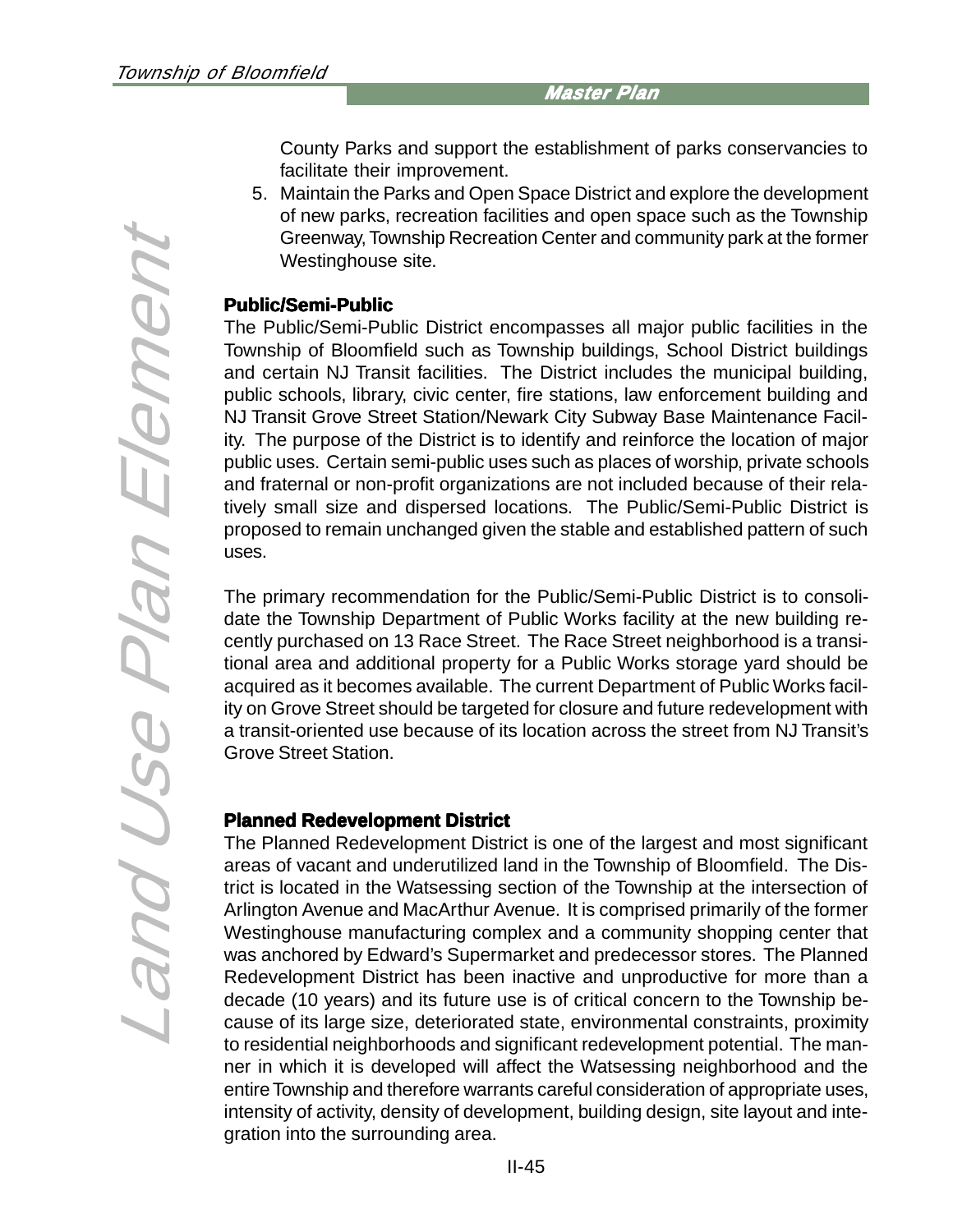County Parks and support the establishment of parks conservancies to facilitate their improvement.

5. Maintain the Parks and Open Space District and explore the development of new parks, recreation facilities and open space such as the Township Greenway, Township Recreation Center and community park at the former Westinghouse site.

### Public/Semi-Public

The Public/Semi-Public District encompasses all major public facilities in the Township of Bloomfield such as Township buildings, School District buildings and certain NJ Transit facilities. The District includes the municipal building, public schools, library, civic center, fire stations, law enforcement building and NJ Transit Grove Street Station/Newark City Subway Base Maintenance Facility. The purpose of the District is to identify and reinforce the location of major public uses. Certain semi-public uses such as places of worship, private schools and fraternal or non-profit organizations are not included because of their relatively small size and dispersed locations. The Public/Semi-Public District is proposed to remain unchanged given the stable and established pattern of such uses.

The primary recommendation for the Public/Semi-Public District is to consolidate the Township Department of Public Works facility at the new building recently purchased on 13 Race Street. The Race Street neighborhood is a transitional area and additional property for a Public Works storage yard should be acquired as it becomes available. The current Department of Public Works facility on Grove Street should be targeted for closure and future redevelopment with a transit-oriented use because of its location across the street from NJ Transit's Grove Street Station.

### Planned Redevelopment District

The Planned Redevelopment District is one of the largest and most significant areas of vacant and underutilized land in the Township of Bloomfield. The District is located in the Watsessing section of the Township at the intersection of Arlington Avenue and MacArthur Avenue. It is comprised primarily of the former Westinghouse manufacturing complex and a community shopping center that was anchored by Edward's Supermarket and predecessor stores. The Planned Redevelopment District has been inactive and unproductive for more than a decade (10 years) and its future use is of critical concern to the Township because of its large size, deteriorated state, environmental constraints, proximity to residential neighborhoods and significant redevelopment potential. The manner in which it is developed will affect the Watsessing neighborhood and the entire Township and therefore warrants careful consideration of appropriate uses, intensity of activity, density of development, building design, site layout and integration into the surrounding area.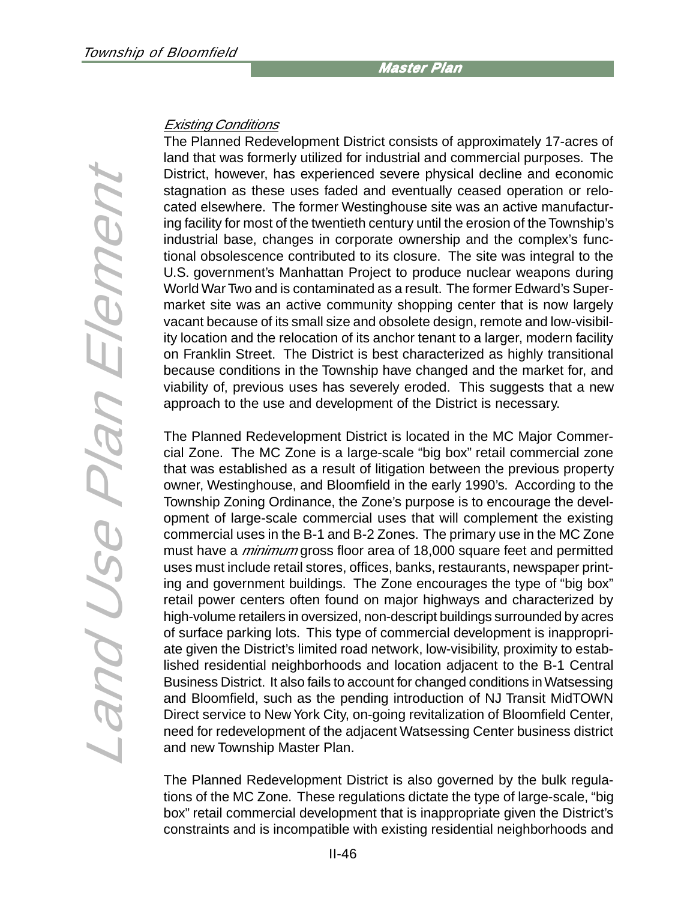*Existing Conditions*

The Planned Redevelopment District consists of approximately 17-acres of land that was formerly utilized for industrial and commercial purposes. The District, however, has experienced severe physical decline and economic stagnation as these uses faded and eventually ceased operation or relocated elsewhere. The former Westinghouse site was an active manufacturing facility for most of the twentieth century until the erosion of the Township's industrial base, changes in corporate ownership and the complex's functional obsolescence contributed to its closure. The site was integral to the U.S. government's Manhattan Project to produce nuclear weapons during World War Two and is contaminated as a result. The former Edward's Supermarket site was an active community shopping center that is now largely vacant because of its small size and obsolete design, remote and low-visibility location and the relocation of its anchor tenant to a larger, modern facility on Franklin Street. The District is best characterized as highly transitional because conditions in the Township have changed and the market for, and viability of, previous uses has severely eroded. This suggests that a new approach to the use and development of the District is necessary.

The Planned Redevelopment District is located in the MC Major Commercial Zone. The MC Zone is a large-scale "big box" retail commercial zone that was established as a result of litigation between the previous property owner, Westinghouse, and Bloomfield in the early 1990's. According to the Township Zoning Ordinance, the Zone's purpose is to encourage the development of large-scale commercial uses that will complement the existing commercial uses in the B-1 and B-2 Zones. The primary use in the MC Zone must have a *minimum* gross floor area of 18,000 square feet and permitted uses must include retail stores, offices, banks, restaurants, newspaper printing and government buildings. The Zone encourages the type of "big box" retail power centers often found on major highways and characterized by high-volume retailers in oversized, non-descript buildings surrounded by acres of surface parking lots. This type of commercial development is inappropriate given the District's limited road network, low-visibility, proximity to established residential neighborhoods and location adjacent to the B-1 Central Business District. It also fails to account for changed conditions in Watsessing and Bloomfield, such as the pending introduction of NJ Transit MidTOWN Direct service to New York City, on-going revitalization of Bloomfield Center, need for redevelopment of the adjacent Watsessing Center business district and new Township Master Plan.

The Planned Redevelopment District is also governed by the bulk regulations of the MC Zone. These regulations dictate the type of large-scale, "big box" retail commercial development that is inappropriate given the District's constraints and is incompatible with existing residential neighborhoods and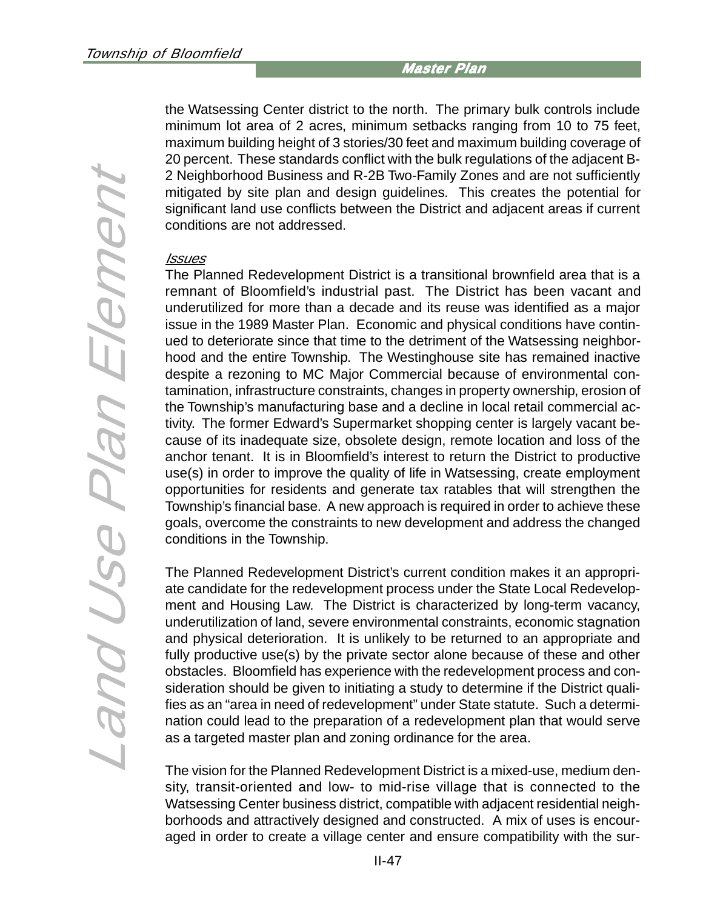the Watsessing Center district to the north. The primary bulk controls include minimum lot area of 2 acres, minimum setbacks ranging from 10 to 75 feet, maximum building height of 3 stories/30 feet and maximum building coverage of 20 percent. These standards conflict with the bulk regulations of the adjacent B-2 Neighborhood Business and R-2B Two-Family Zones and are not sufficiently mitigated by site plan and design guidelines. This creates the potential for significant land use conflicts between the District and adjacent areas if current conditions are not addressed.

*Issues*

The Planned Redevelopment District is a transitional brownfield area that is a remnant of Bloomfield's industrial past. The District has been vacant and underutilized for more than a decade and its reuse was identified as a major issue in the 1989 Master Plan. Economic and physical conditions have continued to deteriorate since that time to the detriment of the Watsessing neighborhood and the entire Township. The Westinghouse site has remained inactive despite a rezoning to MC Major Commercial because of environmental contamination, infrastructure constraints, changes in property ownership, erosion of the Township's manufacturing base and a decline in local retail commercial activity. The former Edward's Supermarket shopping center is largely vacant because of its inadequate size, obsolete design, remote location and loss of the anchor tenant. It is in Bloomfield's interest to return the District to productive use(s) in order to improve the quality of life in Watsessing, create employment opportunities for residents and generate tax ratables that will strengthen the Township's financial base. A new approach is required in order to achieve these goals, overcome the constraints to new development and address the changed conditions in the Township.

The Planned Redevelopment District's current condition makes it an appropriate candidate for the redevelopment process under the State Local Redevelopment and Housing Law. The District is characterized by long-term vacancy, underutilization of land, severe environmental constraints, economic stagnation and physical deterioration. It is unlikely to be returned to an appropriate and fully productive use(s) by the private sector alone because of these and other obstacles. Bloomfield has experience with the redevelopment process and consideration should be given to initiating a study to determine if the District qualifies as an "area in need of redevelopment" under State statute. Such a determination could lead to the preparation of a redevelopment plan that would serve as a targeted master plan and zoning ordinance for the area.

The vision for the Planned Redevelopment District is a mixed-use, medium density, transit-oriented and low- to mid-rise village that is connected to the Watsessing Center business district, compatible with adjacent residential neighborhoods and attractively designed and constructed. A mix of uses is encouraged in order to create a village center and ensure compatibility with the sur-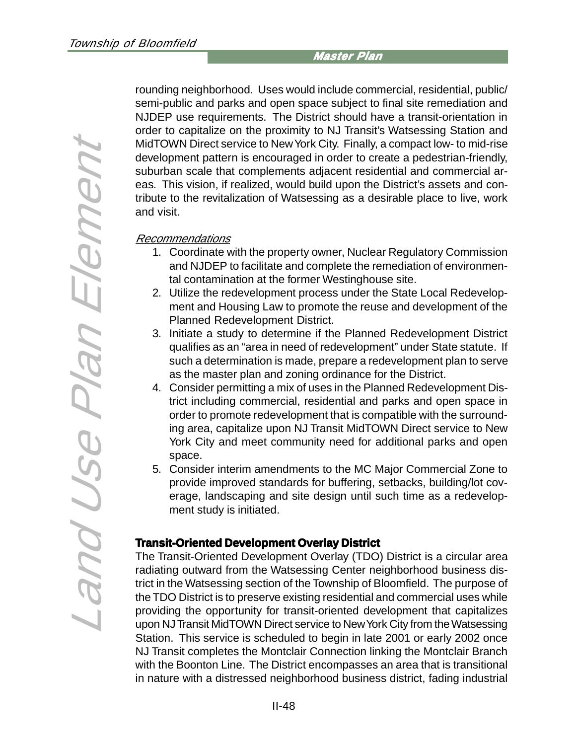rounding neighborhood. Uses would include commercial, residential, public/semi-public and parks and open space subject to final site remediation and NJDEP use requirements. The District should have a transit-orientation in order to capitalize on the proximity to NJ Transit's Watsessing Station and MidTOWN Direct service to New York City. Finally, a compact low- to mid-rise development pattern is encouraged in order to create a pedestrian-friendly, suburban scale that complements adjacent residential and commercial areas. This vision, if realized, would build upon the District's assets and contribute to the revitalization of Watsessing as a desirable place to live, work and visit.

*Recommendations*

1. Coordinate with the property owner, Nuclear Regulatory Commission and NJDEP to facilitate and complete the remediation of environmental contamination at the former Westinghouse site.
2. Utilize the redevelopment process under the State Local Redevelopment and Housing Law to promote the reuse and development of the Planned Redevelopment District.
3. Initiate a study to determine if the Planned Redevelopment District qualifies as an "area in need of redevelopment" under State statute. If such a determination is made, prepare a redevelopment plan to serve as the master plan and zoning ordinance for the District.
4. Consider permitting a mix of uses in the Planned Redevelopment District including commercial, residential and parks and open space in order to promote redevelopment that is compatible with the surrounding area, capitalize upon NJ Transit MidTOWN Direct service to New York City and meet community need for additional parks and open space.
5. Consider interim amendments to the MC Major Commercial Zone to provide improved standards for buffering, setbacks, building/lot coverage, landscaping and site design until such time as a redevelopment study is initiated.

### Transit-Oriented Development Overlay District

The Transit-Oriented Development Overlay (TDO) District is a circular area radiating outward from the Watsessing Center neighborhood business district in the Watsessing section of the Township of Bloomfield. The purpose of the TDO District is to preserve existing residential and commercial uses while providing the opportunity for transit-oriented development that capitalizes upon NJ Transit MidTOWN Direct service to New York City from the Watsessing Station. This service is scheduled to begin in late 2001 or early 2002 once NJ Transit completes the Montclair Connection linking the Montclair Branch with the Boonton Line. The District encompasses an area that is transitional in nature with a distressed neighborhood business district, fading industrial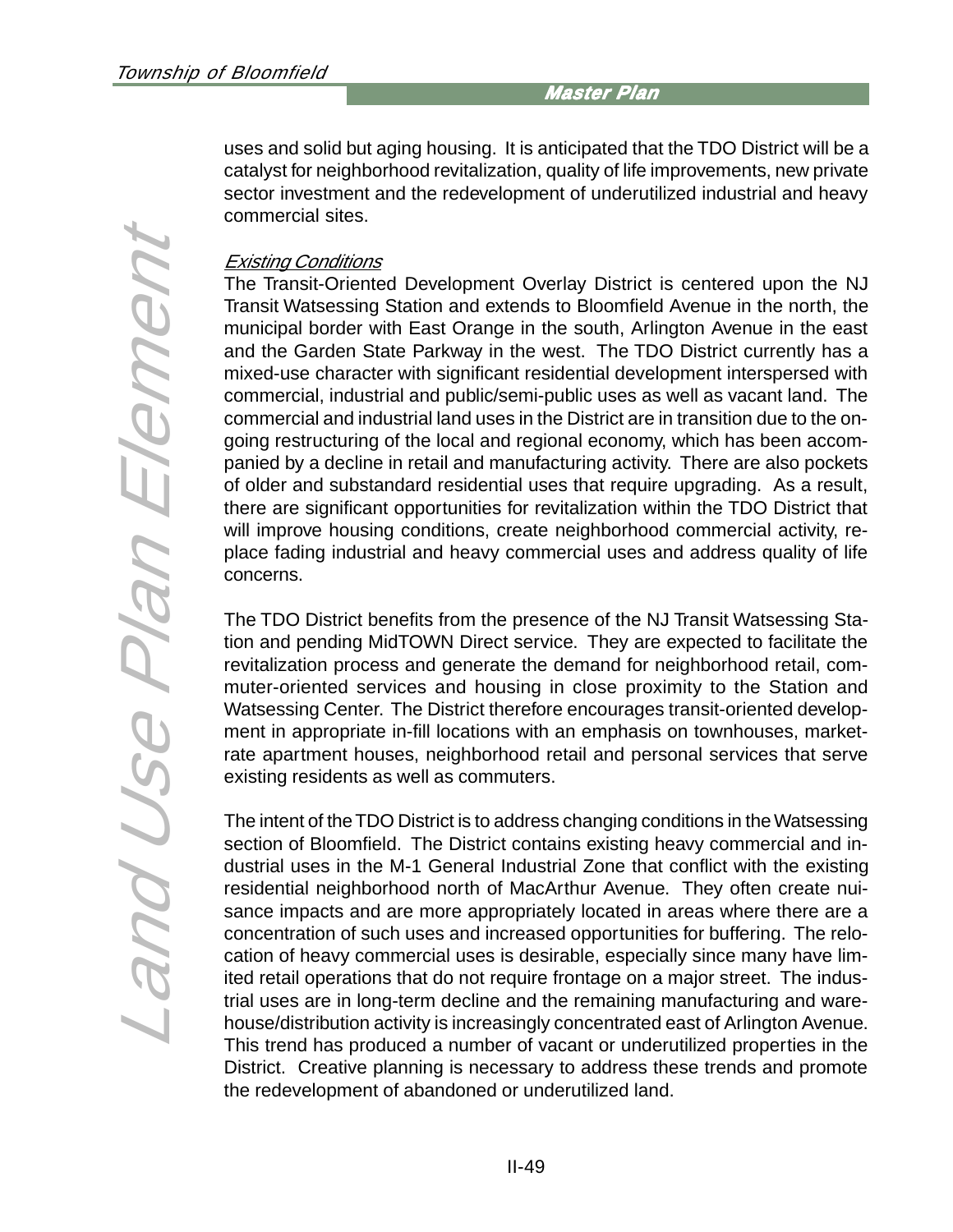uses and solid but aging housing. It is anticipated that the TDO District will be a catalyst for neighborhood revitalization, quality of life improvements, new private sector investment and the redevelopment of underutilized industrial and heavy commercial sites.

*Existing Conditions*

The Transit-Oriented Development Overlay District is centered upon the NJ Transit Watsessing Station and extends to Bloomfield Avenue in the north, the municipal border with East Orange in the south, Arlington Avenue in the east and the Garden State Parkway in the west. The TDO District currently has a mixed-use character with significant residential development interspersed with commercial, industrial and public/semi-public uses as well as vacant land. The commercial and industrial land uses in the District are in transition due to the on-going restructuring of the local and regional economy, which has been accompanied by a decline in retail and manufacturing activity. There are also pockets of older and substandard residential uses that require upgrading. As a result, there are significant opportunities for revitalization within the TDO District that will improve housing conditions, create neighborhood commercial activity, replace fading industrial and heavy commercial uses and address quality of life concerns.

The TDO District benefits from the presence of the NJ Transit Watsessing Station and pending MidTOWN Direct service. They are expected to facilitate the revitalization process and generate the demand for neighborhood retail, commuter-oriented services and housing in close proximity to the Station and Watsessing Center. The District therefore encourages transit-oriented development in appropriate in-fill locations with an emphasis on townhouses, market-rate apartment houses, neighborhood retail and personal services that serve existing residents as well as commuters.

The intent of the TDO District is to address changing conditions in the Watsessing section of Bloomfield. The District contains existing heavy commercial and industrial uses in the M-1 General Industrial Zone that conflict with the existing residential neighborhood north of MacArthur Avenue. They often create nuisance impacts and are more appropriately located in areas where there are a concentration of such uses and increased opportunities for buffering. The relocation of heavy commercial uses is desirable, especially since many have limited retail operations that do not require frontage on a major street. The industrial uses are in long-term decline and the remaining manufacturing and warehouse/distribution activity is increasingly concentrated east of Arlington Avenue. This trend has produced a number of vacant or underutilized properties in the District. Creative planning is necessary to address these trends and promote the redevelopment of abandoned or underutilized land.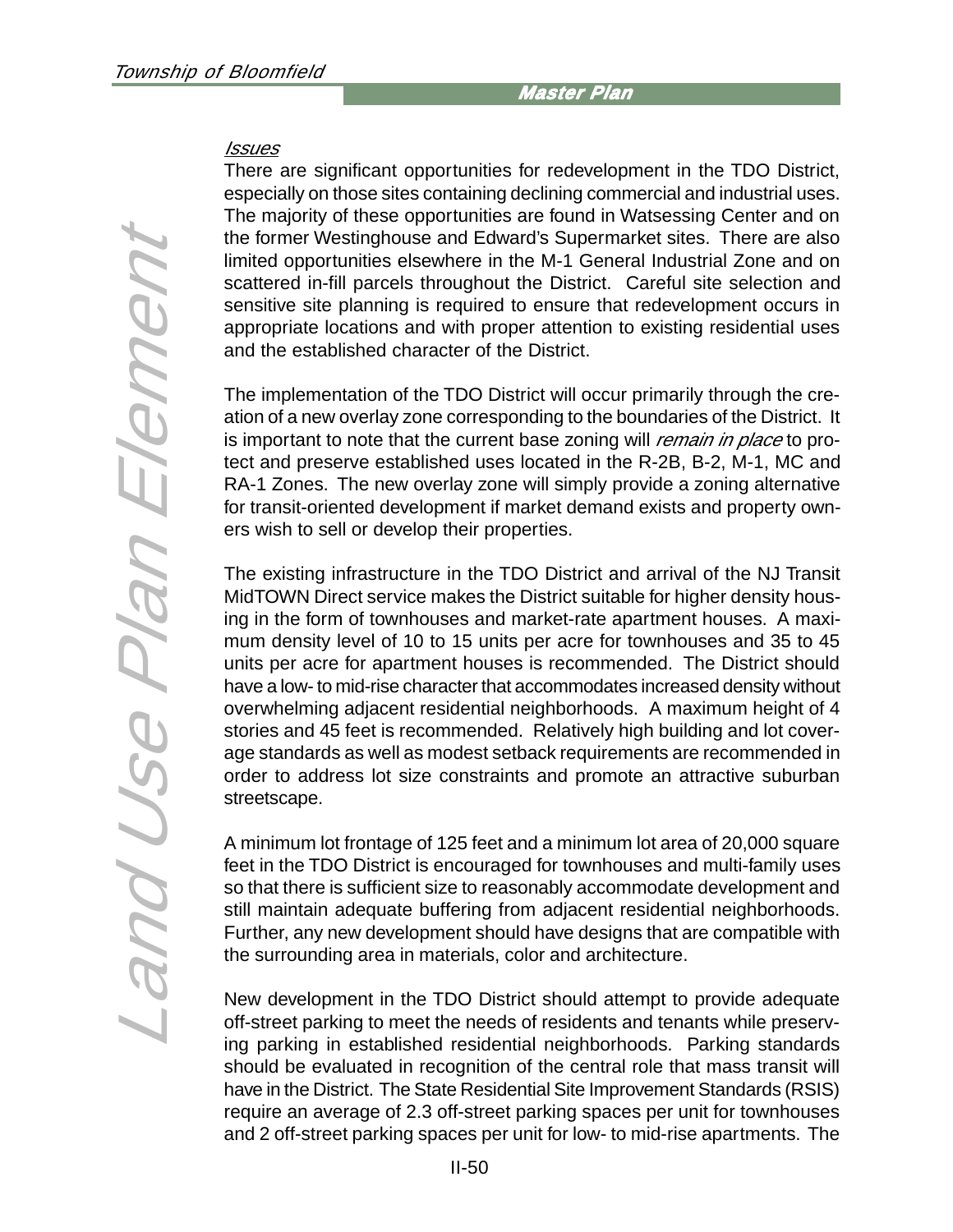*Issues*

There are significant opportunities for redevelopment in the TDO District, especially on those sites containing declining commercial and industrial uses. The majority of these opportunities are found in Watsessing Center and on the former Westinghouse and Edward's Supermarket sites. There are also limited opportunities elsewhere in the M-1 General Industrial Zone and on scattered in-fill parcels throughout the District. Careful site selection and sensitive site planning is required to ensure that redevelopment occurs in appropriate locations and with proper attention to existing residential uses and the established character of the District.

The implementation of the TDO District will occur primarily through the creation of a new overlay zone corresponding to the boundaries of the District. It is important to note that the current base zoning will *remain in place* to protect and preserve established uses located in the R-2B, B-2, M-1, MC and RA-1 Zones. The new overlay zone will simply provide a zoning alternative for transit-oriented development if market demand exists and property owners wish to sell or develop their properties.

The existing infrastructure in the TDO District and arrival of the NJ Transit MidTOWN Direct service makes the District suitable for higher density housing in the form of townhouses and market-rate apartment houses. A maximum density level of 10 to 15 units per acre for townhouses and 35 to 45 units per acre for apartment houses is recommended. The District should have a low- to mid-rise character that accommodates increased density without overwhelming adjacent residential neighborhoods. A maximum height of 4 stories and 45 feet is recommended. Relatively high building and lot coverage standards as well as modest setback requirements are recommended in order to address lot size constraints and promote an attractive suburban streetscape.

A minimum lot frontage of 125 feet and a minimum lot area of 20,000 square feet in the TDO District is encouraged for townhouses and multi-family uses so that there is sufficient size to reasonably accommodate development and still maintain adequate buffering from adjacent residential neighborhoods. Further, any new development should have designs that are compatible with the surrounding area in materials, color and architecture.

New development in the TDO District should attempt to provide adequate off-street parking to meet the needs of residents and tenants while preserving parking in established residential neighborhoods. Parking standards should be evaluated in recognition of the central role that mass transit will have in the District. The State Residential Site Improvement Standards (RSIS) require an average of 2.3 off-street parking spaces per unit for townhouses and 2 off-street parking spaces per unit for low- to mid-rise apartments. The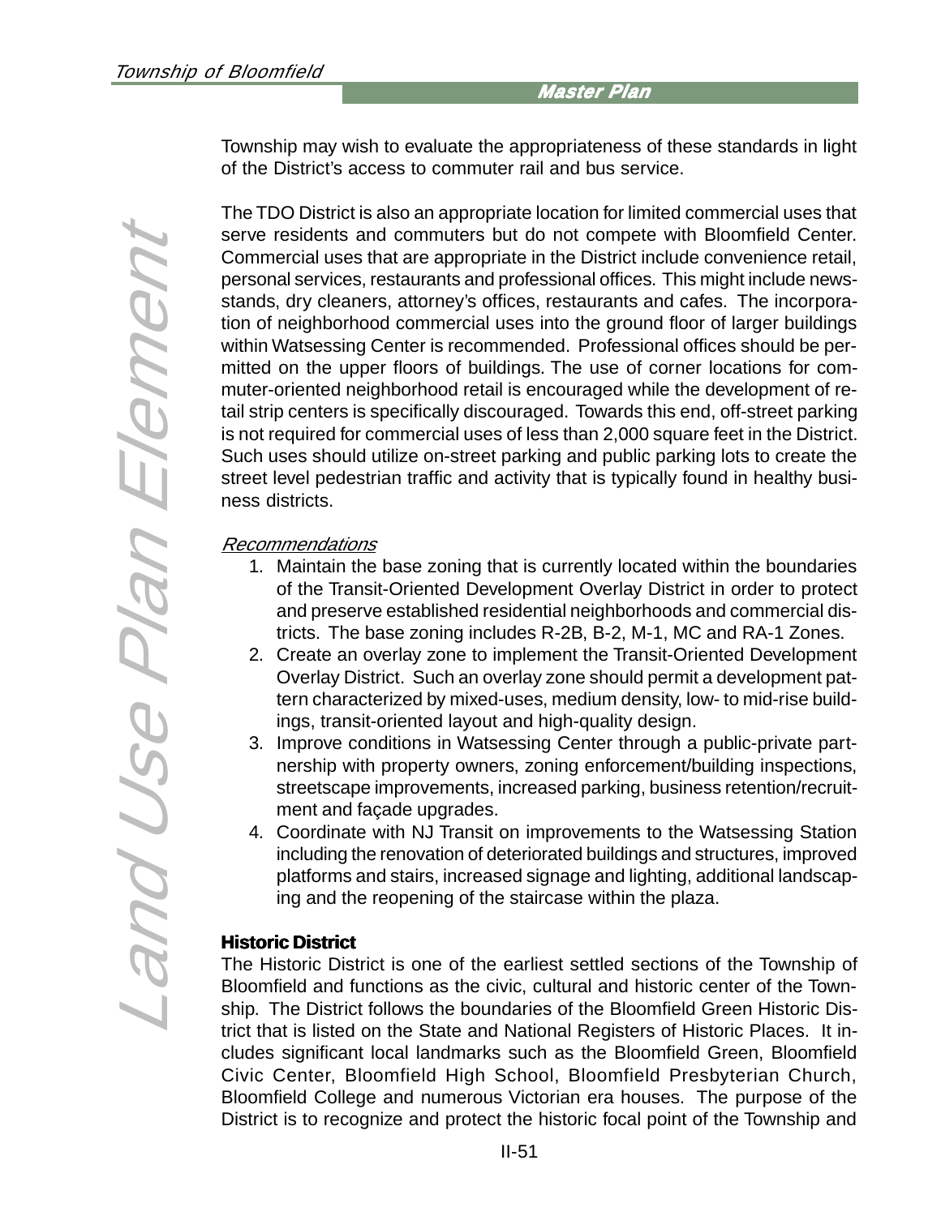Township may wish to evaluate the appropriateness of these standards in light of the District's access to commuter rail and bus service.

The TDO District is also an appropriate location for limited commercial uses that serve residents and commuters but do not compete with Bloomfield Center. Commercial uses that are appropriate in the District include convenience retail, personal services, restaurants and professional offices. This might include newsstands, dry cleaners, attorney's offices, restaurants and cafes. The incorporation of neighborhood commercial uses into the ground floor of larger buildings within Watsessing Center is recommended. Professional offices should be permitted on the upper floors of buildings. The use of corner locations for commuter-oriented neighborhood retail is encouraged while the development of retail strip centers is specifically discouraged. Towards this end, off-street parking is not required for commercial uses of less than 2,000 square feet in the District. Such uses should utilize on-street parking and public parking lots to create the street level pedestrian traffic and activity that is typically found in healthy business districts.

*Recommendations*

1. Maintain the base zoning that is currently located within the boundaries of the Transit-Oriented Development Overlay District in order to protect and preserve established residential neighborhoods and commercial districts. The base zoning includes R-2B, B-2, M-1, MC and RA-1 Zones.
2. Create an overlay zone to implement the Transit-Oriented Development Overlay District. Such an overlay zone should permit a development pattern characterized by mixed-uses, medium density, low- to mid-rise buildings, transit-oriented layout and high-quality design.
3. Improve conditions in Watsessing Center through a public-private partnership with property owners, zoning enforcement/building inspections, streetscape improvements, increased parking, business retention/recruitment and façade upgrades.
4. Coordinate with NJ Transit on improvements to the Watsessing Station including the renovation of deteriorated buildings and structures, improved platforms and stairs, increased signage and lighting, additional landscaping and the reopening of the staircase within the plaza.

**Historic District**

The Historic District is one of the earliest settled sections of the Township of Bloomfield and functions as the civic, cultural and historic center of the Township. The District follows the boundaries of the Bloomfield Green Historic District that is listed on the State and National Registers of Historic Places. It includes significant local landmarks such as the Bloomfield Green, Bloomfield Civic Center, Bloomfield High School, Bloomfield Presbyterian Church, Bloomfield College and numerous Victorian era houses. The purpose of the District is to recognize and protect the historic focal point of the Township and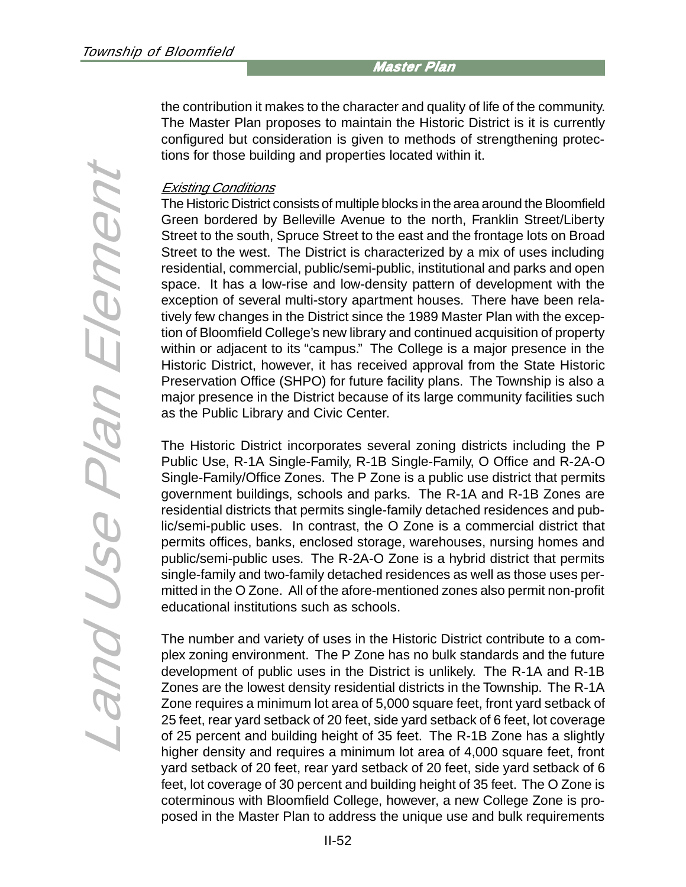the contribution it makes to the character and quality of life of the community. The Master Plan proposes to maintain the Historic District is it is currently configured but consideration is given to methods of strengthening protections for those building and properties located within it.

*Existing Conditions*

The Historic District consists of multiple blocks in the area around the Bloomfield Green bordered by Belleville Avenue to the north, Franklin Street/Liberty Street to the south, Spruce Street to the east and the frontage lots on Broad Street to the west. The District is characterized by a mix of uses including residential, commercial, public/semi-public, institutional and parks and open space. It has a low-rise and low-density pattern of development with the exception of several multi-story apartment houses. There have been relatively few changes in the District since the 1989 Master Plan with the exception of Bloomfield College's new library and continued acquisition of property within or adjacent to its "campus." The College is a major presence in the Historic District, however, it has received approval from the State Historic Preservation Office (SHPO) for future facility plans. The Township is also a major presence in the District because of its large community facilities such as the Public Library and Civic Center.

The Historic District incorporates several zoning districts including the P Public Use, R-1A Single-Family, R-1B Single-Family, O Office and R-2A-O Single-Family/Office Zones. The P Zone is a public use district that permits government buildings, schools and parks. The R-1A and R-1B Zones are residential districts that permits single-family detached residences and public/semi-public uses. In contrast, the O Zone is a commercial district that permits offices, banks, enclosed storage, warehouses, nursing homes and public/semi-public uses. The R-2A-O Zone is a hybrid district that permits single-family and two-family detached residences as well as those uses permitted in the O Zone. All of the afore-mentioned zones also permit non-profit educational institutions such as schools.

The number and variety of uses in the Historic District contribute to a complex zoning environment. The P Zone has no bulk standards and the future development of public uses in the District is unlikely. The R-1A and R-1B Zones are the lowest density residential districts in the Township. The R-1A Zone requires a minimum lot area of 5,000 square feet, front yard setback of 25 feet, rear yard setback of 20 feet, side yard setback of 6 feet, lot coverage of 25 percent and building height of 35 feet. The R-1B Zone has a slightly higher density and requires a minimum lot area of 4,000 square feet, front yard setback of 20 feet, rear yard setback of 20 feet, side yard setback of 6 feet, lot coverage of 30 percent and building height of 35 feet. The O Zone is coterminous with Bloomfield College, however, a new College Zone is proposed in the Master Plan to address the unique use and bulk requirements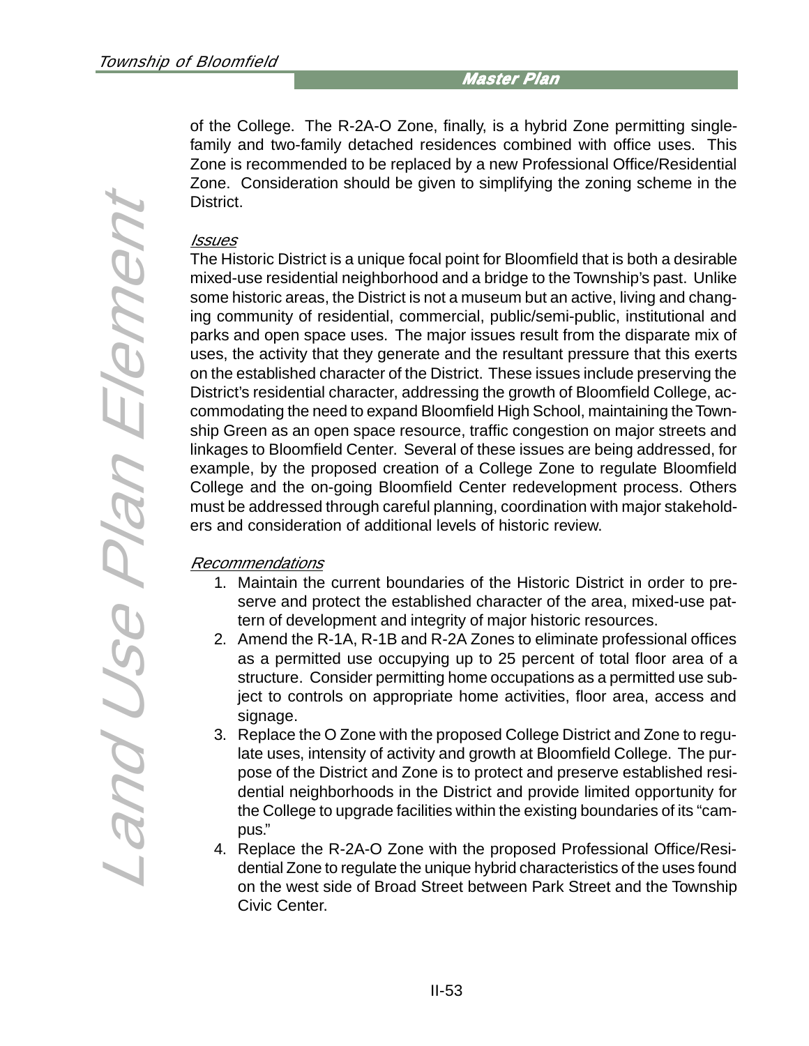of the College. The R-2A-O Zone, finally, is a hybrid Zone permitting single-family and two-family detached residences combined with office uses. This Zone is recommended to be replaced by a new Professional Office/Residential Zone. Consideration should be given to simplifying the zoning scheme in the District.

*Issues*

The Historic District is a unique focal point for Bloomfield that is both a desirable mixed-use residential neighborhood and a bridge to the Township's past. Unlike some historic areas, the District is not a museum but an active, living and changing community of residential, commercial, public/semi-public, institutional and parks and open space uses. The major issues result from the disparate mix of uses, the activity that they generate and the resultant pressure that this exerts on the established character of the District. These issues include preserving the District's residential character, addressing the growth of Bloomfield College, accommodating the need to expand Bloomfield High School, maintaining the Township Green as an open space resource, traffic congestion on major streets and linkages to Bloomfield Center. Several of these issues are being addressed, for example, by the proposed creation of a College Zone to regulate Bloomfield College and the on-going Bloomfield Center redevelopment process. Others must be addressed through careful planning, coordination with major stakeholders and consideration of additional levels of historic review.

*Recommendations*

1. Maintain the current boundaries of the Historic District in order to preserve and protect the established character of the area, mixed-use pattern of development and integrity of major historic resources.
2. Amend the R-1A, R-1B and R-2A Zones to eliminate professional offices as a permitted use occupying up to 25 percent of total floor area of a structure. Consider permitting home occupations as a permitted use subject to controls on appropriate home activities, floor area, access and signage.
3. Replace the O Zone with the proposed College District and Zone to regulate uses, intensity of activity and growth at Bloomfield College. The purpose of the District and Zone is to protect and preserve established residential neighborhoods in the District and provide limited opportunity for the College to upgrade facilities within the existing boundaries of its "campus."
4. Replace the R-2A-O Zone with the proposed Professional Office/Residential Zone to regulate the unique hybrid characteristics of the uses found on the west side of Broad Street between Park Street and the Township Civic Center.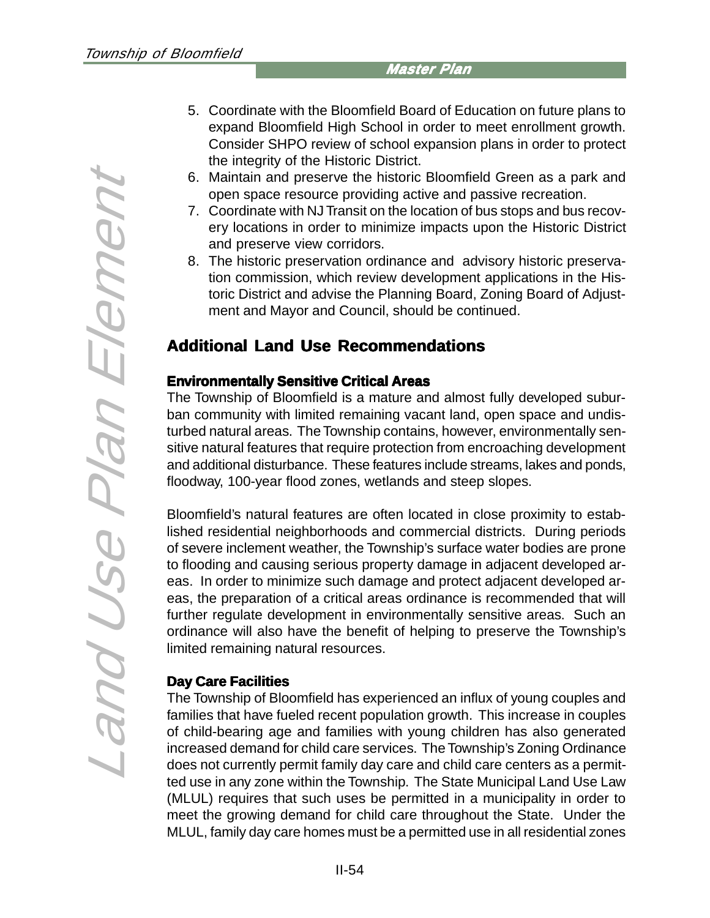5. Coordinate with the Bloomfield Board of Education on future plans to expand Bloomfield High School in order to meet enrollment growth. Consider SHPO review of school expansion plans in order to protect the integrity of the Historic District.
6. Maintain and preserve the historic Bloomfield Green as a park and open space resource providing active and passive recreation.
7. Coordinate with NJ Transit on the location of bus stops and bus recovery locations in order to minimize impacts upon the Historic District and preserve view corridors.
8. The historic preservation ordinance and advisory historic preservation commission, which review development applications in the Historic District and advise the Planning Board, Zoning Board of Adjustment and Mayor and Council, should be continued.

## Additional Land Use Recommendations

### Environmentally Sensitive Critical Areas

The Township of Bloomfield is a mature and almost fully developed suburban community with limited remaining vacant land, open space and undisturbed natural areas. The Township contains, however, environmentally sensitive natural features that require protection from encroaching development and additional disturbance. These features include streams, lakes and ponds, floodway, 100-year flood zones, wetlands and steep slopes.

Bloomfield's natural features are often located in close proximity to established residential neighborhoods and commercial districts. During periods of severe inclement weather, the Township's surface water bodies are prone to flooding and causing serious property damage in adjacent developed areas. In order to minimize such damage and protect adjacent developed areas, the preparation of a critical areas ordinance is recommended that will further regulate development in environmentally sensitive areas. Such an ordinance will also have the benefit of helping to preserve the Township's limited remaining natural resources.

### Day Care Facilities

The Township of Bloomfield has experienced an influx of young couples and families that have fueled recent population growth. This increase in couples of child-bearing age and families with young children has also generated increased demand for child care services. The Township's Zoning Ordinance does not currently permit family day care and child care centers as a permitted use in any zone within the Township. The State Municipal Land Use Law (MLUL) requires that such uses be permitted in a municipality in order to meet the growing demand for child care throughout the State. Under the MLUL, family day care homes must be a permitted use in all residential zones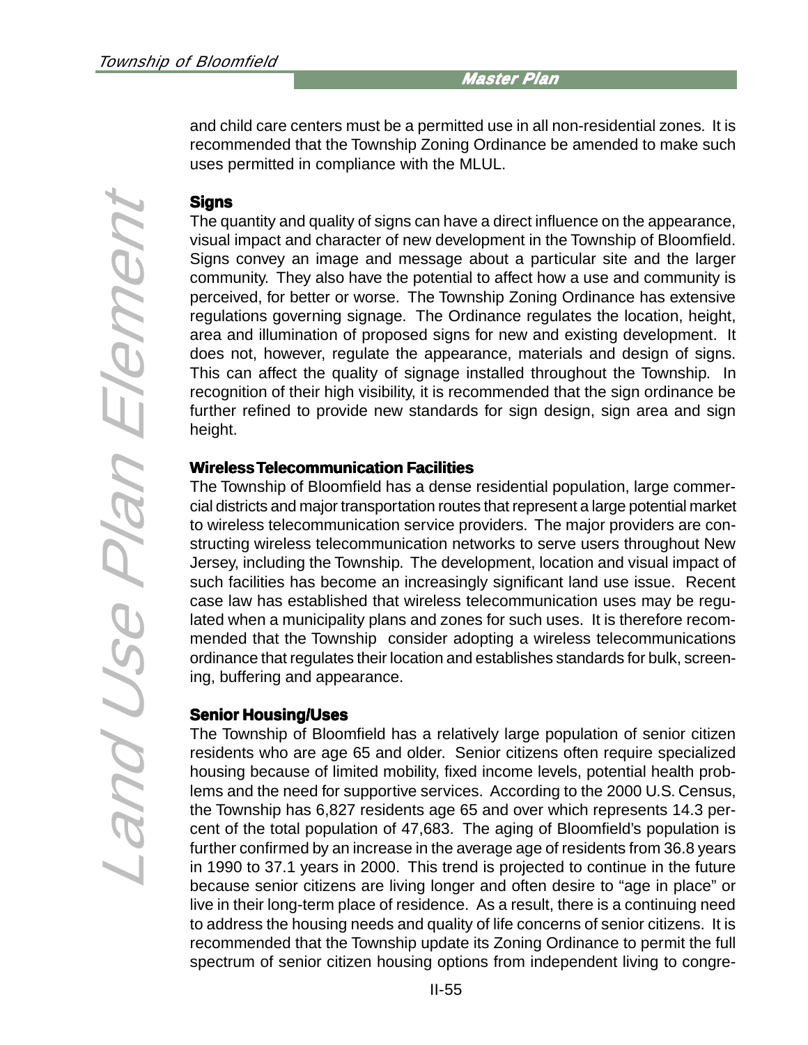and child care centers must be a permitted use in all non-residential zones. It is recommended that the Township Zoning Ordinance be amended to make such uses permitted in compliance with the MLUL.

### Signs

The quantity and quality of signs can have a direct influence on the appearance, visual impact and character of new development in the Township of Bloomfield. Signs convey an image and message about a particular site and the larger community. They also have the potential to affect how a use and community is perceived, for better or worse. The Township Zoning Ordinance has extensive regulations governing signage. The Ordinance regulates the location, height, area and illumination of proposed signs for new and existing development. It does not, however, regulate the appearance, materials and design of signs. This can affect the quality of signage installed throughout the Township. In recognition of their high visibility, it is recommended that the sign ordinance be further refined to provide new standards for sign design, sign area and sign height.

### Wireless Telecommunication Facilities

The Township of Bloomfield has a dense residential population, large commercial districts and major transportation routes that represent a large potential market to wireless telecommunication service providers. The major providers are constructing wireless telecommunication networks to serve users throughout New Jersey, including the Township. The development, location and visual impact of such facilities has become an increasingly significant land use issue. Recent case law has established that wireless telecommunication uses may be regulated when a municipality plans and zones for such uses. It is therefore recommended that the Township consider adopting a wireless telecommunications ordinance that regulates their location and establishes standards for bulk, screening, buffering and appearance.

### Senior Housing/Uses

The Township of Bloomfield has a relatively large population of senior citizen residents who are age 65 and older. Senior citizens often require specialized housing because of limited mobility, fixed income levels, potential health problems and the need for supportive services. According to the 2000 U.S. Census, the Township has 6,827 residents age 65 and over which represents 14.3 percent of the total population of 47,683. The aging of Bloomfield's population is further confirmed by an increase in the average age of residents from 36.8 years in 1990 to 37.1 years in 2000. This trend is projected to continue in the future because senior citizens are living longer and often desire to "age in place" or live in their long-term place of residence. As a result, there is a continuing need to address the housing needs and quality of life concerns of senior citizens. It is recommended that the Township update its Zoning Ordinance to permit the full spectrum of senior citizen housing options from independent living to congre-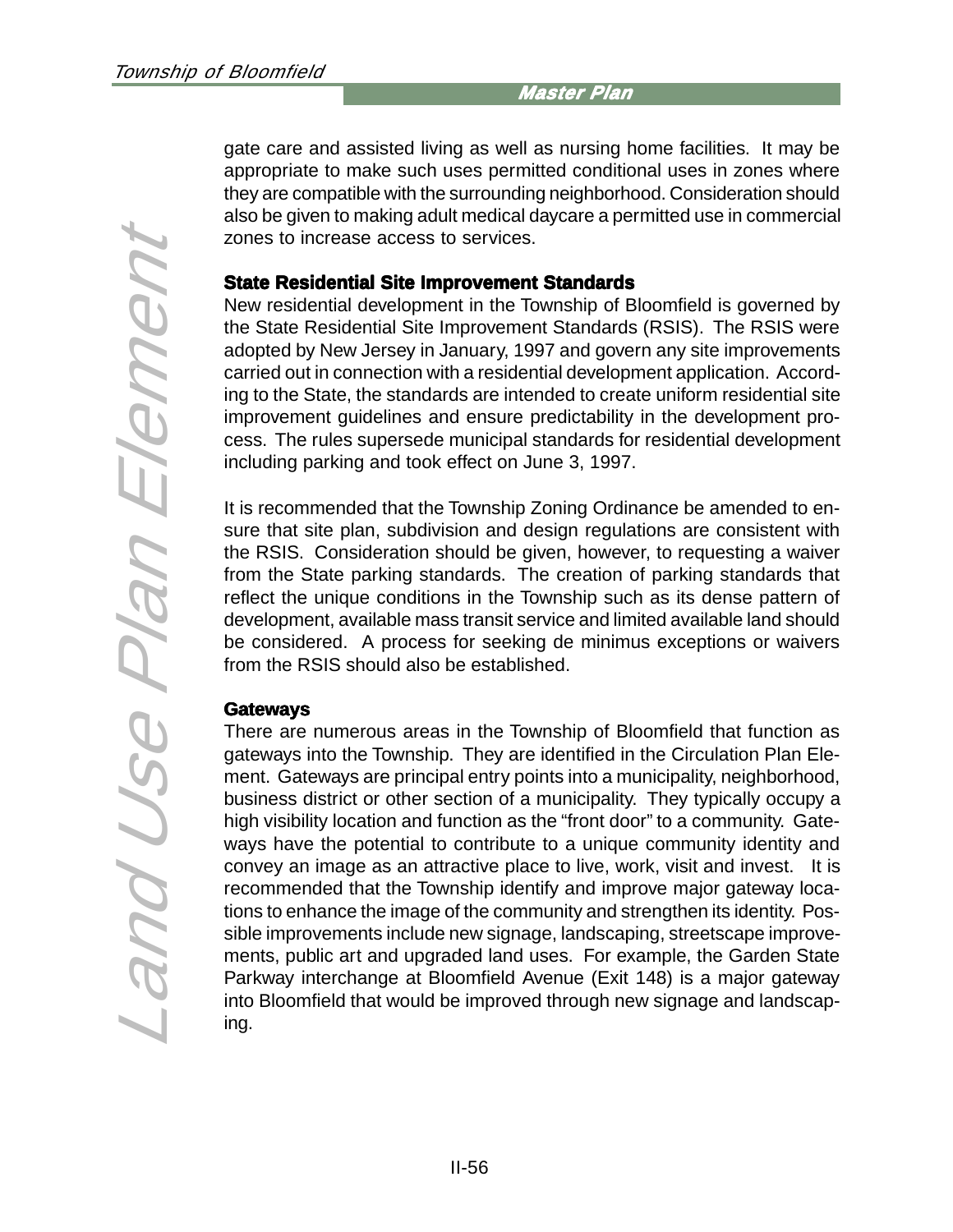gate care and assisted living as well as nursing home facilities. It may be appropriate to make such uses permitted conditional uses in zones where they are compatible with the surrounding neighborhood. Consideration should also be given to making adult medical daycare a permitted use in commercial zones to increase access to services.

**State Residential Site Improvement Standards**

New residential development in the Township of Bloomfield is governed by the State Residential Site Improvement Standards (RSIS). The RSIS were adopted by New Jersey in January, 1997 and govern any site improvements carried out in connection with a residential development application. According to the State, the standards are intended to create uniform residential site improvement guidelines and ensure predictability in the development process. The rules supersede municipal standards for residential development including parking and took effect on June 3, 1997.

It is recommended that the Township Zoning Ordinance be amended to ensure that site plan, subdivision and design regulations are consistent with the RSIS. Consideration should be given, however, to requesting a waiver from the State parking standards. The creation of parking standards that reflect the unique conditions in the Township such as its dense pattern of development, available mass transit service and limited available land should be considered. A process for seeking de minimus exceptions or waivers from the RSIS should also be established.

**Gateways**

There are numerous areas in the Township of Bloomfield that function as gateways into the Township. They are identified in the Circulation Plan Element. Gateways are principal entry points into a municipality, neighborhood, business district or other section of a municipality. They typically occupy a high visibility location and function as the "front door" to a community. Gateways have the potential to contribute to a unique community identity and convey an image as an attractive place to live, work, visit and invest. It is recommended that the Township identify and improve major gateway locations to enhance the image of the community and strengthen its identity. Possible improvements include new signage, landscaping, streetscape improvements, public art and upgraded land uses. For example, the Garden State Parkway interchange at Bloomfield Avenue (Exit 148) is a major gateway into Bloomfield that would be improved through new signage and landscaping.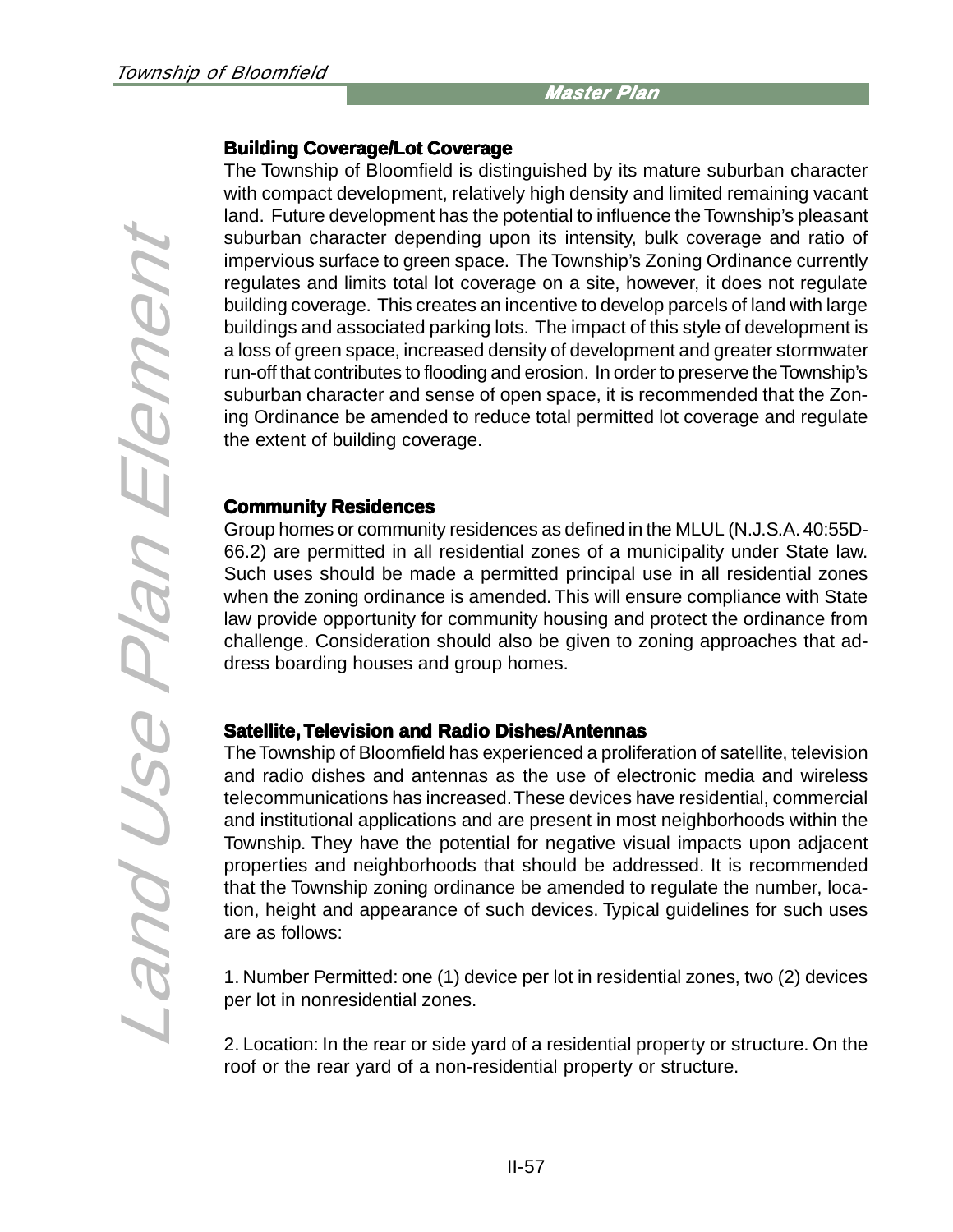### Building Coverage/Lot Coverage

The Township of Bloomfield is distinguished by its mature suburban character with compact development, relatively high density and limited remaining vacant land. Future development has the potential to influence the Township's pleasant suburban character depending upon its intensity, bulk coverage and ratio of impervious surface to green space. The Township's Zoning Ordinance currently regulates and limits total lot coverage on a site, however, it does not regulate building coverage. This creates an incentive to develop parcels of land with large buildings and associated parking lots. The impact of this style of development is a loss of green space, increased density of development and greater stormwater run-off that contributes to flooding and erosion. In order to preserve the Township's suburban character and sense of open space, it is recommended that the Zoning Ordinance be amended to reduce total permitted lot coverage and regulate the extent of building coverage.

### Community Residences

Group homes or community residences as defined in the MLUL (N.J.S.A. 40:55D-66.2) are permitted in all residential zones of a municipality under State law. Such uses should be made a permitted principal use in all residential zones when the zoning ordinance is amended. This will ensure compliance with State law provide opportunity for community housing and protect the ordinance from challenge. Consideration should also be given to zoning approaches that address boarding houses and group homes.

### Satellite, Television and Radio Dishes/Antennas

The Township of Bloomfield has experienced a proliferation of satellite, television and radio dishes and antennas as the use of electronic media and wireless telecommunications has increased. These devices have residential, commercial and institutional applications and are present in most neighborhoods within the Township. They have the potential for negative visual impacts upon adjacent properties and neighborhoods that should be addressed. It is recommended that the Township zoning ordinance be amended to regulate the number, location, height and appearance of such devices. Typical guidelines for such uses are as follows:

1. Number Permitted: one (1) device per lot in residential zones, two (2) devices per lot in nonresidential zones.

2. Location: In the rear or side yard of a residential property or structure. On the roof or the rear yard of a non-residential property or structure.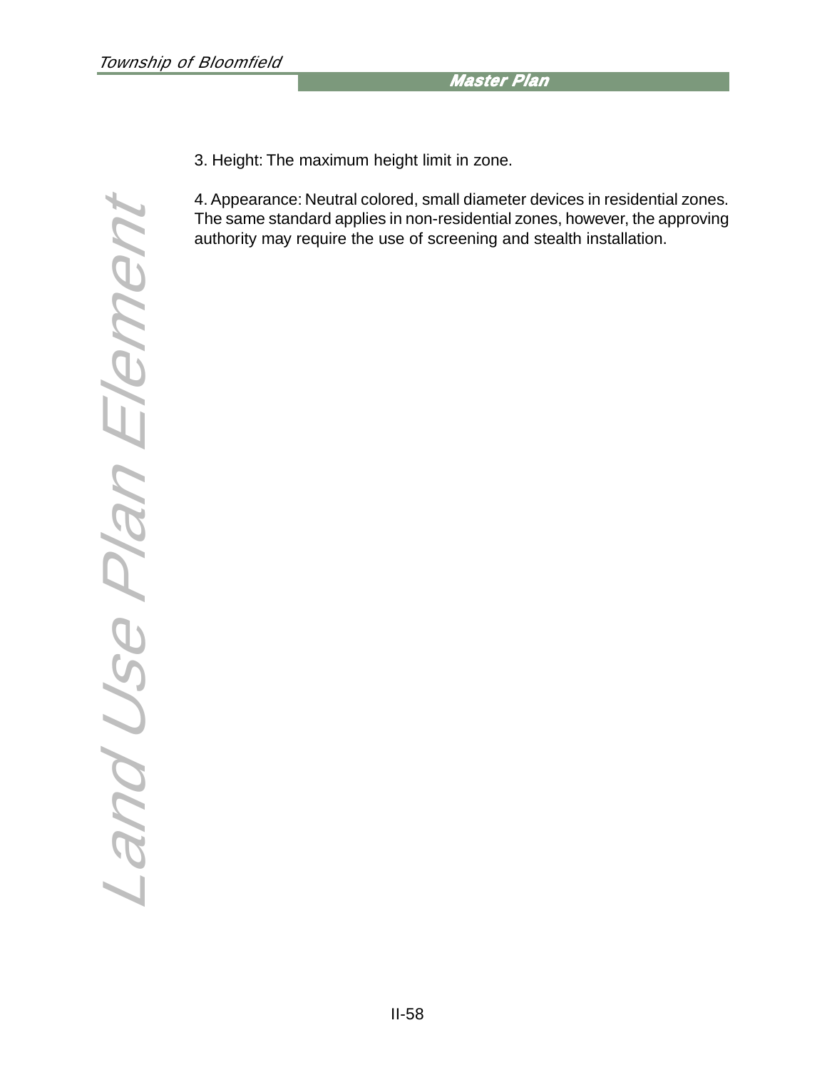3. Height: The maximum height limit in zone.

4. Appearance: Neutral colored, small diameter devices in residential zones. The same standard applies in non-residential zones, however, the approving authority may require the use of screening and stealth installation.